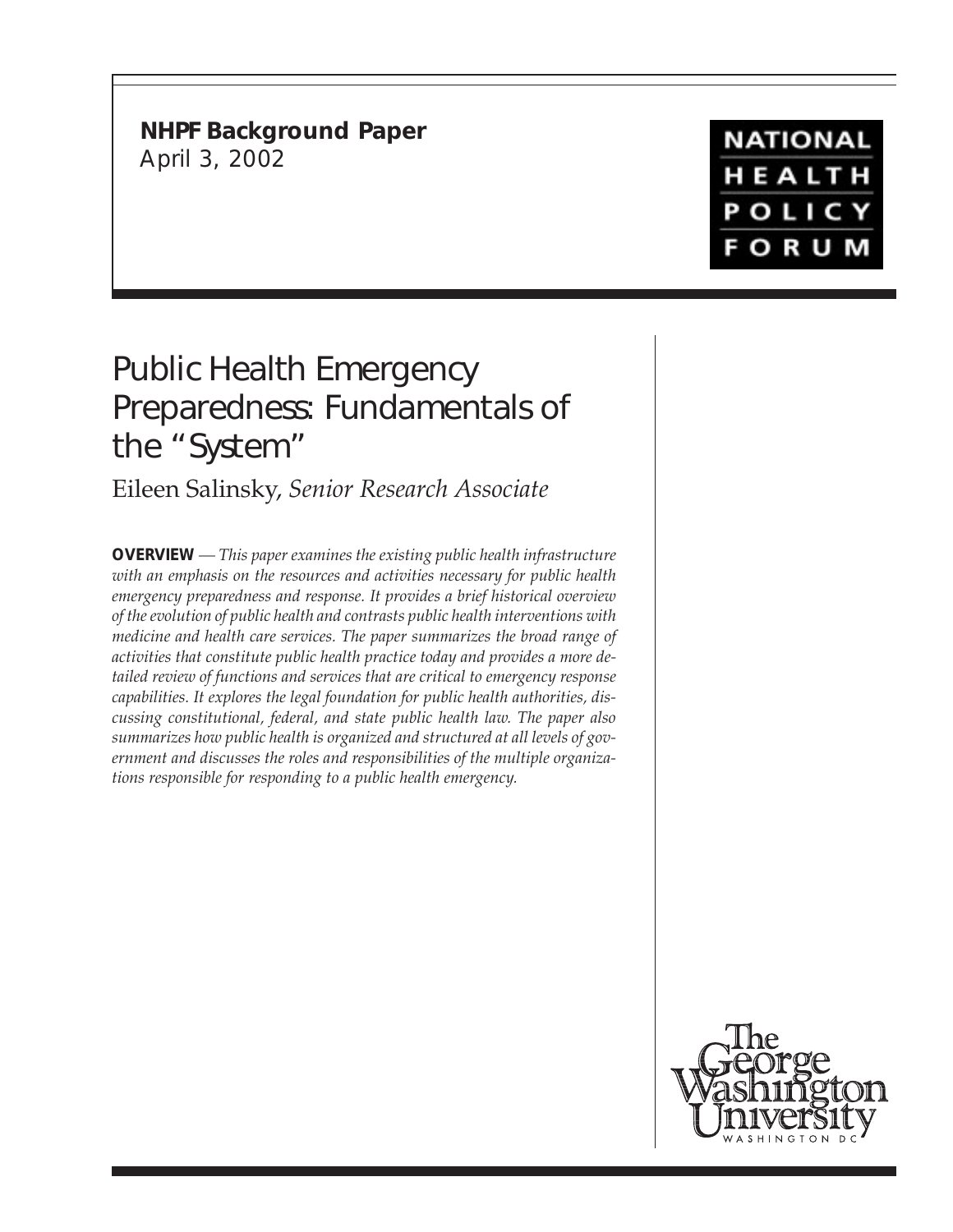**NHPF Background Paper**
April 3, 2002

NATIONAL HEALTH POLICY FORUM

# Public Health Emergency Preparedness: Fundamentals of the "System"

Eileen Salinsky, *Senior Research Associate*

**OVERVIEW** — *This paper examines the existing public health infrastructure with an emphasis on the resources and activities necessary for public health emergency preparedness and response. It provides a brief historical overview of the evolution of public health and contrasts public health interventions with medicine and health care services. The paper summarizes the broad range of activities that constitute public health practice today and provides a more detailed review of functions and services that are critical to emergency response capabilities. It explores the legal foundation for public health authorities, discussing constitutional, federal, and state public health law. The paper also summarizes how public health is organized and structured at all levels of government and discusses the roles and responsibilities of the multiple organizations responsible for responding to a public health emergency.*

The George Washington University
WASHINGTON DC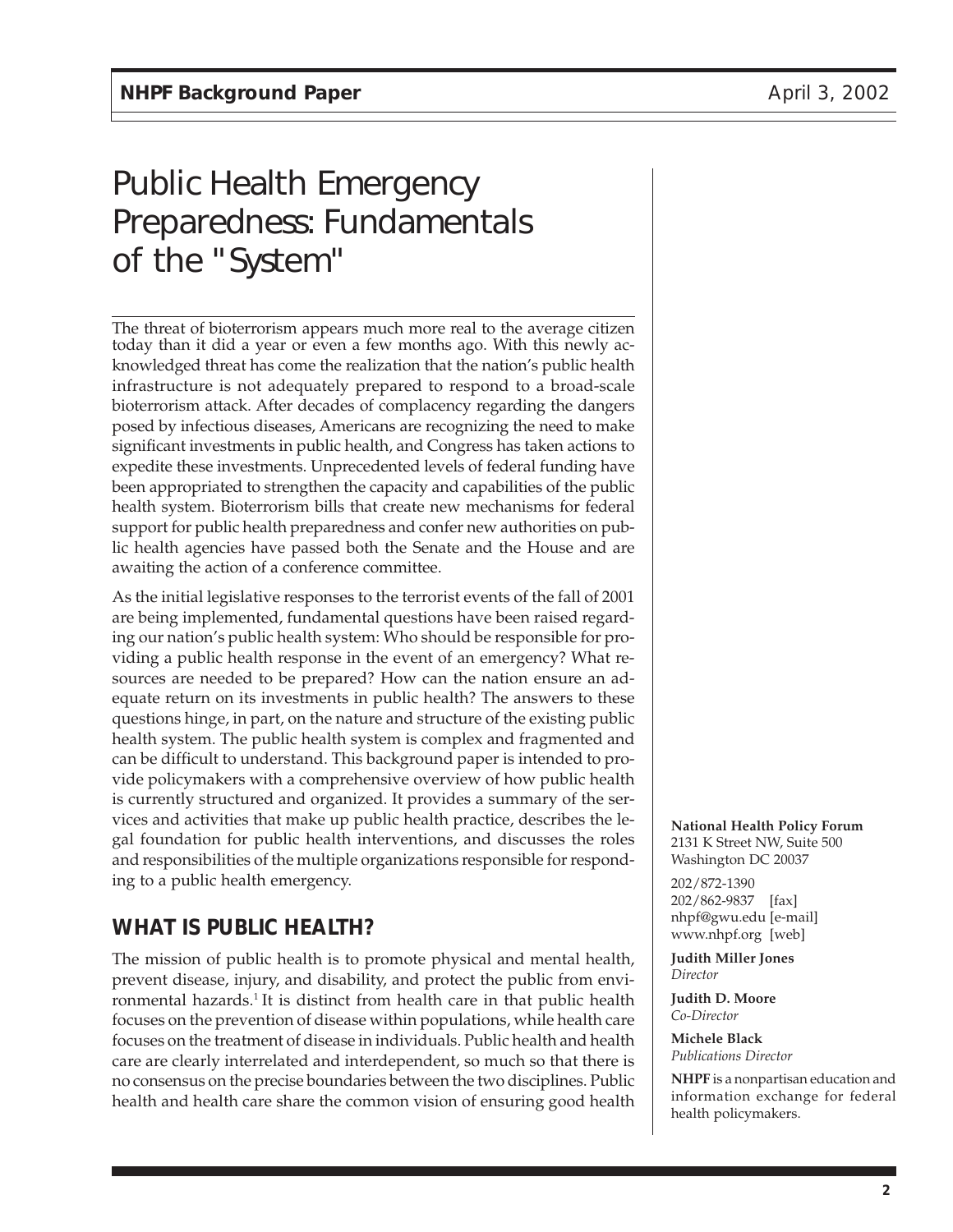# Public Health Emergency Preparedness: Fundamentals of the "System"

The threat of bioterrorism appears much more real to the average citizen today than it did a year or even a few months ago. With this newly acknowledged threat has come the realization that the nation's public health infrastructure is not adequately prepared to respond to a broad-scale bioterrorism attack. After decades of complacency regarding the dangers posed by infectious diseases, Americans are recognizing the need to make significant investments in public health, and Congress has taken actions to expedite these investments. Unprecedented levels of federal funding have been appropriated to strengthen the capacity and capabilities of the public health system. Bioterrorism bills that create new mechanisms for federal support for public health preparedness and confer new authorities on public health agencies have passed both the Senate and the House and are awaiting the action of a conference committee.

As the initial legislative responses to the terrorist events of the fall of 2001 are being implemented, fundamental questions have been raised regarding our nation's public health system: Who should be responsible for providing a public health response in the event of an emergency? What resources are needed to be prepared? How can the nation ensure an adequate return on its investments in public health? The answers to these questions hinge, in part, on the nature and structure of the existing public health system. The public health system is complex and fragmented and can be difficult to understand. This background paper is intended to provide policymakers with a comprehensive overview of how public health is currently structured and organized. It provides a summary of the services and activities that make up public health practice, describes the legal foundation for public health interventions, and discusses the roles and responsibilities of the multiple organizations responsible for responding to a public health emergency.

## WHAT IS PUBLIC HEALTH?

The mission of public health is to promote physical and mental health, prevent disease, injury, and disability, and protect the public from environmental hazards.[1] It is distinct from health care in that public health focuses on the prevention of disease within populations, while health care focuses on the treatment of disease in individuals. Public health and health care are clearly interrelated and interdependent, so much so that there is no consensus on the precise boundaries between the two disciplines. Public health and health care share the common vision of ensuring good health

**National Health Policy Forum**
2131 K Street NW, Suite 500
Washington DC 20037

202/872-1390
202/862-9837 [fax]
nhpf@gwu.edu [e-mail]
www.nhpf.org [web]

**Judith Miller Jones**
*Director*

**Judith D. Moore**
*Co-Director*

**Michele Black**
*Publications Director*

**NHPF** is a nonpartisan education and information exchange for federal health policymakers.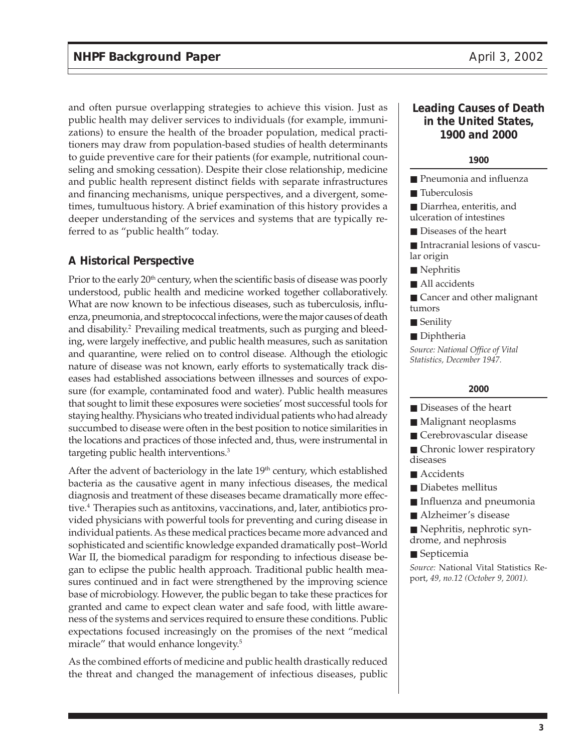and often pursue overlapping strategies to achieve this vision. Just as public health may deliver services to individuals (for example, immunizations) to ensure the health of the broader population, medical practitioners may draw from population-based studies of health determinants to guide preventive care for their patients (for example, nutritional counseling and smoking cessation). Despite their close relationship, medicine and public health represent distinct fields with separate infrastructures and financing mechanisms, unique perspectives, and a divergent, sometimes, tumultuous history. A brief examination of this history provides a deeper understanding of the services and systems that are typically referred to as "public health" today.

## A Historical Perspective

Prior to the early 20th century, when the scientific basis of disease was poorly understood, public health and medicine worked together collaboratively. What are now known to be infectious diseases, such as tuberculosis, influenza, pneumonia, and streptococcal infections, were the major causes of death and disability.[2] Prevailing medical treatments, such as purging and bleeding, were largely ineffective, and public health measures, such as sanitation and quarantine, were relied on to control disease. Although the etiologic nature of disease was not known, early efforts to systematically track diseases had established associations between illnesses and sources of exposure (for example, contaminated food and water). Public health measures that sought to limit these exposures were societies' most successful tools for staying healthy. Physicians who treated individual patients who had already succumbed to disease were often in the best position to notice similarities in the locations and practices of those infected and, thus, were instrumental in targeting public health interventions.[3]

After the advent of bacteriology in the late 19th century, which established bacteria as the causative agent in many infectious diseases, the medical diagnosis and treatment of these diseases became dramatically more effective.[4] Therapies such as antitoxins, vaccinations, and, later, antibiotics provided physicians with powerful tools for preventing and curing disease in individual patients. As these medical practices became more advanced and sophisticated and scientific knowledge expanded dramatically post–World War II, the biomedical paradigm for responding to infectious disease began to eclipse the public health approach. Traditional public health measures continued and in fact were strengthened by the improving science base of microbiology. However, the public began to take these practices for granted and came to expect clean water and safe food, with little awareness of the systems and services required to ensure these conditions. Public expectations focused increasingly on the promises of the next "medical miracle" that would enhance longevity.[5]

As the combined efforts of medicine and public health drastically reduced the threat and changed the management of infectious diseases, public

### Leading Causes of Death in the United States, 1900 and 2000

**1900**

- Pneumonia and influenza
- Tuberculosis
- Diarrhea, enteritis, and ulceration of intestines
- Diseases of the heart
- Intracranial lesions of vascular origin
- Nephritis
- All accidents
- Cancer and other malignant tumors
- Senility
- Diphtheria

*Source: National Office of Vital Statistics, December 1947.*

**2000**

- Diseases of the heart
- Malignant neoplasms
- Cerebrovascular disease
- Chronic lower respiratory diseases
- Accidents
- Diabetes mellitus
- Influenza and pneumonia
- Alzheimer's disease
- Nephritis, nephrotic syndrome, and nephrosis
- Septicemia

*Source:* National Vital Statistics Report, *49, no.12 (October 9, 2001).*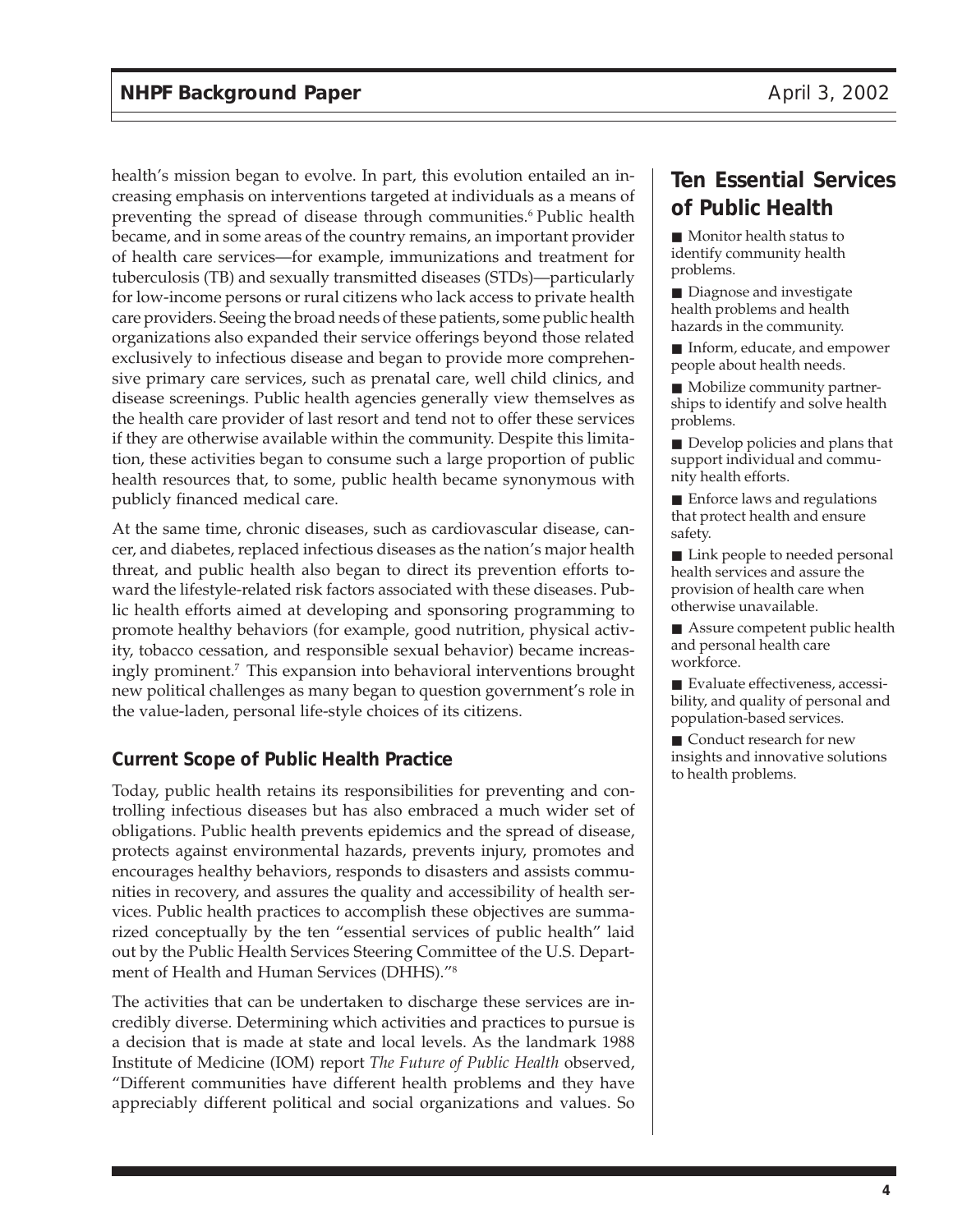health's mission began to evolve. In part, this evolution entailed an increasing emphasis on interventions targeted at individuals as a means of preventing the spread of disease through communities.[6] Public health became, and in some areas of the country remains, an important provider of health care services—for example, immunizations and treatment for tuberculosis (TB) and sexually transmitted diseases (STDs)—particularly for low-income persons or rural citizens who lack access to private health care providers. Seeing the broad needs of these patients, some public health organizations also expanded their service offerings beyond those related exclusively to infectious disease and began to provide more comprehensive primary care services, such as prenatal care, well child clinics, and disease screenings. Public health agencies generally view themselves as the health care provider of last resort and tend not to offer these services if they are otherwise available within the community. Despite this limitation, these activities began to consume such a large proportion of public health resources that, to some, public health became synonymous with publicly financed medical care.

At the same time, chronic diseases, such as cardiovascular disease, cancer, and diabetes, replaced infectious diseases as the nation's major health threat, and public health also began to direct its prevention efforts toward the lifestyle-related risk factors associated with these diseases. Public health efforts aimed at developing and sponsoring programming to promote healthy behaviors (for example, good nutrition, physical activity, tobacco cessation, and responsible sexual behavior) became increasingly prominent.[7] This expansion into behavioral interventions brought new political challenges as many began to question government's role in the value-laden, personal life-style choices of its citizens.

### Current Scope of Public Health Practice

Today, public health retains its responsibilities for preventing and controlling infectious diseases but has also embraced a much wider set of obligations. Public health prevents epidemics and the spread of disease, protects against environmental hazards, prevents injury, promotes and encourages healthy behaviors, responds to disasters and assists communities in recovery, and assures the quality and accessibility of health services. Public health practices to accomplish these objectives are summarized conceptually by the ten "essential services of public health" laid out by the Public Health Services Steering Committee of the U.S. Department of Health and Human Services (DHHS)."[8]

The activities that can be undertaken to discharge these services are incredibly diverse. Determining which activities and practices to pursue is a decision that is made at state and local levels. As the landmark 1988 Institute of Medicine (IOM) report *The Future of Public Health* observed, "Different communities have different health problems and they have appreciably different political and social organizations and values. So

## Ten Essential Services of Public Health

- Monitor health status to identify community health problems.
- Diagnose and investigate health problems and health hazards in the community.
- Inform, educate, and empower people about health needs.
- Mobilize community partnerships to identify and solve health problems.
- Develop policies and plans that support individual and community health efforts.
- Enforce laws and regulations that protect health and ensure safety.
- Link people to needed personal health services and assure the provision of health care when otherwise unavailable.
- Assure competent public health and personal health care workforce.
- Evaluate effectiveness, accessibility, and quality of personal and population-based services.
- Conduct research for new insights and innovative solutions to health problems.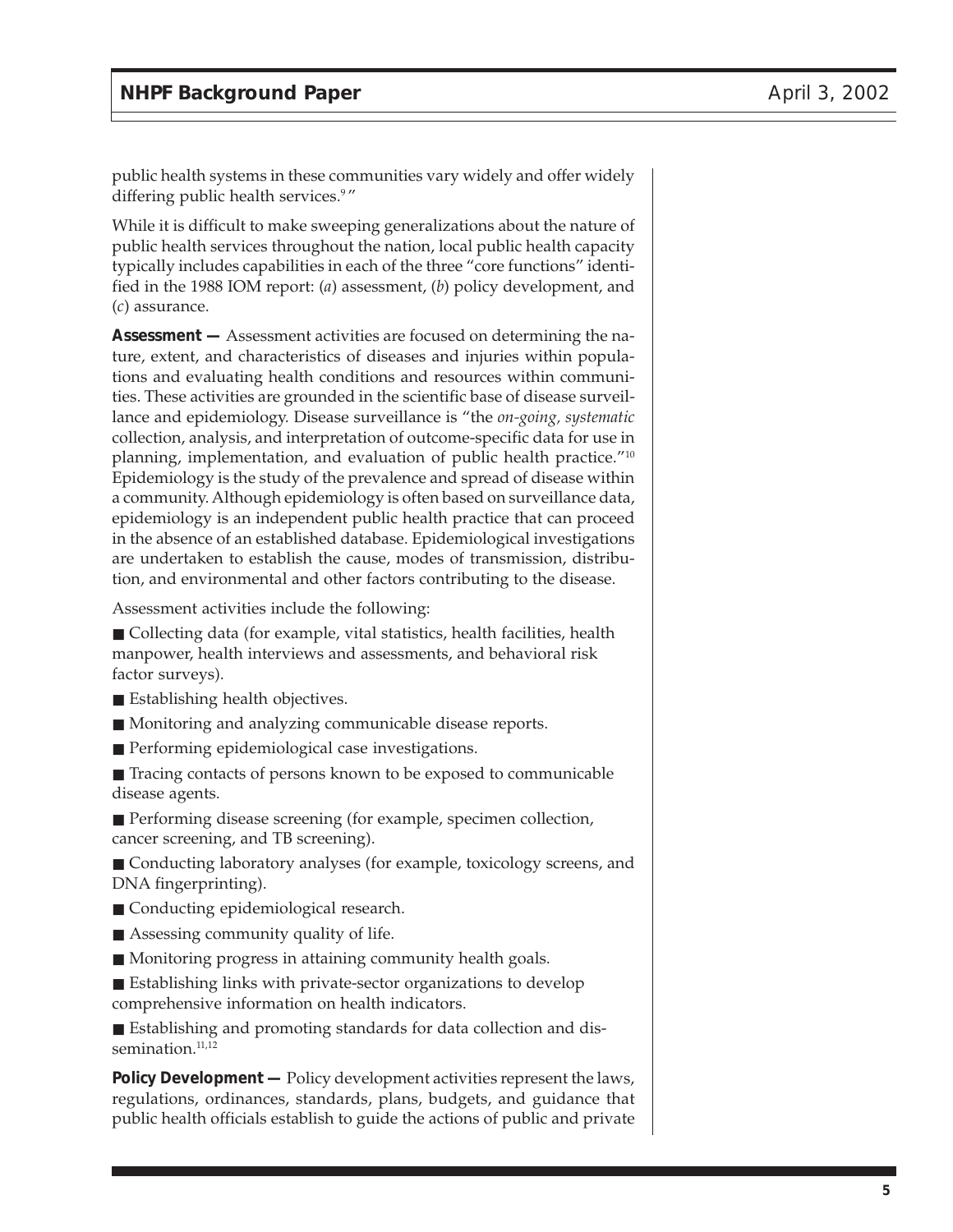public health systems in these communities vary widely and offer widely differing public health services.[9]"

While it is difficult to make sweeping generalizations about the nature of public health services throughout the nation, local public health capacity typically includes capabilities in each of the three "core functions" identified in the 1988 IOM report: (*a*) assessment, (*b*) policy development, and (*c*) assurance.

**Assessment —** Assessment activities are focused on determining the nature, extent, and characteristics of diseases and injuries within populations and evaluating health conditions and resources within communities. These activities are grounded in the scientific base of disease surveillance and epidemiology. Disease surveillance is "the *on-going, systematic* collection, analysis, and interpretation of outcome-specific data for use in planning, implementation, and evaluation of public health practice."[10] Epidemiology is the study of the prevalence and spread of disease within a community. Although epidemiology is often based on surveillance data, epidemiology is an independent public health practice that can proceed in the absence of an established database. Epidemiological investigations are undertaken to establish the cause, modes of transmission, distribution, and environmental and other factors contributing to the disease.

Assessment activities include the following:

- Collecting data (for example, vital statistics, health facilities, health manpower, health interviews and assessments, and behavioral risk factor surveys).
- Establishing health objectives.
- Monitoring and analyzing communicable disease reports.
- Performing epidemiological case investigations.
- Tracing contacts of persons known to be exposed to communicable disease agents.
- Performing disease screening (for example, specimen collection, cancer screening, and TB screening).
- Conducting laboratory analyses (for example, toxicology screens, and DNA fingerprinting).
- Conducting epidemiological research.
- Assessing community quality of life.
- Monitoring progress in attaining community health goals.
- Establishing links with private-sector organizations to develop comprehensive information on health indicators.
- Establishing and promoting standards for data collection and dissemination.[11,12]

**Policy Development —** Policy development activities represent the laws, regulations, ordinances, standards, plans, budgets, and guidance that public health officials establish to guide the actions of public and private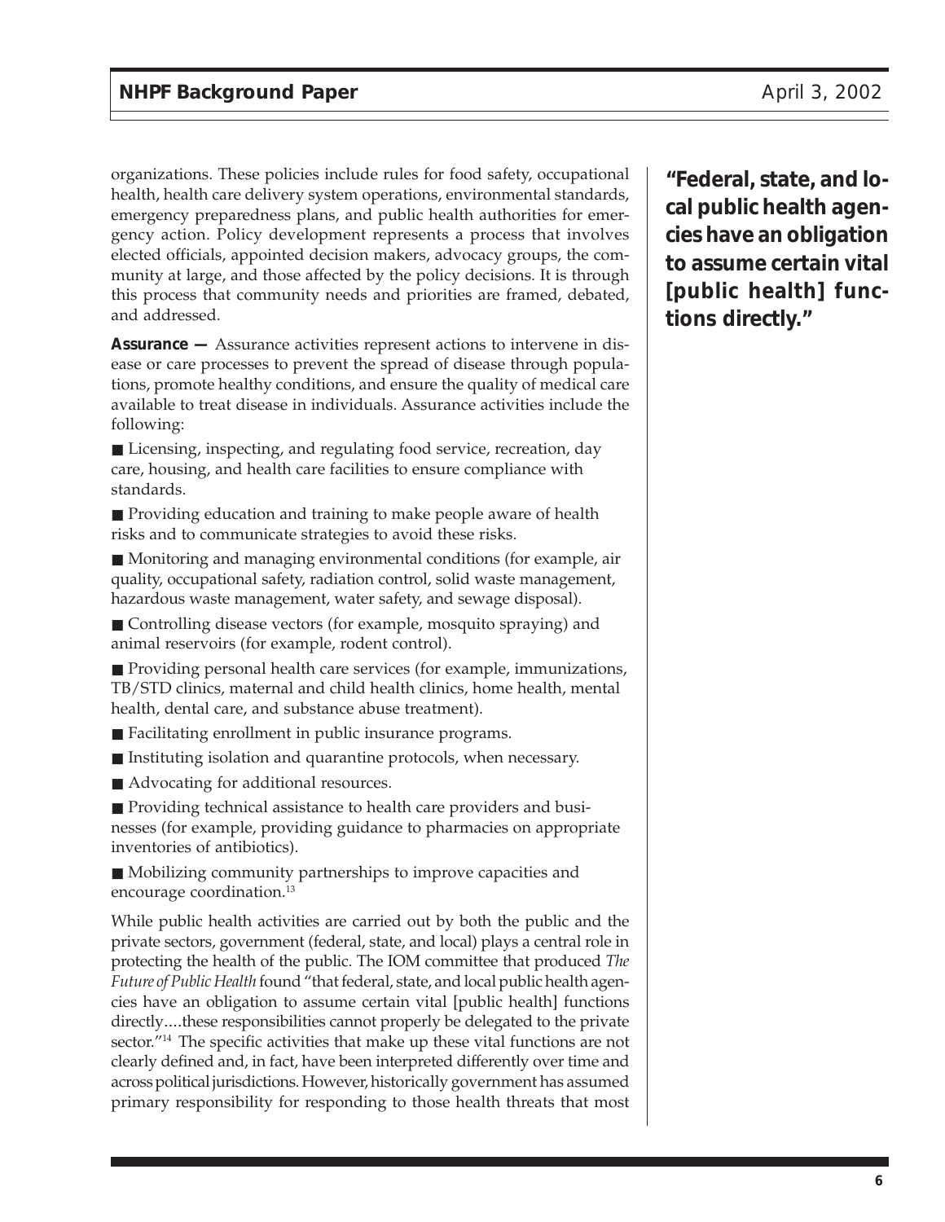organizations. These policies include rules for food safety, occupational health, health care delivery system operations, environmental standards, emergency preparedness plans, and public health authorities for emergency action. Policy development represents a process that involves elected officials, appointed decision makers, advocacy groups, the community at large, and those affected by the policy decisions. It is through this process that community needs and priorities are framed, debated, and addressed.

**"Federal, state, and local public health agencies have an obligation to assume certain vital [public health] functions directly."**

**Assurance —** Assurance activities represent actions to intervene in disease or care processes to prevent the spread of disease through populations, promote healthy conditions, and ensure the quality of medical care available to treat disease in individuals. Assurance activities include the following:

- Licensing, inspecting, and regulating food service, recreation, day care, housing, and health care facilities to ensure compliance with standards.
- Providing education and training to make people aware of health risks and to communicate strategies to avoid these risks.
- Monitoring and managing environmental conditions (for example, air quality, occupational safety, radiation control, solid waste management, hazardous waste management, water safety, and sewage disposal).
- Controlling disease vectors (for example, mosquito spraying) and animal reservoirs (for example, rodent control).
- Providing personal health care services (for example, immunizations, TB/STD clinics, maternal and child health clinics, home health, mental health, dental care, and substance abuse treatment).
- Facilitating enrollment in public insurance programs.
- Instituting isolation and quarantine protocols, when necessary.
- Advocating for additional resources.
- Providing technical assistance to health care providers and businesses (for example, providing guidance to pharmacies on appropriate inventories of antibiotics).
- Mobilizing community partnerships to improve capacities and encourage coordination.[13]

While public health activities are carried out by both the public and the private sectors, government (federal, state, and local) plays a central role in protecting the health of the public. The IOM committee that produced *The Future of Public Health* found "that federal, state, and local public health agencies have an obligation to assume certain vital [public health] functions directly....these responsibilities cannot properly be delegated to the private sector."[14] The specific activities that make up these vital functions are not clearly defined and, in fact, have been interpreted differently over time and across political jurisdictions. However, historically government has assumed primary responsibility for responding to those health threats that most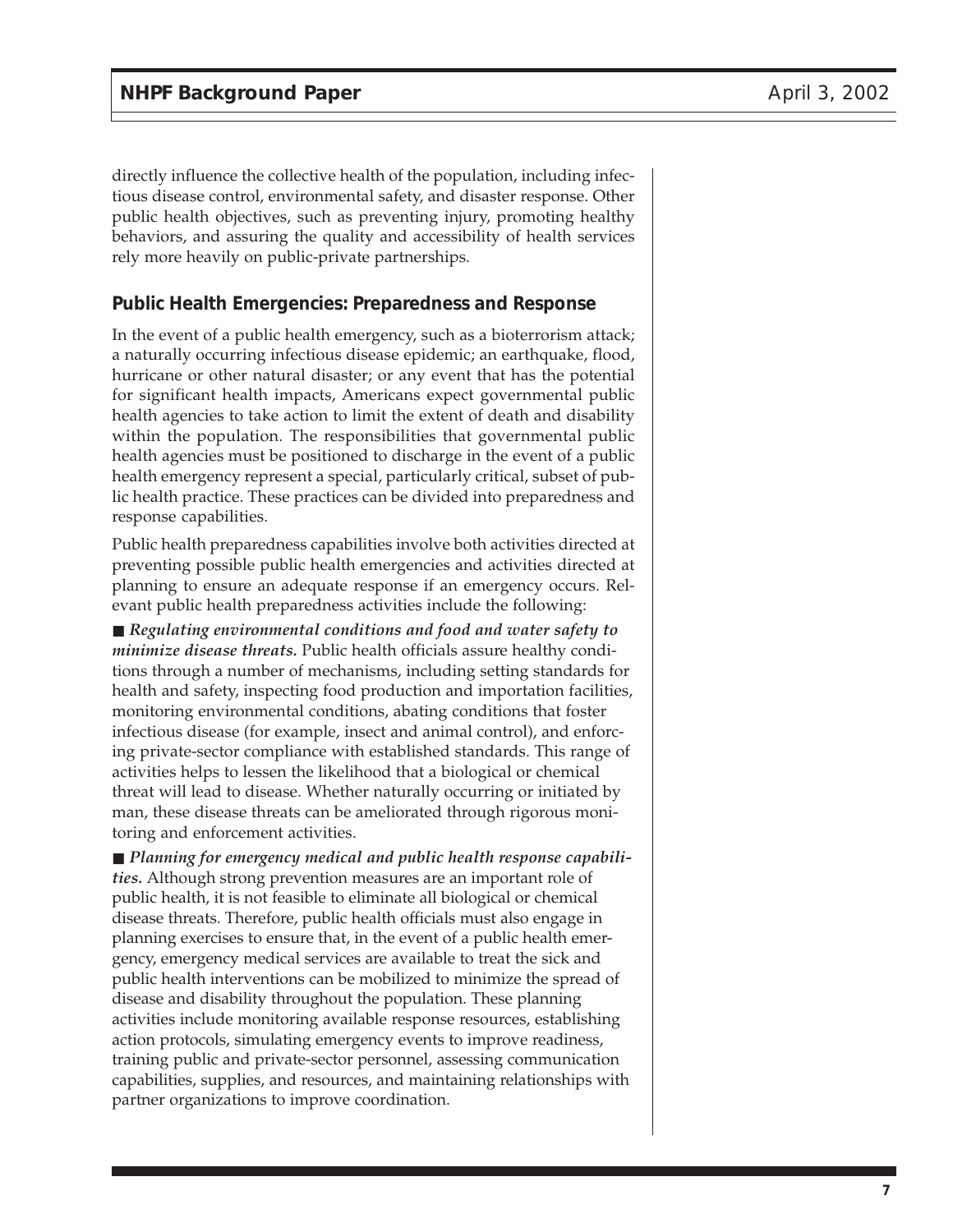directly influence the collective health of the population, including infectious disease control, environmental safety, and disaster response. Other public health objectives, such as preventing injury, promoting healthy behaviors, and assuring the quality and accessibility of health services rely more heavily on public-private partnerships.

## Public Health Emergencies: Preparedness and Response

In the event of a public health emergency, such as a bioterrorism attack; a naturally occurring infectious disease epidemic; an earthquake, flood, hurricane or other natural disaster; or any event that has the potential for significant health impacts, Americans expect governmental public health agencies to take action to limit the extent of death and disability within the population. The responsibilities that governmental public health agencies must be positioned to discharge in the event of a public health emergency represent a special, particularly critical, subset of public health practice. These practices can be divided into preparedness and response capabilities.

Public health preparedness capabilities involve both activities directed at preventing possible public health emergencies and activities directed at planning to ensure an adequate response if an emergency occurs. Relevant public health preparedness activities include the following:

- ***Regulating environmental conditions and food and water safety to minimize disease threats.*** Public health officials assure healthy conditions through a number of mechanisms, including setting standards for health and safety, inspecting food production and importation facilities, monitoring environmental conditions, abating conditions that foster infectious disease (for example, insect and animal control), and enforcing private-sector compliance with established standards. This range of activities helps to lessen the likelihood that a biological or chemical threat will lead to disease. Whether naturally occurring or initiated by man, these disease threats can be ameliorated through rigorous monitoring and enforcement activities.

- ***Planning for emergency medical and public health response capabilities.*** Although strong prevention measures are an important role of public health, it is not feasible to eliminate all biological or chemical disease threats. Therefore, public health officials must also engage in planning exercises to ensure that, in the event of a public health emergency, emergency medical services are available to treat the sick and public health interventions can be mobilized to minimize the spread of disease and disability throughout the population. These planning activities include monitoring available response resources, establishing action protocols, simulating emergency events to improve readiness, training public and private-sector personnel, assessing communication capabilities, supplies, and resources, and maintaining relationships with partner organizations to improve coordination.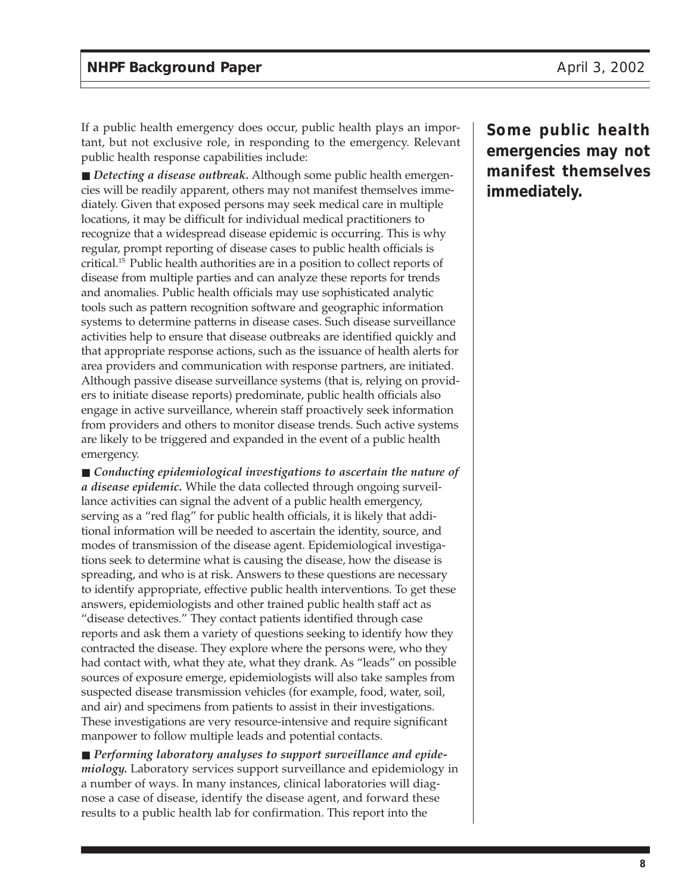If a public health emergency does occur, public health plays an important, but not exclusive role, in responding to the emergency. Relevant public health response capabilities include:

**Some public health emergencies may not manifest themselves immediately.**

■ ***Detecting a disease outbreak.*** Although some public health emergencies will be readily apparent, others may not manifest themselves immediately. Given that exposed persons may seek medical care in multiple locations, it may be difficult for individual medical practitioners to recognize that a widespread disease epidemic is occurring. This is why regular, prompt reporting of disease cases to public health officials is critical.[15] Public health authorities are in a position to collect reports of disease from multiple parties and can analyze these reports for trends and anomalies. Public health officials may use sophisticated analytic tools such as pattern recognition software and geographic information systems to determine patterns in disease cases. Such disease surveillance activities help to ensure that disease outbreaks are identified quickly and that appropriate response actions, such as the issuance of health alerts for area providers and communication with response partners, are initiated. Although passive disease surveillance systems (that is, relying on providers to initiate disease reports) predominate, public health officials also engage in active surveillance, wherein staff proactively seek information from providers and others to monitor disease trends. Such active systems are likely to be triggered and expanded in the event of a public health emergency.

■ ***Conducting epidemiological investigations to ascertain the nature of a disease epidemic.*** While the data collected through ongoing surveillance activities can signal the advent of a public health emergency, serving as a "red flag" for public health officials, it is likely that additional information will be needed to ascertain the identity, source, and modes of transmission of the disease agent. Epidemiological investigations seek to determine what is causing the disease, how the disease is spreading, and who is at risk. Answers to these questions are necessary to identify appropriate, effective public health interventions. To get these answers, epidemiologists and other trained public health staff act as "disease detectives." They contact patients identified through case reports and ask them a variety of questions seeking to identify how they contracted the disease. They explore where the persons were, who they had contact with, what they ate, what they drank. As "leads" on possible sources of exposure emerge, epidemiologists will also take samples from suspected disease transmission vehicles (for example, food, water, soil, and air) and specimens from patients to assist in their investigations. These investigations are very resource-intensive and require significant manpower to follow multiple leads and potential contacts.

■ ***Performing laboratory analyses to support surveillance and epidemiology.*** Laboratory services support surveillance and epidemiology in a number of ways. In many instances, clinical laboratories will diagnose a case of disease, identify the disease agent, and forward these results to a public health lab for confirmation. This report into the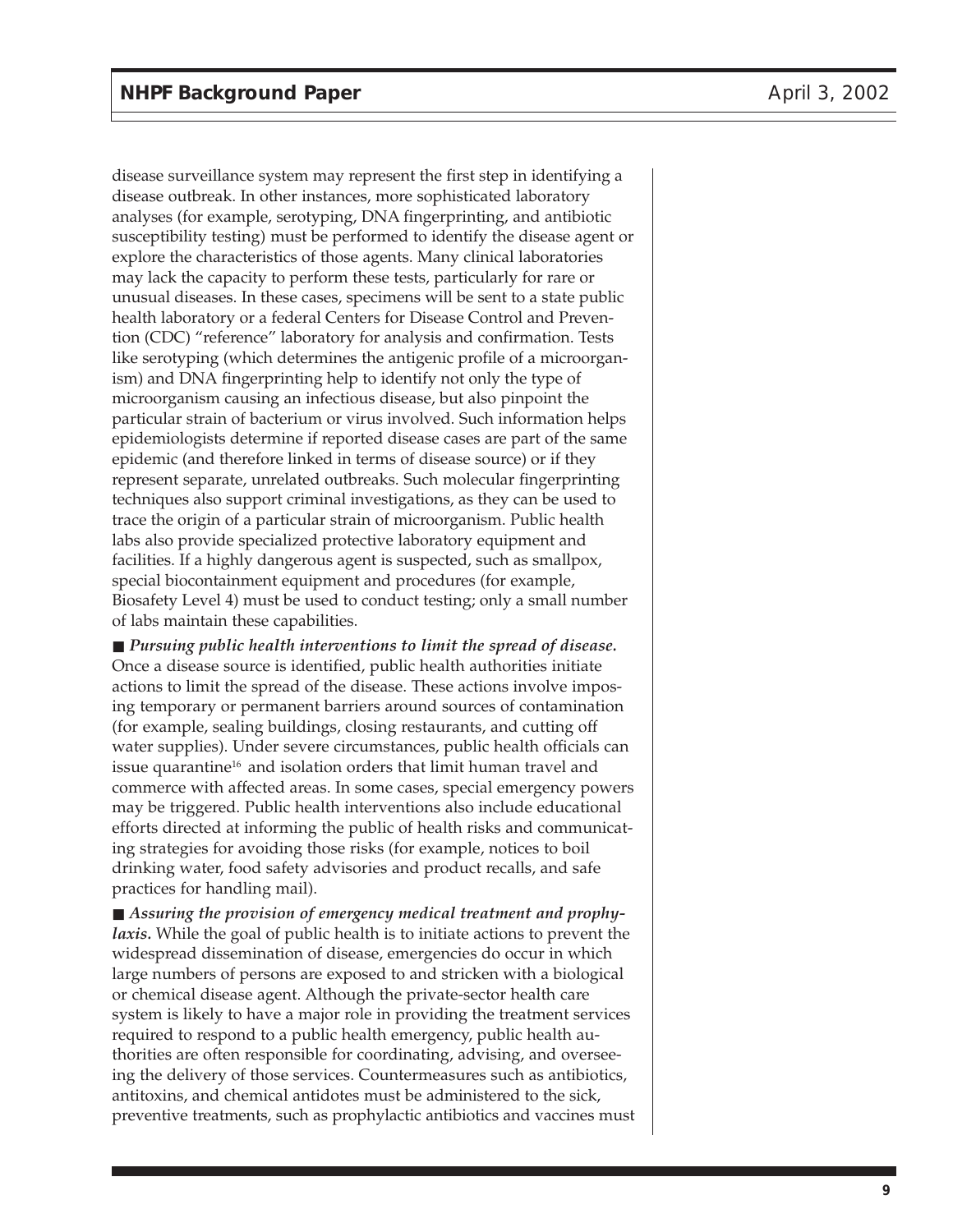disease surveillance system may represent the first step in identifying a disease outbreak. In other instances, more sophisticated laboratory analyses (for example, serotyping, DNA fingerprinting, and antibiotic susceptibility testing) must be performed to identify the disease agent or explore the characteristics of those agents. Many clinical laboratories may lack the capacity to perform these tests, particularly for rare or unusual diseases. In these cases, specimens will be sent to a state public health laboratory or a federal Centers for Disease Control and Prevention (CDC) "reference" laboratory for analysis and confirmation. Tests like serotyping (which determines the antigenic profile of a microorganism) and DNA fingerprinting help to identify not only the type of microorganism causing an infectious disease, but also pinpoint the particular strain of bacterium or virus involved. Such information helps epidemiologists determine if reported disease cases are part of the same epidemic (and therefore linked in terms of disease source) or if they represent separate, unrelated outbreaks. Such molecular fingerprinting techniques also support criminal investigations, as they can be used to trace the origin of a particular strain of microorganism. Public health labs also provide specialized protective laboratory equipment and facilities. If a highly dangerous agent is suspected, such as smallpox, special biocontainment equipment and procedures (for example, Biosafety Level 4) must be used to conduct testing; only a small number of labs maintain these capabilities.

- ***Pursuing public health interventions to limit the spread of disease.*** Once a disease source is identified, public health authorities initiate actions to limit the spread of the disease. These actions involve imposing temporary or permanent barriers around sources of contamination (for example, sealing buildings, closing restaurants, and cutting off water supplies). Under severe circumstances, public health officials can issue quarantine[16] and isolation orders that limit human travel and commerce with affected areas. In some cases, special emergency powers may be triggered. Public health interventions also include educational efforts directed at informing the public of health risks and communicating strategies for avoiding those risks (for example, notices to boil drinking water, food safety advisories and product recalls, and safe practices for handling mail).

- ***Assuring the provision of emergency medical treatment and prophylaxis.*** While the goal of public health is to initiate actions to prevent the widespread dissemination of disease, emergencies do occur in which large numbers of persons are exposed to and stricken with a biological or chemical disease agent. Although the private-sector health care system is likely to have a major role in providing the treatment services required to respond to a public health emergency, public health authorities are often responsible for coordinating, advising, and overseeing the delivery of those services. Countermeasures such as antibiotics, antitoxins, and chemical antidotes must be administered to the sick, preventive treatments, such as prophylactic antibiotics and vaccines must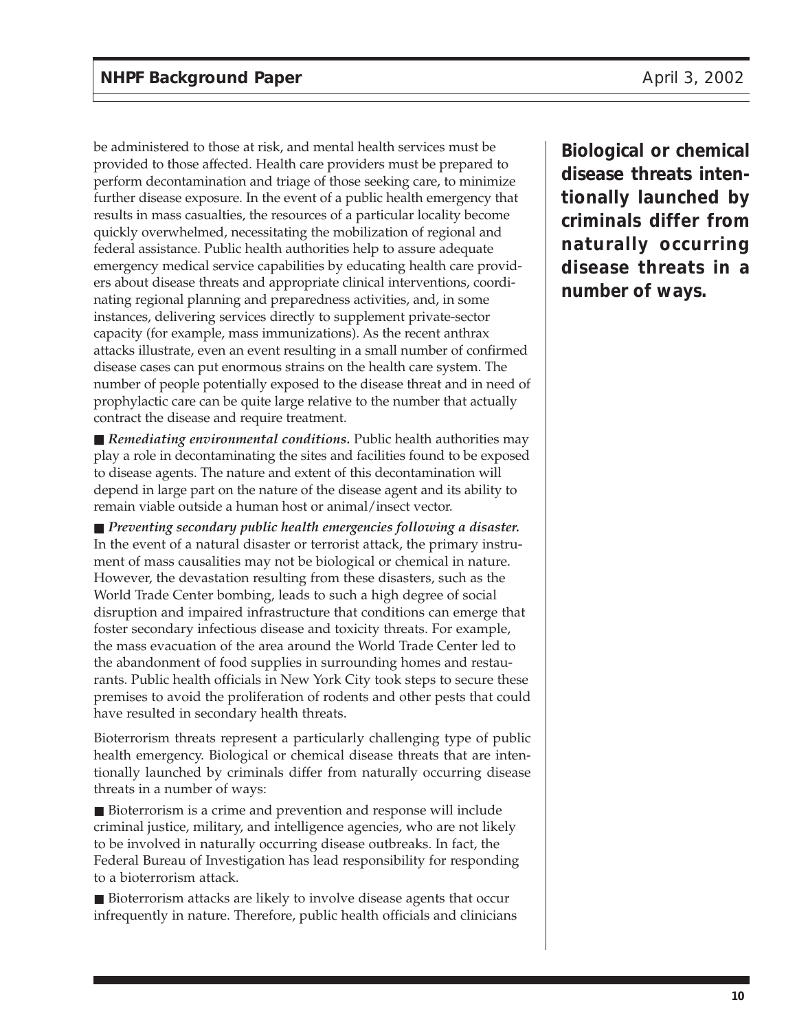be administered to those at risk, and mental health services must be provided to those affected. Health care providers must be prepared to perform decontamination and triage of those seeking care, to minimize further disease exposure. In the event of a public health emergency that results in mass casualties, the resources of a particular locality become quickly overwhelmed, necessitating the mobilization of regional and federal assistance. Public health authorities help to assure adequate emergency medical service capabilities by educating health care providers about disease threats and appropriate clinical interventions, coordinating regional planning and preparedness activities, and, in some instances, delivering services directly to supplement private-sector capacity (for example, mass immunizations). As the recent anthrax attacks illustrate, even an event resulting in a small number of confirmed disease cases can put enormous strains on the health care system. The number of people potentially exposed to the disease threat and in need of prophylactic care can be quite large relative to the number that actually contract the disease and require treatment.

■ ***Remediating environmental conditions.*** Public health authorities may play a role in decontaminating the sites and facilities found to be exposed to disease agents. The nature and extent of this decontamination will depend in large part on the nature of the disease agent and its ability to remain viable outside a human host or animal/insect vector.

■ ***Preventing secondary public health emergencies following a disaster.*** In the event of a natural disaster or terrorist attack, the primary instrument of mass causalities may not be biological or chemical in nature. However, the devastation resulting from these disasters, such as the World Trade Center bombing, leads to such a high degree of social disruption and impaired infrastructure that conditions can emerge that foster secondary infectious disease and toxicity threats. For example, the mass evacuation of the area around the World Trade Center led to the abandonment of food supplies in surrounding homes and restaurants. Public health officials in New York City took steps to secure these premises to avoid the proliferation of rodents and other pests that could have resulted in secondary health threats.

Bioterrorism threats represent a particularly challenging type of public health emergency. Biological or chemical disease threats that are intentionally launched by criminals differ from naturally occurring disease threats in a number of ways:

**Biological or chemical disease threats intentionally launched by criminals differ from naturally occurring disease threats in a number of ways.**

■ Bioterrorism is a crime and prevention and response will include criminal justice, military, and intelligence agencies, who are not likely to be involved in naturally occurring disease outbreaks. In fact, the Federal Bureau of Investigation has lead responsibility for responding to a bioterrorism attack.

■ Bioterrorism attacks are likely to involve disease agents that occur infrequently in nature. Therefore, public health officials and clinicians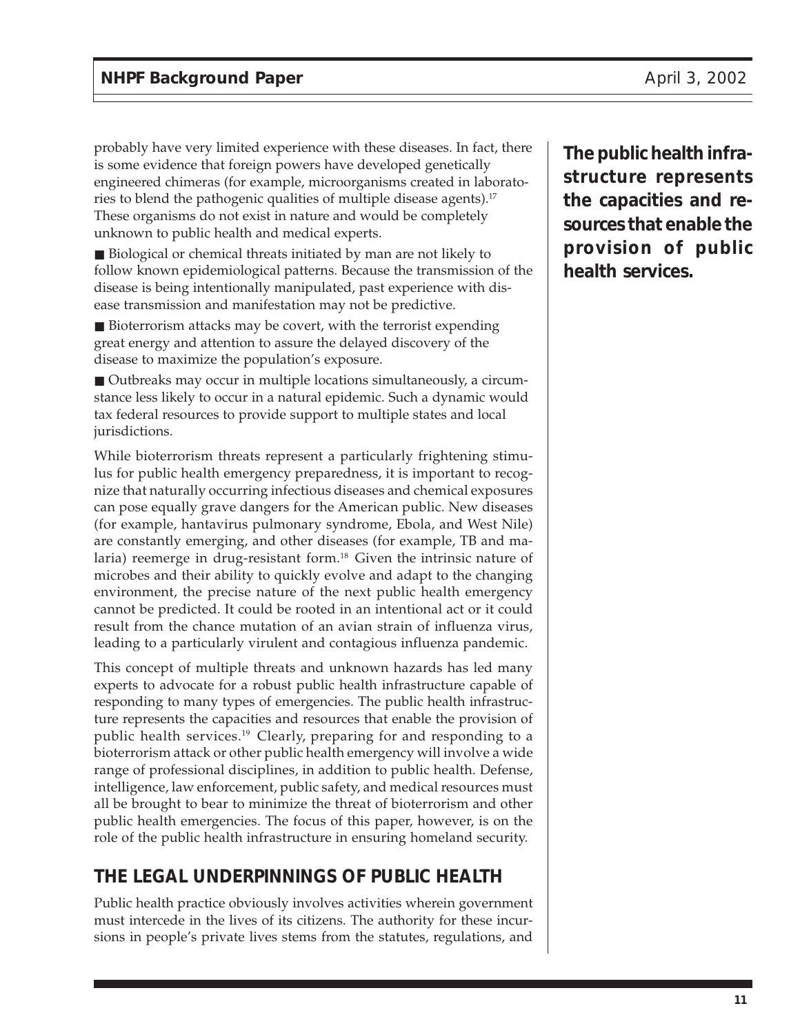probably have very limited experience with these diseases. In fact, there is some evidence that foreign powers have developed genetically engineered chimeras (for example, microorganisms created in laboratories to blend the pathogenic qualities of multiple disease agents).[17] These organisms do not exist in nature and would be completely unknown to public health and medical experts.

- Biological or chemical threats initiated by man are not likely to follow known epidemiological patterns. Because the transmission of the disease is being intentionally manipulated, past experience with disease transmission and manifestation may not be predictive.
- Bioterrorism attacks may be covert, with the terrorist expending great energy and attention to assure the delayed discovery of the disease to maximize the population's exposure.
- Outbreaks may occur in multiple locations simultaneously, a circumstance less likely to occur in a natural epidemic. Such a dynamic would tax federal resources to provide support to multiple states and local jurisdictions.

While bioterrorism threats represent a particularly frightening stimulus for public health emergency preparedness, it is important to recognize that naturally occurring infectious diseases and chemical exposures can pose equally grave dangers for the American public. New diseases (for example, hantavirus pulmonary syndrome, Ebola, and West Nile) are constantly emerging, and other diseases (for example, TB and malaria) reemerge in drug-resistant form.[18] Given the intrinsic nature of microbes and their ability to quickly evolve and adapt to the changing environment, the precise nature of the next public health emergency cannot be predicted. It could be rooted in an intentional act or it could result from the chance mutation of an avian strain of influenza virus, leading to a particularly virulent and contagious influenza pandemic.

**The public health infrastructure represents the capacities and resources that enable the provision of public health services.**

This concept of multiple threats and unknown hazards has led many experts to advocate for a robust public health infrastructure capable of responding to many types of emergencies. The public health infrastructure represents the capacities and resources that enable the provision of public health services.[19] Clearly, preparing for and responding to a bioterrorism attack or other public health emergency will involve a wide range of professional disciplines, in addition to public health. Defense, intelligence, law enforcement, public safety, and medical resources must all be brought to bear to minimize the threat of bioterrorism and other public health emergencies. The focus of this paper, however, is on the role of the public health infrastructure in ensuring homeland security.

## THE LEGAL UNDERPINNINGS OF PUBLIC HEALTH

Public health practice obviously involves activities wherein government must intercede in the lives of its citizens. The authority for these incursions in people's private lives stems from the statutes, regulations, and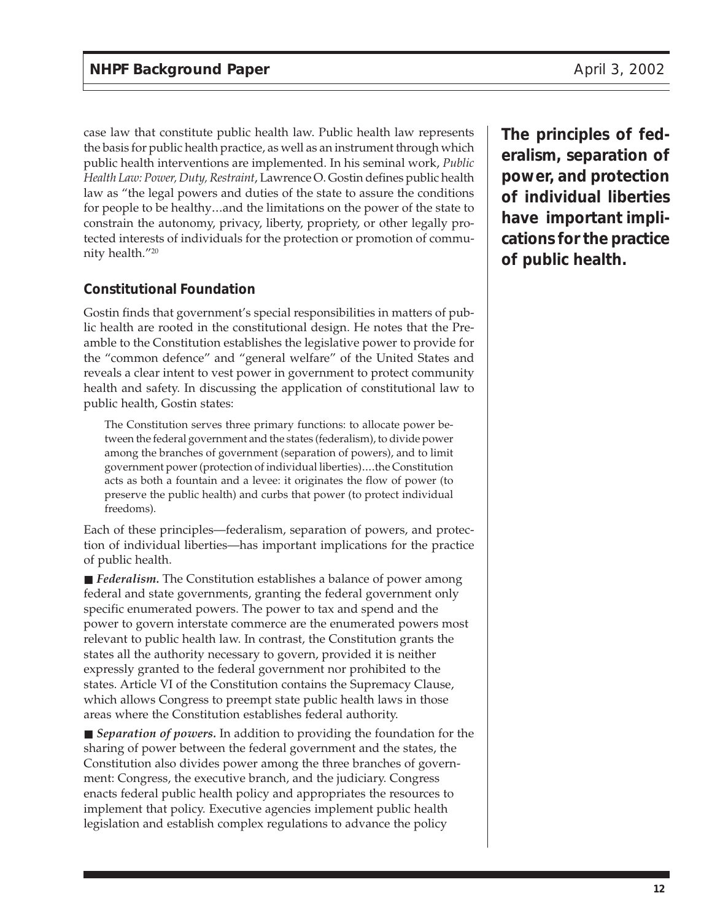case law that constitute public health law. Public health law represents the basis for public health practice, as well as an instrument through which public health interventions are implemented. In his seminal work, *Public Health Law: Power, Duty, Restraint*, Lawrence O. Gostin defines public health law as "the legal powers and duties of the state to assure the conditions for people to be healthy…and the limitations on the power of the state to constrain the autonomy, privacy, liberty, propriety, or other legally protected interests of individuals for the protection or promotion of community health."[20]

**The principles of federalism, separation of power, and protection of individual liberties have important implications for the practice of public health.**

### Constitutional Foundation

Gostin finds that government's special responsibilities in matters of public health are rooted in the constitutional design. He notes that the Preamble to the Constitution establishes the legislative power to provide for the "common defence" and "general welfare" of the United States and reveals a clear intent to vest power in government to protect community health and safety. In discussing the application of constitutional law to public health, Gostin states:

> The Constitution serves three primary functions: to allocate power between the federal government and the states (federalism), to divide power among the branches of government (separation of powers), and to limit government power (protection of individual liberties)....the Constitution acts as both a fountain and a levee: it originates the flow of power (to preserve the public health) and curbs that power (to protect individual freedoms).

Each of these principles—federalism, separation of powers, and protection of individual liberties—has important implications for the practice of public health.

- ***Federalism.*** The Constitution establishes a balance of power among federal and state governments, granting the federal government only specific enumerated powers. The power to tax and spend and the power to govern interstate commerce are the enumerated powers most relevant to public health law. In contrast, the Constitution grants the states all the authority necessary to govern, provided it is neither expressly granted to the federal government nor prohibited to the states. Article VI of the Constitution contains the Supremacy Clause, which allows Congress to preempt state public health laws in those areas where the Constitution establishes federal authority.

- ***Separation of powers.*** In addition to providing the foundation for the sharing of power between the federal government and the states, the Constitution also divides power among the three branches of government: Congress, the executive branch, and the judiciary. Congress enacts federal public health policy and appropriates the resources to implement that policy. Executive agencies implement public health legislation and establish complex regulations to advance the policy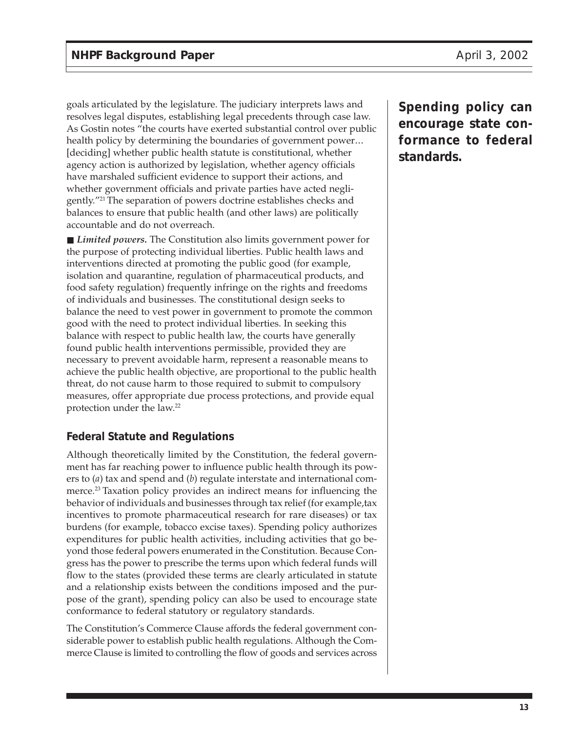goals articulated by the legislature. The judiciary interprets laws and resolves legal disputes, establishing legal precedents through case law. As Gostin notes "the courts have exerted substantial control over public health policy by determining the boundaries of government power… [deciding] whether public health statute is constitutional, whether agency action is authorized by legislation, whether agency officials have marshaled sufficient evidence to support their actions, and whether government officials and private parties have acted negligently."[21] The separation of powers doctrine establishes checks and balances to ensure that public health (and other laws) are politically accountable and do not overreach.

■ ***Limited powers.*** The Constitution also limits government power for the purpose of protecting individual liberties. Public health laws and interventions directed at promoting the public good (for example, isolation and quarantine, regulation of pharmaceutical products, and food safety regulation) frequently infringe on the rights and freedoms of individuals and businesses. The constitutional design seeks to balance the need to vest power in government to promote the common good with the need to protect individual liberties. In seeking this balance with respect to public health law, the courts have generally found public health interventions permissible, provided they are necessary to prevent avoidable harm, represent a reasonable means to achieve the public health objective, are proportional to the public health threat, do not cause harm to those required to submit to compulsory measures, offer appropriate due process protections, and provide equal protection under the law.[22]

## Federal Statute and Regulations

Although theoretically limited by the Constitution, the federal government has far reaching power to influence public health through its powers to (*a*) tax and spend and (*b*) regulate interstate and international commerce.[23] Taxation policy provides an indirect means for influencing the behavior of individuals and businesses through tax relief (for example,tax incentives to promote pharmaceutical research for rare diseases) or tax burdens (for example, tobacco excise taxes). Spending policy authorizes expenditures for public health activities, including activities that go beyond those federal powers enumerated in the Constitution. Because Congress has the power to prescribe the terms upon which federal funds will flow to the states (provided these terms are clearly articulated in statute and a relationship exists between the conditions imposed and the purpose of the grant), spending policy can also be used to encourage state conformance to federal statutory or regulatory standards.

**Spending policy can encourage state conformance to federal standards.**

The Constitution's Commerce Clause affords the federal government considerable power to establish public health regulations. Although the Commerce Clause is limited to controlling the flow of goods and services across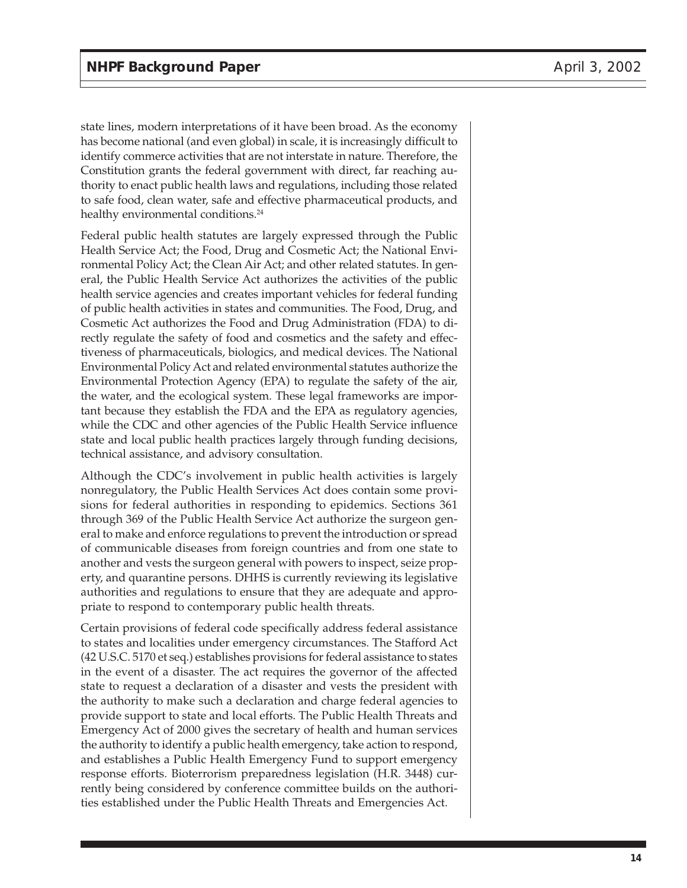state lines, modern interpretations of it have been broad. As the economy has become national (and even global) in scale, it is increasingly difficult to identify commerce activities that are not interstate in nature. Therefore, the Constitution grants the federal government with direct, far reaching authority to enact public health laws and regulations, including those related to safe food, clean water, safe and effective pharmaceutical products, and healthy environmental conditions.[24]

Federal public health statutes are largely expressed through the Public Health Service Act; the Food, Drug and Cosmetic Act; the National Environmental Policy Act; the Clean Air Act; and other related statutes. In general, the Public Health Service Act authorizes the activities of the public health service agencies and creates important vehicles for federal funding of public health activities in states and communities. The Food, Drug, and Cosmetic Act authorizes the Food and Drug Administration (FDA) to directly regulate the safety of food and cosmetics and the safety and effectiveness of pharmaceuticals, biologics, and medical devices. The National Environmental Policy Act and related environmental statutes authorize the Environmental Protection Agency (EPA) to regulate the safety of the air, the water, and the ecological system. These legal frameworks are important because they establish the FDA and the EPA as regulatory agencies, while the CDC and other agencies of the Public Health Service influence state and local public health practices largely through funding decisions, technical assistance, and advisory consultation.

Although the CDC's involvement in public health activities is largely nonregulatory, the Public Health Services Act does contain some provisions for federal authorities in responding to epidemics. Sections 361 through 369 of the Public Health Service Act authorize the surgeon general to make and enforce regulations to prevent the introduction or spread of communicable diseases from foreign countries and from one state to another and vests the surgeon general with powers to inspect, seize property, and quarantine persons. DHHS is currently reviewing its legislative authorities and regulations to ensure that they are adequate and appropriate to respond to contemporary public health threats.

Certain provisions of federal code specifically address federal assistance to states and localities under emergency circumstances. The Stafford Act (42 U.S.C. 5170 et seq.) establishes provisions for federal assistance to states in the event of a disaster. The act requires the governor of the affected state to request a declaration of a disaster and vests the president with the authority to make such a declaration and charge federal agencies to provide support to state and local efforts. The Public Health Threats and Emergency Act of 2000 gives the secretary of health and human services the authority to identify a public health emergency, take action to respond, and establishes a Public Health Emergency Fund to support emergency response efforts. Bioterrorism preparedness legislation (H.R. 3448) currently being considered by conference committee builds on the authorities established under the Public Health Threats and Emergencies Act.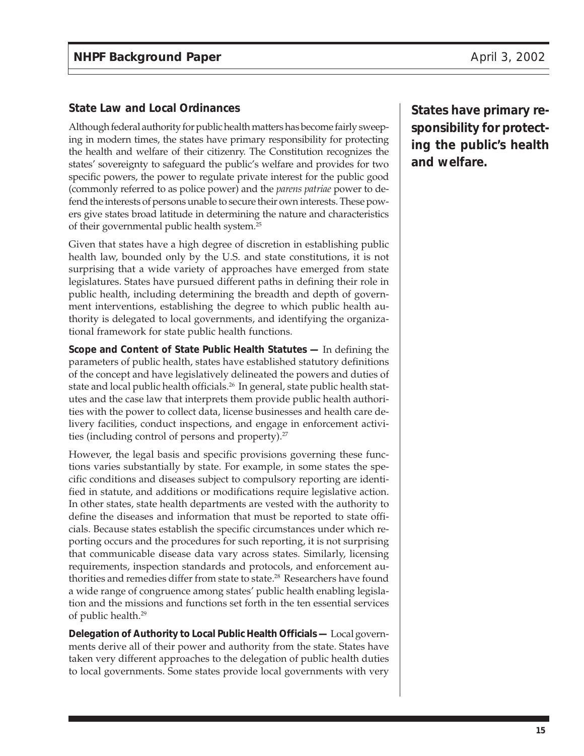## State Law and Local Ordinances

Although federal authority for public health matters has become fairly sweeping in modern times, the states have primary responsibility for protecting the health and welfare of their citizenry. The Constitution recognizes the states' sovereignty to safeguard the public's welfare and provides for two specific powers, the power to regulate private interest for the public good (commonly referred to as police power) and the *parens patriae* power to defend the interests of persons unable to secure their own interests. These powers give states broad latitude in determining the nature and characteristics of their governmental public health system.[25]

**States have primary responsibility for protecting the public's health and welfare.**

Given that states have a high degree of discretion in establishing public health law, bounded only by the U.S. and state constitutions, it is not surprising that a wide variety of approaches have emerged from state legislatures. States have pursued different paths in defining their role in public health, including determining the breadth and depth of government interventions, establishing the degree to which public health authority is delegated to local governments, and identifying the organizational framework for state public health functions.

**Scope and Content of State Public Health Statutes —** In defining the parameters of public health, states have established statutory definitions of the concept and have legislatively delineated the powers and duties of state and local public health officials.[26] In general, state public health statutes and the case law that interprets them provide public health authorities with the power to collect data, license businesses and health care delivery facilities, conduct inspections, and engage in enforcement activities (including control of persons and property).[27]

However, the legal basis and specific provisions governing these functions varies substantially by state. For example, in some states the specific conditions and diseases subject to compulsory reporting are identified in statute, and additions or modifications require legislative action. In other states, state health departments are vested with the authority to define the diseases and information that must be reported to state officials. Because states establish the specific circumstances under which reporting occurs and the procedures for such reporting, it is not surprising that communicable disease data vary across states. Similarly, licensing requirements, inspection standards and protocols, and enforcement authorities and remedies differ from state to state.[28] Researchers have found a wide range of congruence among states' public health enabling legislation and the missions and functions set forth in the ten essential services of public health.[29]

**Delegation of Authority to Local Public Health Officials —** Local governments derive all of their power and authority from the state. States have taken very different approaches to the delegation of public health duties to local governments. Some states provide local governments with very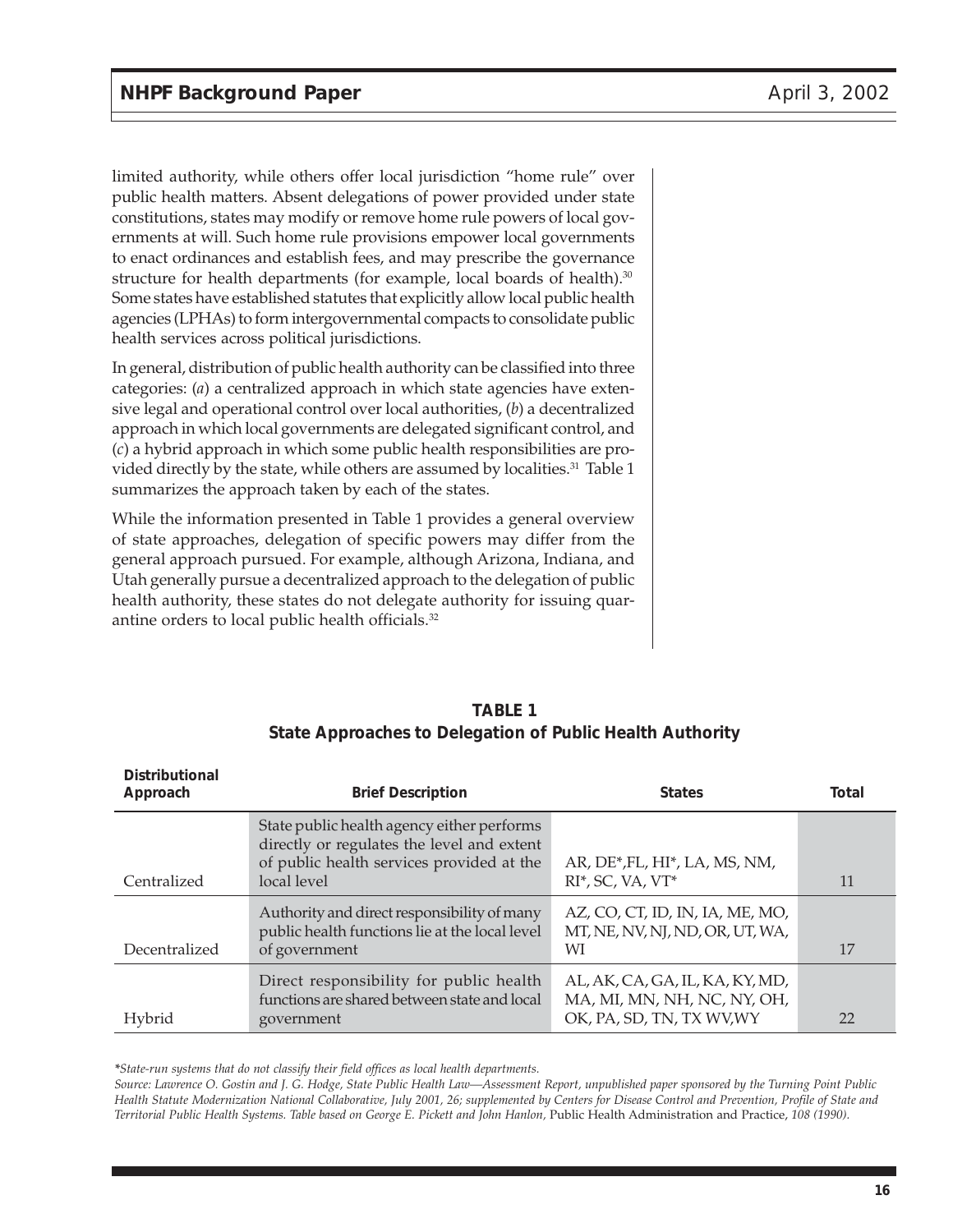limited authority, while others offer local jurisdiction "home rule" over public health matters. Absent delegations of power provided under state constitutions, states may modify or remove home rule powers of local governments at will. Such home rule provisions empower local governments to enact ordinances and establish fees, and may prescribe the governance structure for health departments (for example, local boards of health).[30] Some states have established statutes that explicitly allow local public health agencies (LPHAs) to form intergovernmental compacts to consolidate public health services across political jurisdictions.

In general, distribution of public health authority can be classified into three categories: (*a*) a centralized approach in which state agencies have extensive legal and operational control over local authorities, (*b*) a decentralized approach in which local governments are delegated significant control, and (*c*) a hybrid approach in which some public health responsibilities are provided directly by the state, while others are assumed by localities.[31] Table 1 summarizes the approach taken by each of the states.

While the information presented in Table 1 provides a general overview of state approaches, delegation of specific powers may differ from the general approach pursued. For example, although Arizona, Indiana, and Utah generally pursue a decentralized approach to the delegation of public health authority, these states do not delegate authority for issuing quarantine orders to local public health officials.[32]

**TABLE 1**
**State Approaches to Delegation of Public Health Authority**

| Distributional Approach | Brief Description | States | Total |
|---|---|---|---|
| Centralized | State public health agency either performs directly or regulates the level and extent of public health services provided at the local level | AR, DE*,FL, HI*, LA, MS, NM, RI*, SC, VA, VT* | 11 |
| Decentralized | Authority and direct responsibility of many public health functions lie at the local level of government | AZ, CO, CT, ID, IN, IA, ME, MO, MT, NE, NV, NJ, ND, OR, UT, WA, WI | 17 |
| Hybrid | Direct responsibility for public health functions are shared between state and local government | AL, AK, CA, GA, IL, KA, KY, MD, MA, MI, MN, NH, NC, NY, OH, OK, PA, SD, TN, TX WV,WY | 22 |

*\*State-run systems that do not classify their field offices as local health departments.*

*Source: Lawrence O. Gostin and J. G. Hodge, State Public Health Law—Assessment Report, unpublished paper sponsored by the Turning Point Public Health Statute Modernization National Collaborative, July 2001, 26; supplemented by Centers for Disease Control and Prevention, Profile of State and Territorial Public Health Systems. Table based on George E. Pickett and John Hanlon,* Public Health Administration and Practice, *108 (1990).*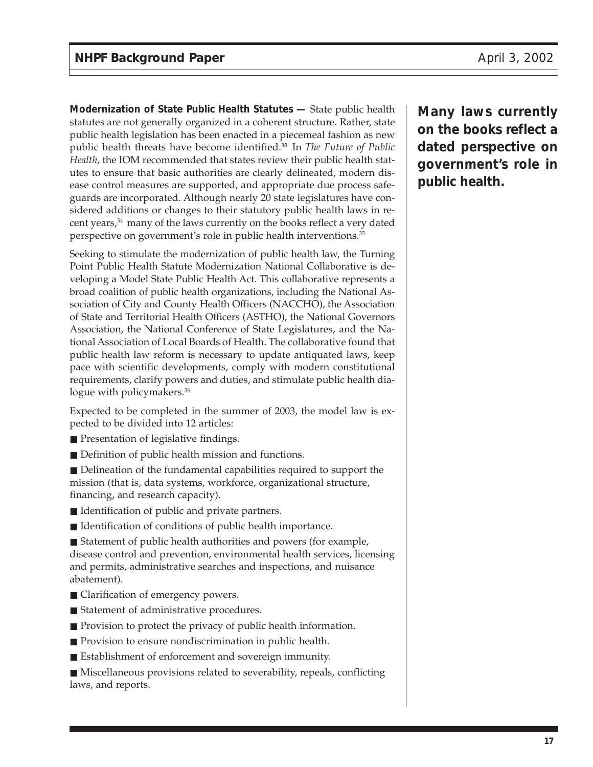**Modernization of State Public Health Statutes —** State public health statutes are not generally organized in a coherent structure. Rather, state public health legislation has been enacted in a piecemeal fashion as new public health threats have become identified.[33] In *The Future of Public Health,* the IOM recommended that states review their public health statutes to ensure that basic authorities are clearly delineated, modern disease control measures are supported, and appropriate due process safeguards are incorporated. Although nearly 20 state legislatures have considered additions or changes to their statutory public health laws in recent years,[34] many of the laws currently on the books reflect a very dated perspective on government's role in public health interventions.[35]

**Many laws currently on the books reflect a dated perspective on government's role in public health.**

Seeking to stimulate the modernization of public health law, the Turning Point Public Health Statute Modernization National Collaborative is developing a Model State Public Health Act. This collaborative represents a broad coalition of public health organizations, including the National Association of City and County Health Officers (NACCHO), the Association of State and Territorial Health Officers (ASTHO), the National Governors Association, the National Conference of State Legislatures, and the National Association of Local Boards of Health. The collaborative found that public health law reform is necessary to update antiquated laws, keep pace with scientific developments, comply with modern constitutional requirements, clarify powers and duties, and stimulate public health dialogue with policymakers.[36]

Expected to be completed in the summer of 2003, the model law is expected to be divided into 12 articles:

- Presentation of legislative findings.
- Definition of public health mission and functions.
- Delineation of the fundamental capabilities required to support the mission (that is, data systems, workforce, organizational structure, financing, and research capacity).
- Identification of public and private partners.
- Identification of conditions of public health importance.
- Statement of public health authorities and powers (for example, disease control and prevention, environmental health services, licensing and permits, administrative searches and inspections, and nuisance abatement).
- Clarification of emergency powers.
- Statement of administrative procedures.
- Provision to protect the privacy of public health information.
- Provision to ensure nondiscrimination in public health.
- Establishment of enforcement and sovereign immunity.
- Miscellaneous provisions related to severability, repeals, conflicting laws, and reports.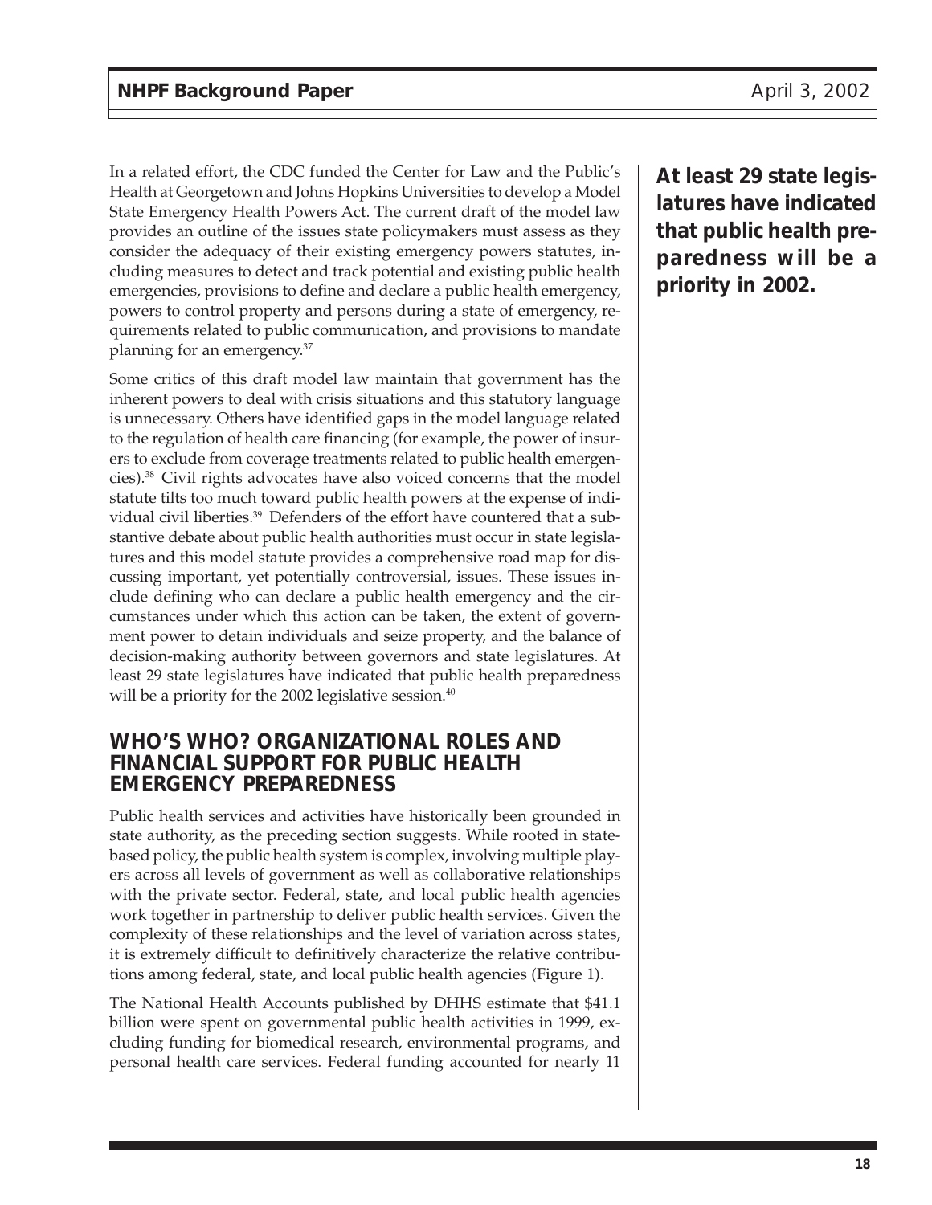In a related effort, the CDC funded the Center for Law and the Public's Health at Georgetown and Johns Hopkins Universities to develop a Model State Emergency Health Powers Act. The current draft of the model law provides an outline of the issues state policymakers must assess as they consider the adequacy of their existing emergency powers statutes, including measures to detect and track potential and existing public health emergencies, provisions to define and declare a public health emergency, powers to control property and persons during a state of emergency, requirements related to public communication, and provisions to mandate planning for an emergency.[37]

**At least 29 state legislatures have indicated that public health preparedness will be a priority in 2002.**

Some critics of this draft model law maintain that government has the inherent powers to deal with crisis situations and this statutory language is unnecessary. Others have identified gaps in the model language related to the regulation of health care financing (for example, the power of insurers to exclude from coverage treatments related to public health emergencies).[38] Civil rights advocates have also voiced concerns that the model statute tilts too much toward public health powers at the expense of individual civil liberties.[39] Defenders of the effort have countered that a substantive debate about public health authorities must occur in state legislatures and this model statute provides a comprehensive road map for discussing important, yet potentially controversial, issues. These issues include defining who can declare a public health emergency and the circumstances under which this action can be taken, the extent of government power to detain individuals and seize property, and the balance of decision-making authority between governors and state legislatures. At least 29 state legislatures have indicated that public health preparedness will be a priority for the 2002 legislative session.[40]

## WHO'S WHO? ORGANIZATIONAL ROLES AND FINANCIAL SUPPORT FOR PUBLIC HEALTH EMERGENCY PREPAREDNESS

Public health services and activities have historically been grounded in state authority, as the preceding section suggests. While rooted in state-based policy, the public health system is complex, involving multiple players across all levels of government as well as collaborative relationships with the private sector. Federal, state, and local public health agencies work together in partnership to deliver public health services. Given the complexity of these relationships and the level of variation across states, it is extremely difficult to definitively characterize the relative contributions among federal, state, and local public health agencies (Figure 1).

The National Health Accounts published by DHHS estimate that $41.1 billion were spent on governmental public health activities in 1999, excluding funding for biomedical research, environmental programs, and personal health care services. Federal funding accounted for nearly 11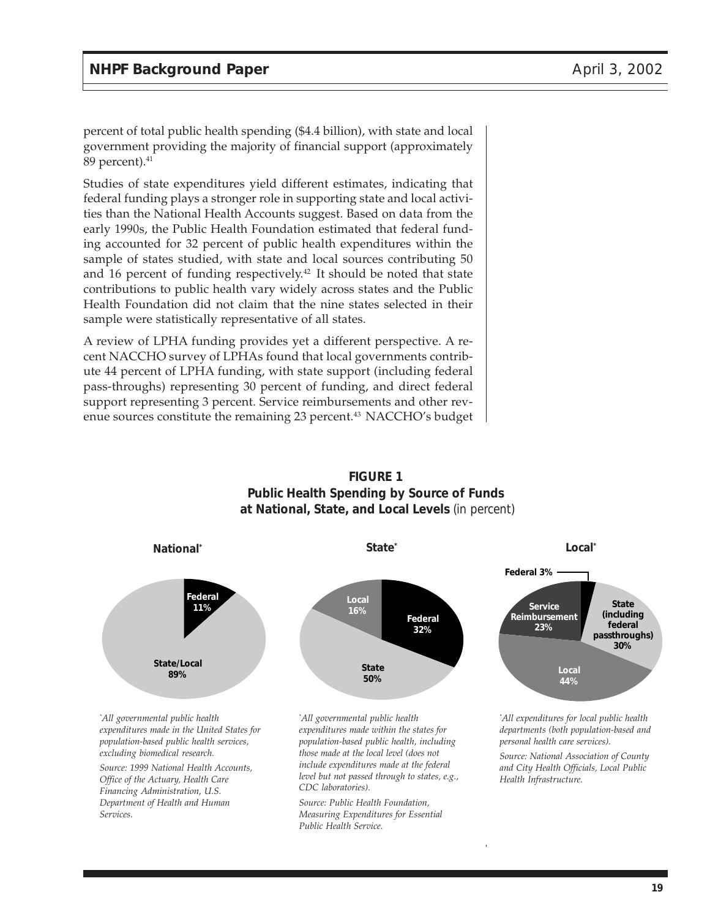percent of total public health spending ($4.4 billion), with state and local government providing the majority of financial support (approximately 89 percent).[41]

Studies of state expenditures yield different estimates, indicating that federal funding plays a stronger role in supporting state and local activities than the National Health Accounts suggest. Based on data from the early 1990s, the Public Health Foundation estimated that federal funding accounted for 32 percent of public health expenditures within the sample of states studied, with state and local sources contributing 50 and 16 percent of funding respectively.[42] It should be noted that state contributions to public health vary widely across states and the Public Health Foundation did not claim that the nine states selected in their sample were statistically representative of all states.

A review of LPHA funding provides yet a different perspective. A recent NACCHO survey of LPHAs found that local governments contribute 44 percent of LPHA funding, with state support (including federal pass-throughs) representing 30 percent of funding, and direct federal support representing 3 percent. Service reimbursements and other revenue sources constitute the remaining 23 percent.[43] NACCHO's budget

**FIGURE 1**
**Public Health Spending by Source of Funds at National, State, and Local Levels** (in percent)

**National***

- Federal 11%
- State/Local 89%

*\*All governmental public health expenditures made in the United States for population-based public health services, excluding biomedical research.*

*Source: 1999 National Health Accounts, Office of the Actuary, Health Care Financing Administration, U.S. Department of Health and Human Services.*

**State***

- Federal 32%
- State 50%
- Local 16%

*\*All governmental public health expenditures made within the states for population-based public health, including those made at the local level (does not include expenditures made at the federal level but not passed through to states, e.g., CDC laboratories).*

*Source: Public Health Foundation, Measuring Expenditures for Essential Public Health Service.*

**Local***

- Federal 3%
- State (including federal passthroughs) 30%
- Local 44%
- Service Reimbursement 23%

*\*All expenditures for local public health departments (both population-based and personal health care services).*

*Source: National Association of County and City Health Officials, Local Public Health Infrastructure.*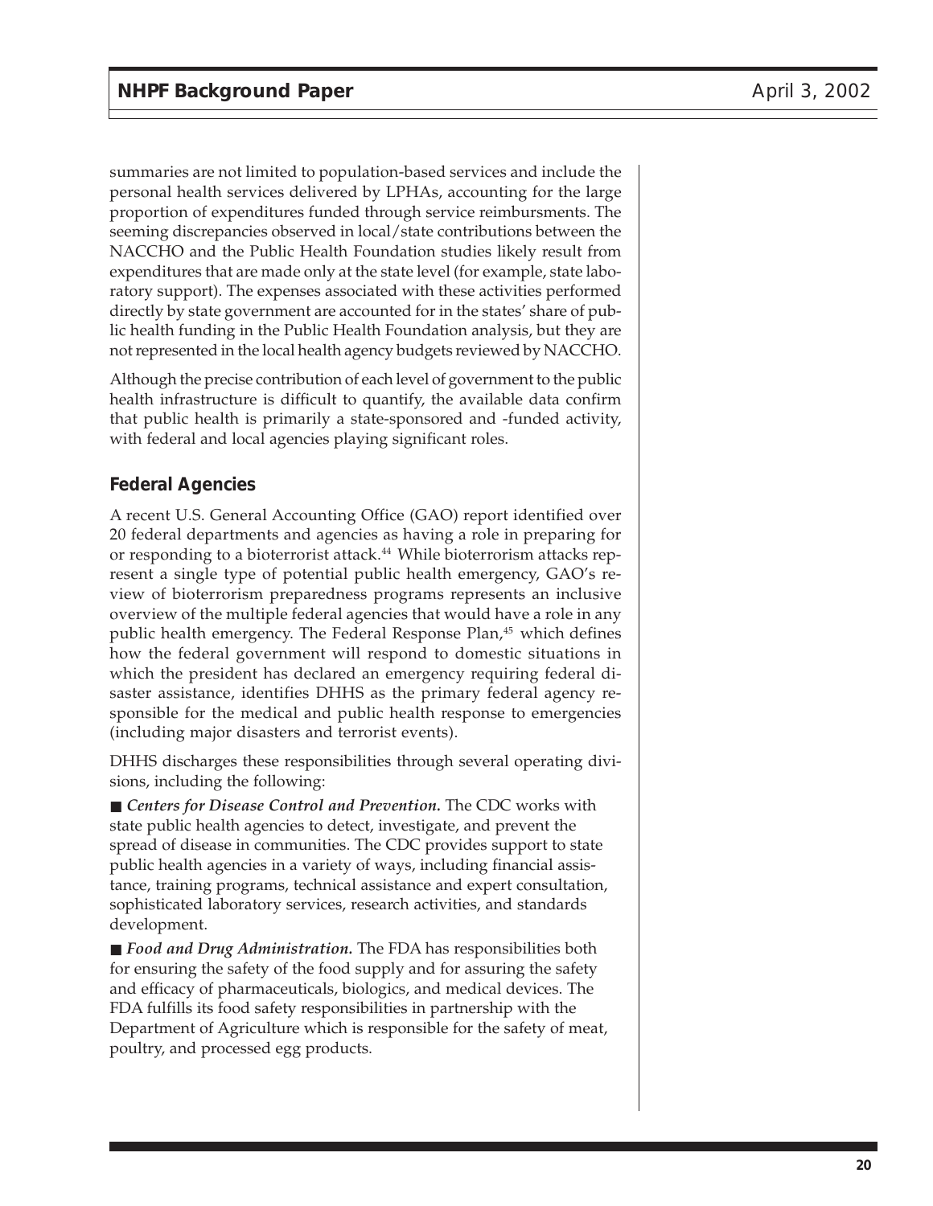summaries are not limited to population-based services and include the personal health services delivered by LPHAs, accounting for the large proportion of expenditures funded through service reimbursments. The seeming discrepancies observed in local/state contributions between the NACCHO and the Public Health Foundation studies likely result from expenditures that are made only at the state level (for example, state laboratory support). The expenses associated with these activities performed directly by state government are accounted for in the states' share of public health funding in the Public Health Foundation analysis, but they are not represented in the local health agency budgets reviewed by NACCHO.

Although the precise contribution of each level of government to the public health infrastructure is difficult to quantify, the available data confirm that public health is primarily a state-sponsored and -funded activity, with federal and local agencies playing significant roles.

## Federal Agencies

A recent U.S. General Accounting Office (GAO) report identified over 20 federal departments and agencies as having a role in preparing for or responding to a bioterrorist attack.[44] While bioterrorism attacks represent a single type of potential public health emergency, GAO's review of bioterrorism preparedness programs represents an inclusive overview of the multiple federal agencies that would have a role in any public health emergency. The Federal Response Plan,[45] which defines how the federal government will respond to domestic situations in which the president has declared an emergency requiring federal disaster assistance, identifies DHHS as the primary federal agency responsible for the medical and public health response to emergencies (including major disasters and terrorist events).

DHHS discharges these responsibilities through several operating divisions, including the following:

- ***Centers for Disease Control and Prevention.*** The CDC works with state public health agencies to detect, investigate, and prevent the spread of disease in communities. The CDC provides support to state public health agencies in a variety of ways, including financial assistance, training programs, technical assistance and expert consultation, sophisticated laboratory services, research activities, and standards development.

- ***Food and Drug Administration.*** The FDA has responsibilities both for ensuring the safety of the food supply and for assuring the safety and efficacy of pharmaceuticals, biologics, and medical devices. The FDA fulfills its food safety responsibilities in partnership with the Department of Agriculture which is responsible for the safety of meat, poultry, and processed egg products.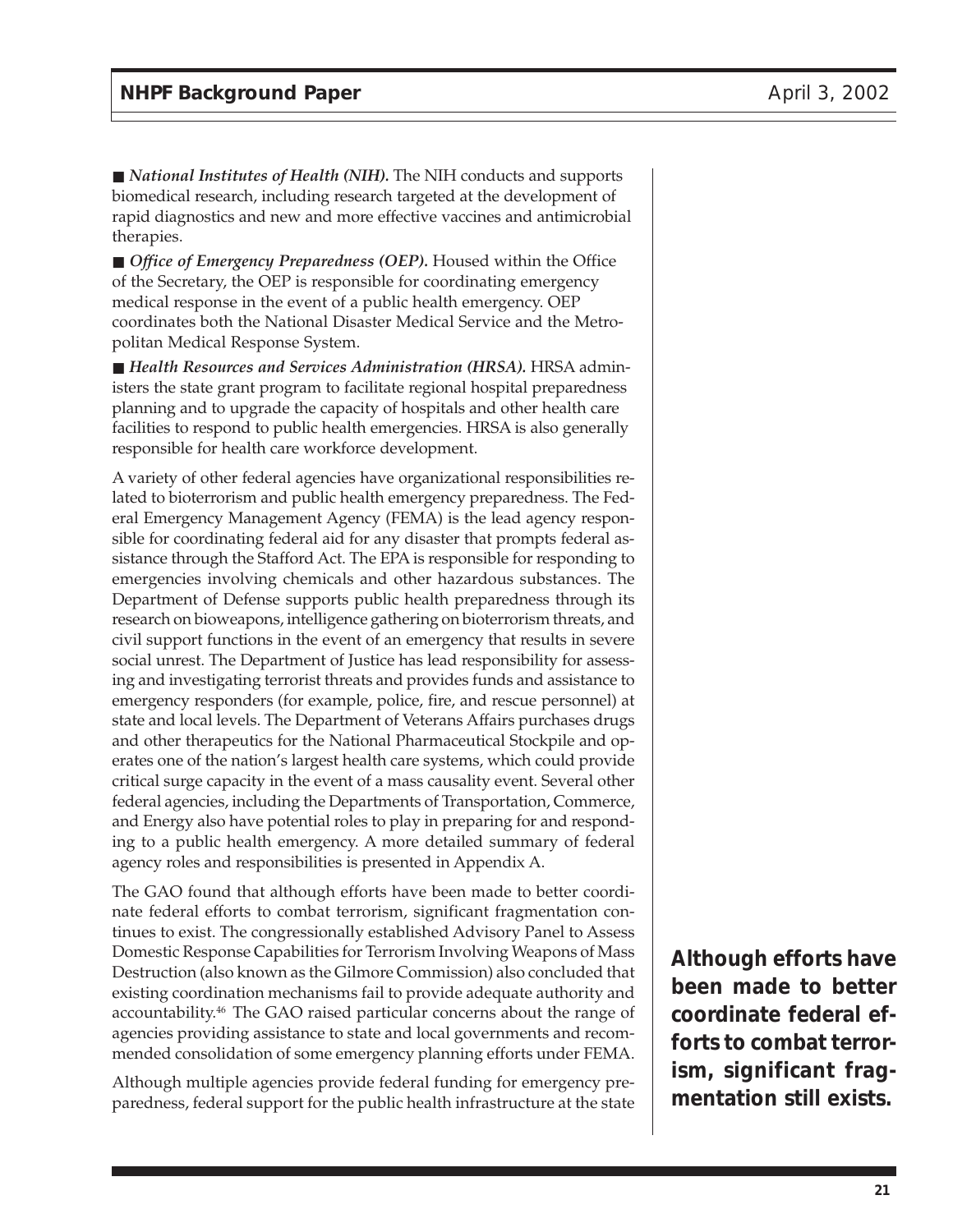■ ***National Institutes of Health (NIH).*** The NIH conducts and supports biomedical research, including research targeted at the development of rapid diagnostics and new and more effective vaccines and antimicrobial therapies.

■ ***Office of Emergency Preparedness (OEP).*** Housed within the Office of the Secretary, the OEP is responsible for coordinating emergency medical response in the event of a public health emergency. OEP coordinates both the National Disaster Medical Service and the Metropolitan Medical Response System.

■ ***Health Resources and Services Administration (HRSA).*** HRSA administers the state grant program to facilitate regional hospital preparedness planning and to upgrade the capacity of hospitals and other health care facilities to respond to public health emergencies. HRSA is also generally responsible for health care workforce development.

A variety of other federal agencies have organizational responsibilities related to bioterrorism and public health emergency preparedness. The Federal Emergency Management Agency (FEMA) is the lead agency responsible for coordinating federal aid for any disaster that prompts federal assistance through the Stafford Act. The EPA is responsible for responding to emergencies involving chemicals and other hazardous substances. The Department of Defense supports public health preparedness through its research on bioweapons, intelligence gathering on bioterrorism threats, and civil support functions in the event of an emergency that results in severe social unrest. The Department of Justice has lead responsibility for assessing and investigating terrorist threats and provides funds and assistance to emergency responders (for example, police, fire, and rescue personnel) at state and local levels. The Department of Veterans Affairs purchases drugs and other therapeutics for the National Pharmaceutical Stockpile and operates one of the nation's largest health care systems, which could provide critical surge capacity in the event of a mass causality event. Several other federal agencies, including the Departments of Transportation, Commerce, and Energy also have potential roles to play in preparing for and responding to a public health emergency. A more detailed summary of federal agency roles and responsibilities is presented in Appendix A.

The GAO found that although efforts have been made to better coordinate federal efforts to combat terrorism, significant fragmentation continues to exist. The congressionally established Advisory Panel to Assess Domestic Response Capabilities for Terrorism Involving Weapons of Mass Destruction (also known as the Gilmore Commission) also concluded that existing coordination mechanisms fail to provide adequate authority and accountability.[46] The GAO raised particular concerns about the range of agencies providing assistance to state and local governments and recommended consolidation of some emergency planning efforts under FEMA.

**Although efforts have been made to better coordinate federal efforts to combat terrorism, significant fragmentation still exists.**

Although multiple agencies provide federal funding for emergency preparedness, federal support for the public health infrastructure at the state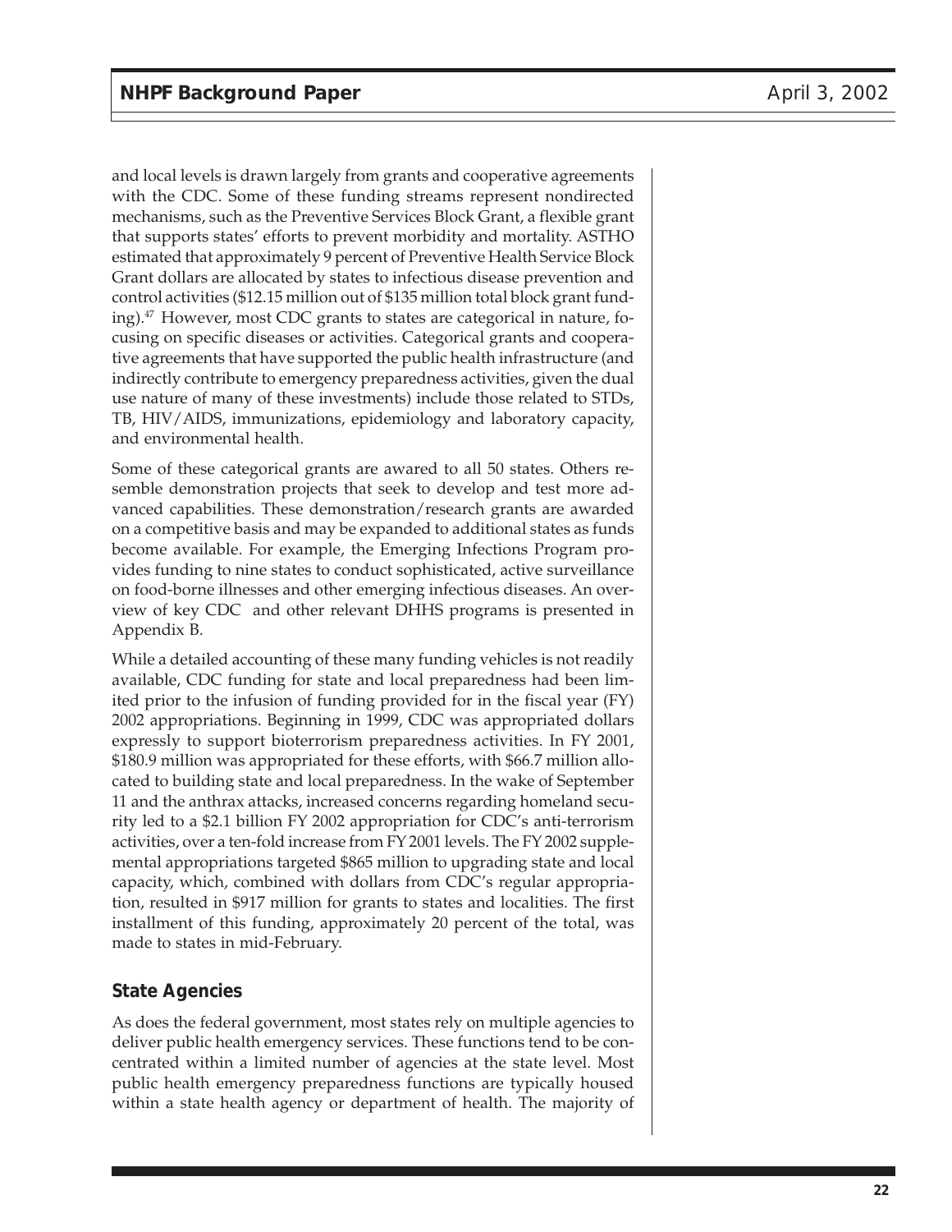and local levels is drawn largely from grants and cooperative agreements with the CDC. Some of these funding streams represent nondirected mechanisms, such as the Preventive Services Block Grant, a flexible grant that supports states' efforts to prevent morbidity and mortality. ASTHO estimated that approximately 9 percent of Preventive Health Service Block Grant dollars are allocated by states to infectious disease prevention and control activities ($12.15 million out of $135 million total block grant funding).[47] However, most CDC grants to states are categorical in nature, focusing on specific diseases or activities. Categorical grants and cooperative agreements that have supported the public health infrastructure (and indirectly contribute to emergency preparedness activities, given the dual use nature of many of these investments) include those related to STDs, TB, HIV/AIDS, immunizations, epidemiology and laboratory capacity, and environmental health.

Some of these categorical grants are awared to all 50 states. Others resemble demonstration projects that seek to develop and test more advanced capabilities. These demonstration/research grants are awarded on a competitive basis and may be expanded to additional states as funds become available. For example, the Emerging Infections Program provides funding to nine states to conduct sophisticated, active surveillance on food-borne illnesses and other emerging infectious diseases. An overview of key CDC and other relevant DHHS programs is presented in Appendix B.

While a detailed accounting of these many funding vehicles is not readily available, CDC funding for state and local preparedness had been limited prior to the infusion of funding provided for in the fiscal year (FY) 2002 appropriations. Beginning in 1999, CDC was appropriated dollars expressly to support bioterrorism preparedness activities. In FY 2001, $180.9 million was appropriated for these efforts, with $66.7 million allocated to building state and local preparedness. In the wake of September 11 and the anthrax attacks, increased concerns regarding homeland security led to a $2.1 billion FY 2002 appropriation for CDC's anti-terrorism activities, over a ten-fold increase from FY 2001 levels. The FY 2002 supplemental appropriations targeted $865 million to upgrading state and local capacity, which, combined with dollars from CDC's regular appropriation, resulted in $917 million for grants to states and localities. The first installment of this funding, approximately 20 percent of the total, was made to states in mid-February.

### State Agencies

As does the federal government, most states rely on multiple agencies to deliver public health emergency services. These functions tend to be concentrated within a limited number of agencies at the state level. Most public health emergency preparedness functions are typically housed within a state health agency or department of health. The majority of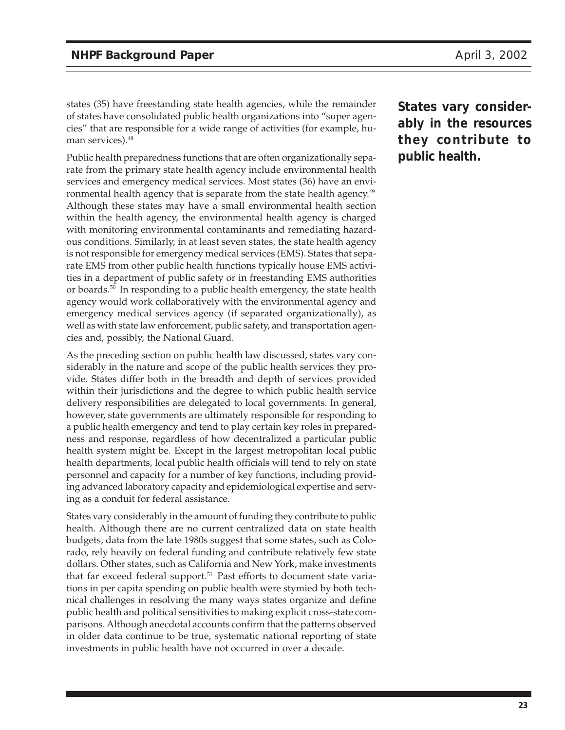states (35) have freestanding state health agencies, while the remainder of states have consolidated public health organizations into "super agencies" that are responsible for a wide range of activities (for example, human services).[48]

Public health preparedness functions that are often organizationally separate from the primary state health agency include environmental health services and emergency medical services. Most states (36) have an environmental health agency that is separate from the state health agency.[49] Although these states may have a small environmental health section within the health agency, the environmental health agency is charged with monitoring environmental contaminants and remediating hazardous conditions. Similarly, in at least seven states, the state health agency is not responsible for emergency medical services (EMS). States that separate EMS from other public health functions typically house EMS activities in a department of public safety or in freestanding EMS authorities or boards.[50] In responding to a public health emergency, the state health agency would work collaboratively with the environmental agency and emergency medical services agency (if separated organizationally), as well as with state law enforcement, public safety, and transportation agencies and, possibly, the National Guard.

As the preceding section on public health law discussed, states vary considerably in the nature and scope of the public health services they provide. States differ both in the breadth and depth of services provided within their jurisdictions and the degree to which public health service delivery responsibilities are delegated to local governments. In general, however, state governments are ultimately responsible for responding to a public health emergency and tend to play certain key roles in preparedness and response, regardless of how decentralized a particular public health system might be. Except in the largest metropolitan local public health departments, local public health officials will tend to rely on state personnel and capacity for a number of key functions, including providing advanced laboratory capacity and epidemiological expertise and serving as a conduit for federal assistance.

**States vary considerably in the resources they contribute to public health.**

States vary considerably in the amount of funding they contribute to public health. Although there are no current centralized data on state health budgets, data from the late 1980s suggest that some states, such as Colorado, rely heavily on federal funding and contribute relatively few state dollars. Other states, such as California and New York, make investments that far exceed federal support.[51] Past efforts to document state variations in per capita spending on public health were stymied by both technical challenges in resolving the many ways states organize and define public health and political sensitivities to making explicit cross-state comparisons. Although anecdotal accounts confirm that the patterns observed in older data continue to be true, systematic national reporting of state investments in public health have not occurred in over a decade.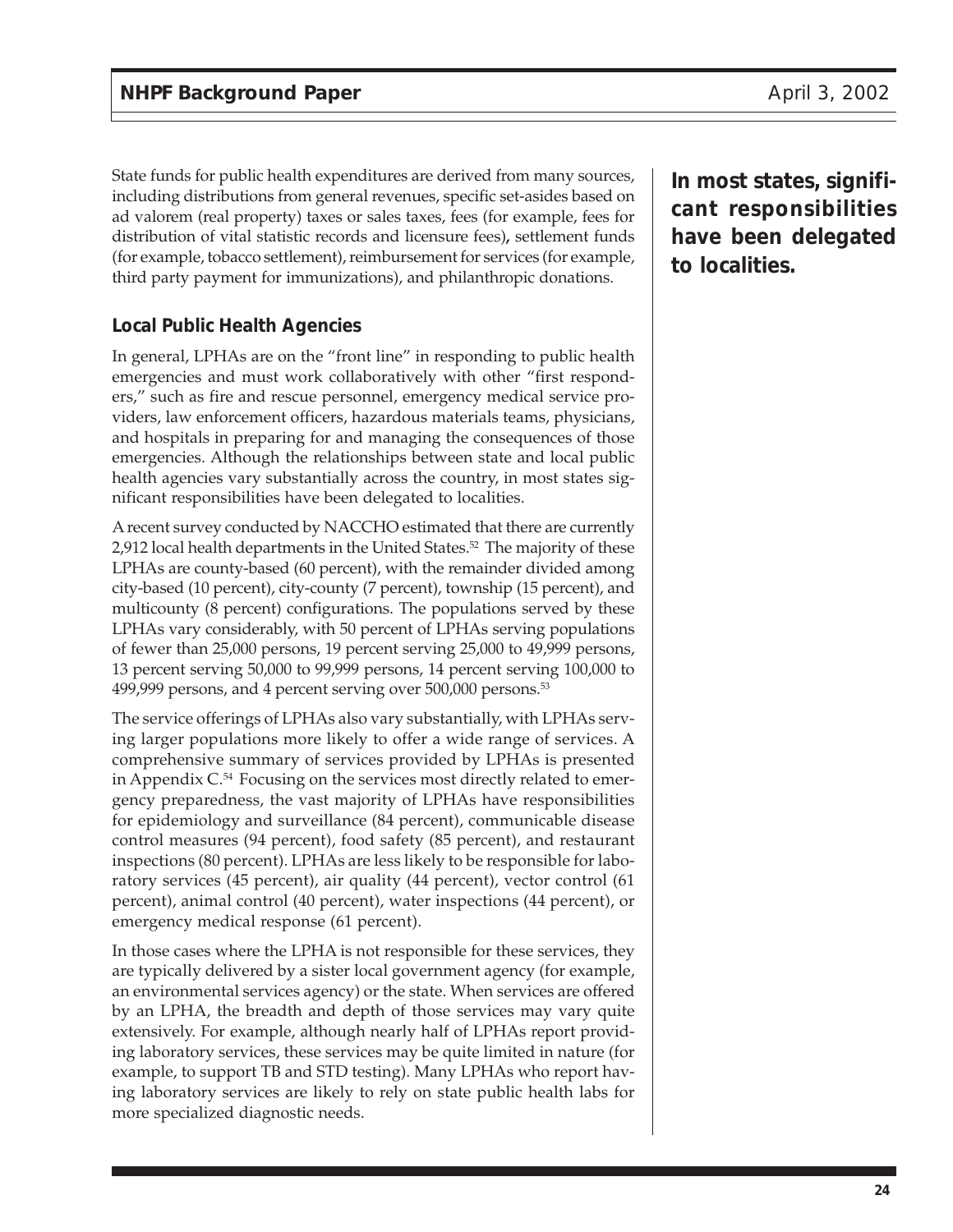State funds for public health expenditures are derived from many sources, including distributions from general revenues, specific set-asides based on ad valorem (real property) taxes or sales taxes, fees (for example, fees for distribution of vital statistic records and licensure fees), settlement funds (for example, tobacco settlement), reimbursement for services (for example, third party payment for immunizations), and philanthropic donations.

**In most states, significant responsibilities have been delegated to localities.**

### Local Public Health Agencies

In general, LPHAs are on the "front line" in responding to public health emergencies and must work collaboratively with other "first responders," such as fire and rescue personnel, emergency medical service providers, law enforcement officers, hazardous materials teams, physicians, and hospitals in preparing for and managing the consequences of those emergencies. Although the relationships between state and local public health agencies vary substantially across the country, in most states significant responsibilities have been delegated to localities.

A recent survey conducted by NACCHO estimated that there are currently 2,912 local health departments in the United States.[52] The majority of these LPHAs are county-based (60 percent), with the remainder divided among city-based (10 percent), city-county (7 percent), township (15 percent), and multicounty (8 percent) configurations. The populations served by these LPHAs vary considerably, with 50 percent of LPHAs serving populations of fewer than 25,000 persons, 19 percent serving 25,000 to 49,999 persons, 13 percent serving 50,000 to 99,999 persons, 14 percent serving 100,000 to 499,999 persons, and 4 percent serving over 500,000 persons.[53]

The service offerings of LPHAs also vary substantially, with LPHAs serving larger populations more likely to offer a wide range of services. A comprehensive summary of services provided by LPHAs is presented in Appendix C.[54] Focusing on the services most directly related to emergency preparedness, the vast majority of LPHAs have responsibilities for epidemiology and surveillance (84 percent), communicable disease control measures (94 percent), food safety (85 percent), and restaurant inspections (80 percent). LPHAs are less likely to be responsible for laboratory services (45 percent), air quality (44 percent), vector control (61 percent), animal control (40 percent), water inspections (44 percent), or emergency medical response (61 percent).

In those cases where the LPHA is not responsible for these services, they are typically delivered by a sister local government agency (for example, an environmental services agency) or the state. When services are offered by an LPHA, the breadth and depth of those services may vary quite extensively. For example, although nearly half of LPHAs report providing laboratory services, these services may be quite limited in nature (for example, to support TB and STD testing). Many LPHAs who report having laboratory services are likely to rely on state public health labs for more specialized diagnostic needs.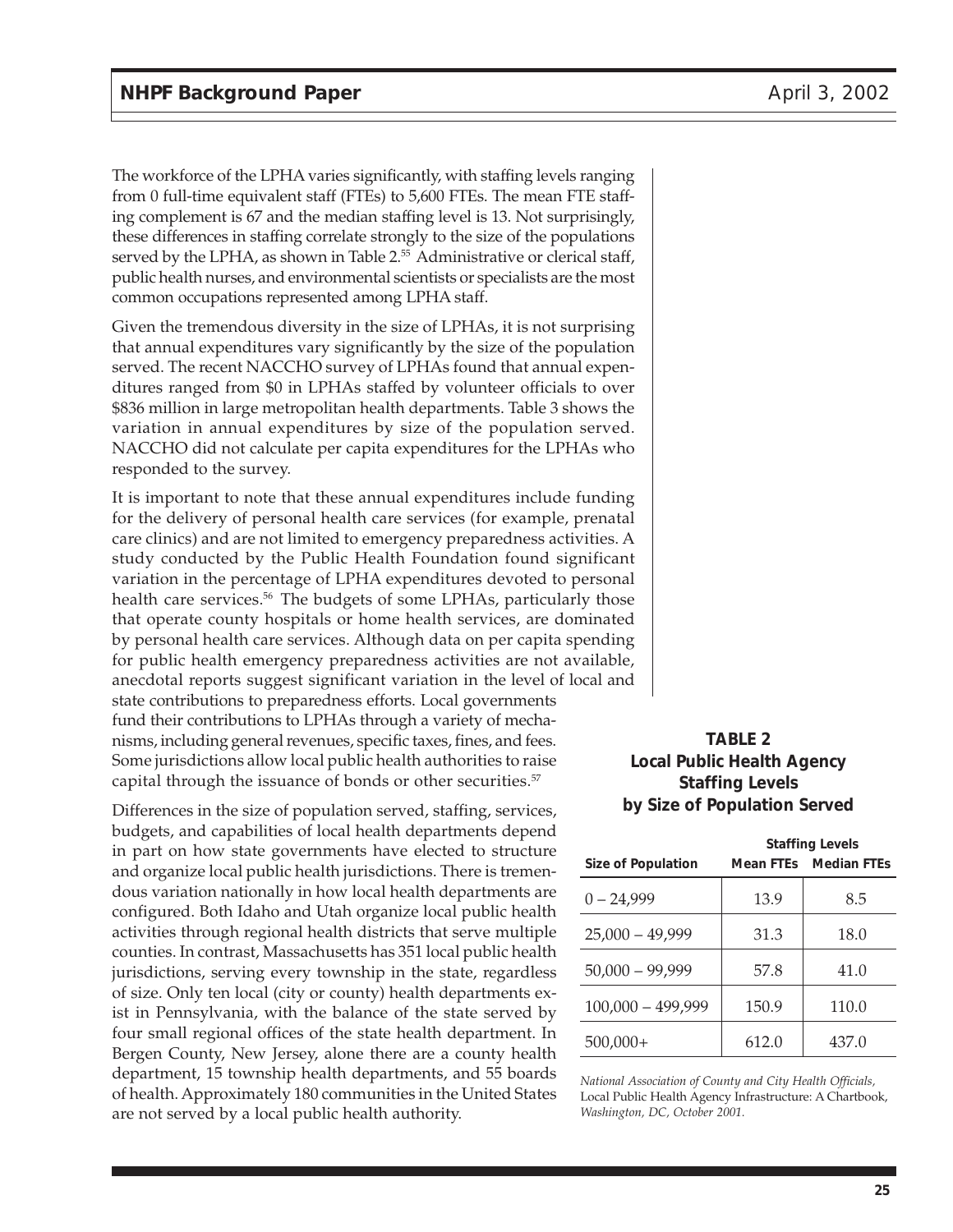The workforce of the LPHA varies significantly, with staffing levels ranging from 0 full-time equivalent staff (FTEs) to 5,600 FTEs. The mean FTE staffing complement is 67 and the median staffing level is 13. Not surprisingly, these differences in staffing correlate strongly to the size of the populations served by the LPHA, as shown in Table 2.[55] Administrative or clerical staff, public health nurses, and environmental scientists or specialists are the most common occupations represented among LPHA staff.

Given the tremendous diversity in the size of LPHAs, it is not surprising that annual expenditures vary significantly by the size of the population served. The recent NACCHO survey of LPHAs found that annual expenditures ranged from $0 in LPHAs staffed by volunteer officials to over $836 million in large metropolitan health departments. Table 3 shows the variation in annual expenditures by size of the population served. NACCHO did not calculate per capita expenditures for the LPHAs who responded to the survey.

It is important to note that these annual expenditures include funding for the delivery of personal health care services (for example, prenatal care clinics) and are not limited to emergency preparedness activities. A study conducted by the Public Health Foundation found significant variation in the percentage of LPHA expenditures devoted to personal health care services.[56] The budgets of some LPHAs, particularly those that operate county hospitals or home health services, are dominated by personal health care services. Although data on per capita spending for public health emergency preparedness activities are not available, anecdotal reports suggest significant variation in the level of local and state contributions to preparedness efforts. Local governments fund their contributions to LPHAs through a variety of mechanisms, including general revenues, specific taxes, fines, and fees. Some jurisdictions allow local public health authorities to raise capital through the issuance of bonds or other securities.[57]

Differences in the size of population served, staffing, services, budgets, and capabilities of local health departments depend in part on how state governments have elected to structure and organize local public health jurisdictions. There is tremendous variation nationally in how local health departments are configured. Both Idaho and Utah organize local public health activities through regional health districts that serve multiple counties. In contrast, Massachusetts has 351 local public health jurisdictions, serving every township in the state, regardless of size. Only ten local (city or county) health departments exist in Pennsylvania, with the balance of the state served by four small regional offices of the state health department. In Bergen County, New Jersey, alone there are a county health department, 15 township health departments, and 55 boards of health. Approximately 180 communities in the United States are not served by a local public health authority.

**TABLE 2**
**Local Public Health Agency Staffing Levels by Size of Population Served**

| Size of Population | Staffing Levels | |
|---|---|---|
| | Mean FTEs | Median FTEs |
| 0 – 24,999 | 13.9 | 8.5 |
| 25,000 – 49,999 | 31.3 | 18.0 |
| 50,000 – 99,999 | 57.8 | 41.0 |
| 100,000 – 499,999 | 150.9 | 110.0 |
| 500,000+ | 612.0 | 437.0 |

*National Association of County and City Health Officials,* Local Public Health Agency Infrastructure: A Chartbook, *Washington, DC, October 2001.*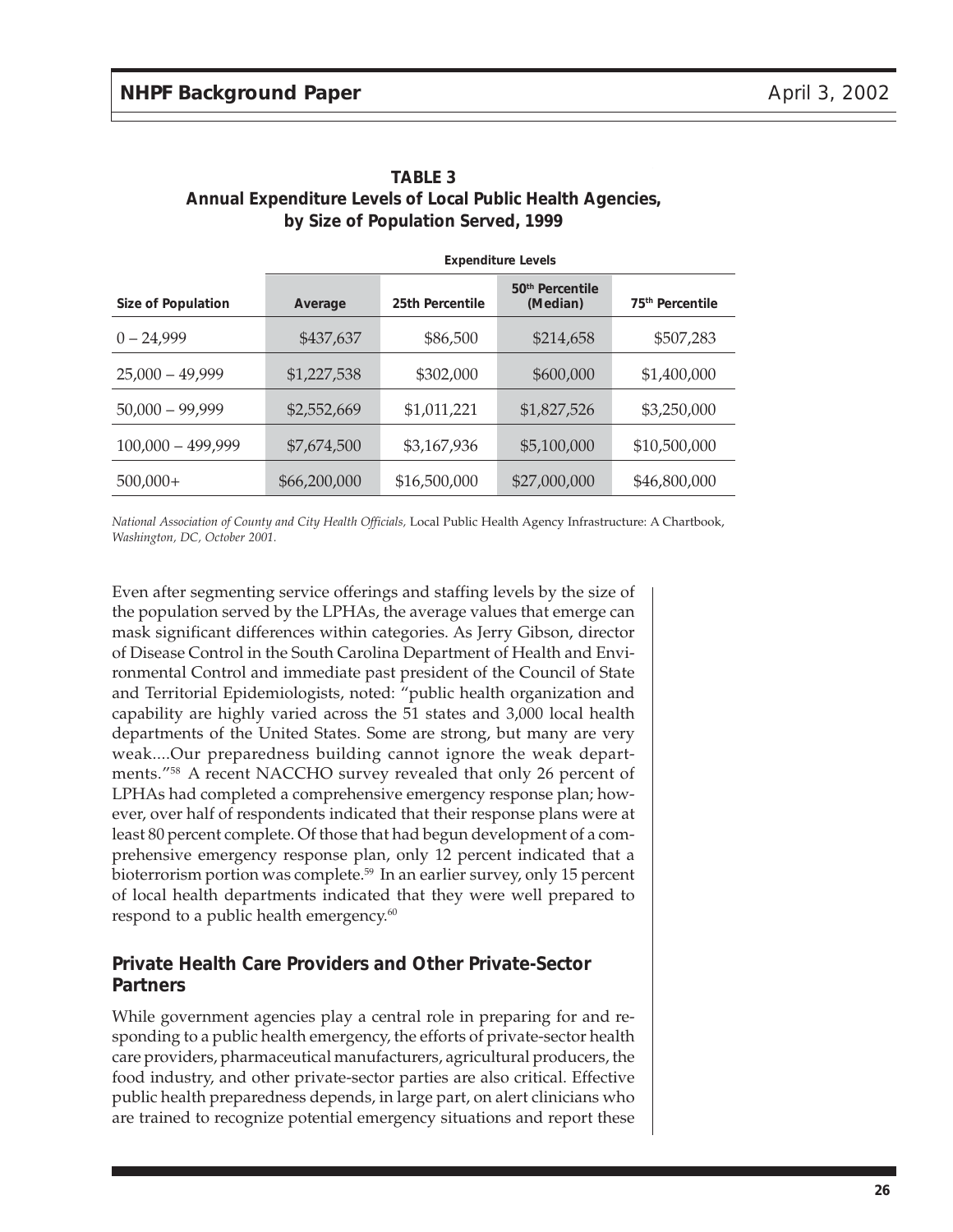**TABLE 3**
**Annual Expenditure Levels of Local Public Health Agencies, by Size of Population Served, 1999**

| | Expenditure Levels | | | |
|---|---|---|---|---|
| **Size of Population** | **Average** | **25th Percentile** | **50th Percentile (Median)** | **75th Percentile** |
| 0 – 24,999 | $437,637 | $86,500 | $214,658 | $507,283 |
| 25,000 – 49,999 | $1,227,538 | $302,000 | $600,000 | $1,400,000 |
| 50,000 – 99,999 | $2,552,669 | $1,011,221 | $1,827,526 | $3,250,000 |
| 100,000 – 499,999 | $7,674,500 | $3,167,936 | $5,100,000 | $10,500,000 |
| 500,000+ | $66,200,000 | $16,500,000 | $27,000,000 | $46,800,000 |

*National Association of County and City Health Officials,* Local Public Health Agency Infrastructure: A Chartbook, *Washington, DC, October 2001.*

Even after segmenting service offerings and staffing levels by the size of the population served by the LPHAs, the average values that emerge can mask significant differences within categories. As Jerry Gibson, director of Disease Control in the South Carolina Department of Health and Environmental Control and immediate past president of the Council of State and Territorial Epidemiologists, noted: "public health organization and capability are highly varied across the 51 states and 3,000 local health departments of the United States. Some are strong, but many are very weak....Our preparedness building cannot ignore the weak departments."[58] A recent NACCHO survey revealed that only 26 percent of LPHAs had completed a comprehensive emergency response plan; however, over half of respondents indicated that their response plans were at least 80 percent complete. Of those that had begun development of a comprehensive emergency response plan, only 12 percent indicated that a bioterrorism portion was complete.[59] In an earlier survey, only 15 percent of local health departments indicated that they were well prepared to respond to a public health emergency.[60]

## Private Health Care Providers and Other Private-Sector Partners

While government agencies play a central role in preparing for and responding to a public health emergency, the efforts of private-sector health care providers, pharmaceutical manufacturers, agricultural producers, the food industry, and other private-sector parties are also critical. Effective public health preparedness depends, in large part, on alert clinicians who are trained to recognize potential emergency situations and report these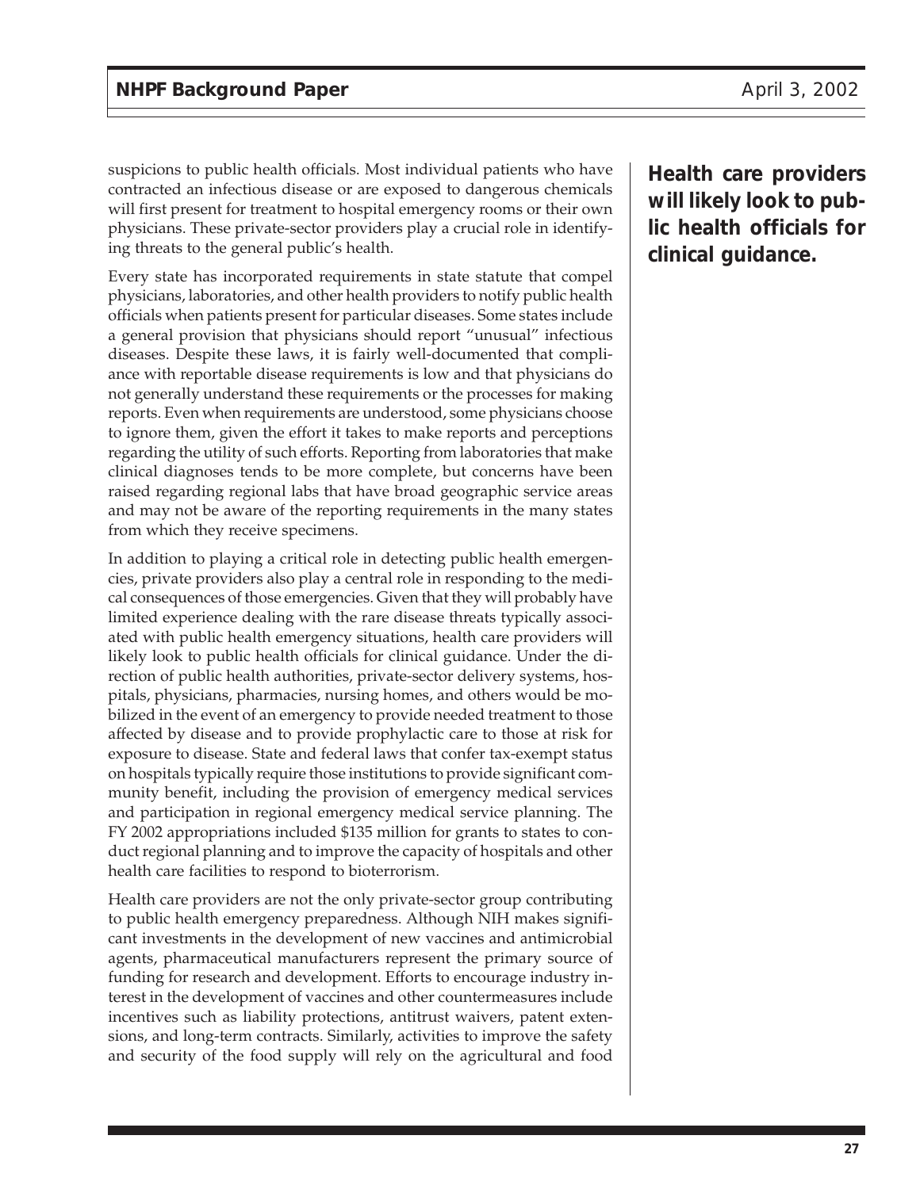suspicions to public health officials. Most individual patients who have contracted an infectious disease or are exposed to dangerous chemicals will first present for treatment to hospital emergency rooms or their own physicians. These private-sector providers play a crucial role in identifying threats to the general public's health.

**Health care providers will likely look to public health officials for clinical guidance.**

Every state has incorporated requirements in state statute that compel physicians, laboratories, and other health providers to notify public health officials when patients present for particular diseases. Some states include a general provision that physicians should report "unusual" infectious diseases. Despite these laws, it is fairly well-documented that compliance with reportable disease requirements is low and that physicians do not generally understand these requirements or the processes for making reports. Even when requirements are understood, some physicians choose to ignore them, given the effort it takes to make reports and perceptions regarding the utility of such efforts. Reporting from laboratories that make clinical diagnoses tends to be more complete, but concerns have been raised regarding regional labs that have broad geographic service areas and may not be aware of the reporting requirements in the many states from which they receive specimens.

In addition to playing a critical role in detecting public health emergencies, private providers also play a central role in responding to the medical consequences of those emergencies. Given that they will probably have limited experience dealing with the rare disease threats typically associated with public health emergency situations, health care providers will likely look to public health officials for clinical guidance. Under the direction of public health authorities, private-sector delivery systems, hospitals, physicians, pharmacies, nursing homes, and others would be mobilized in the event of an emergency to provide needed treatment to those affected by disease and to provide prophylactic care to those at risk for exposure to disease. State and federal laws that confer tax-exempt status on hospitals typically require those institutions to provide significant community benefit, including the provision of emergency medical services and participation in regional emergency medical service planning. The FY 2002 appropriations included $135 million for grants to states to conduct regional planning and to improve the capacity of hospitals and other health care facilities to respond to bioterrorism.

Health care providers are not the only private-sector group contributing to public health emergency preparedness. Although NIH makes significant investments in the development of new vaccines and antimicrobial agents, pharmaceutical manufacturers represent the primary source of funding for research and development. Efforts to encourage industry interest in the development of vaccines and other countermeasures include incentives such as liability protections, antitrust waivers, patent extensions, and long-term contracts. Similarly, activities to improve the safety and security of the food supply will rely on the agricultural and food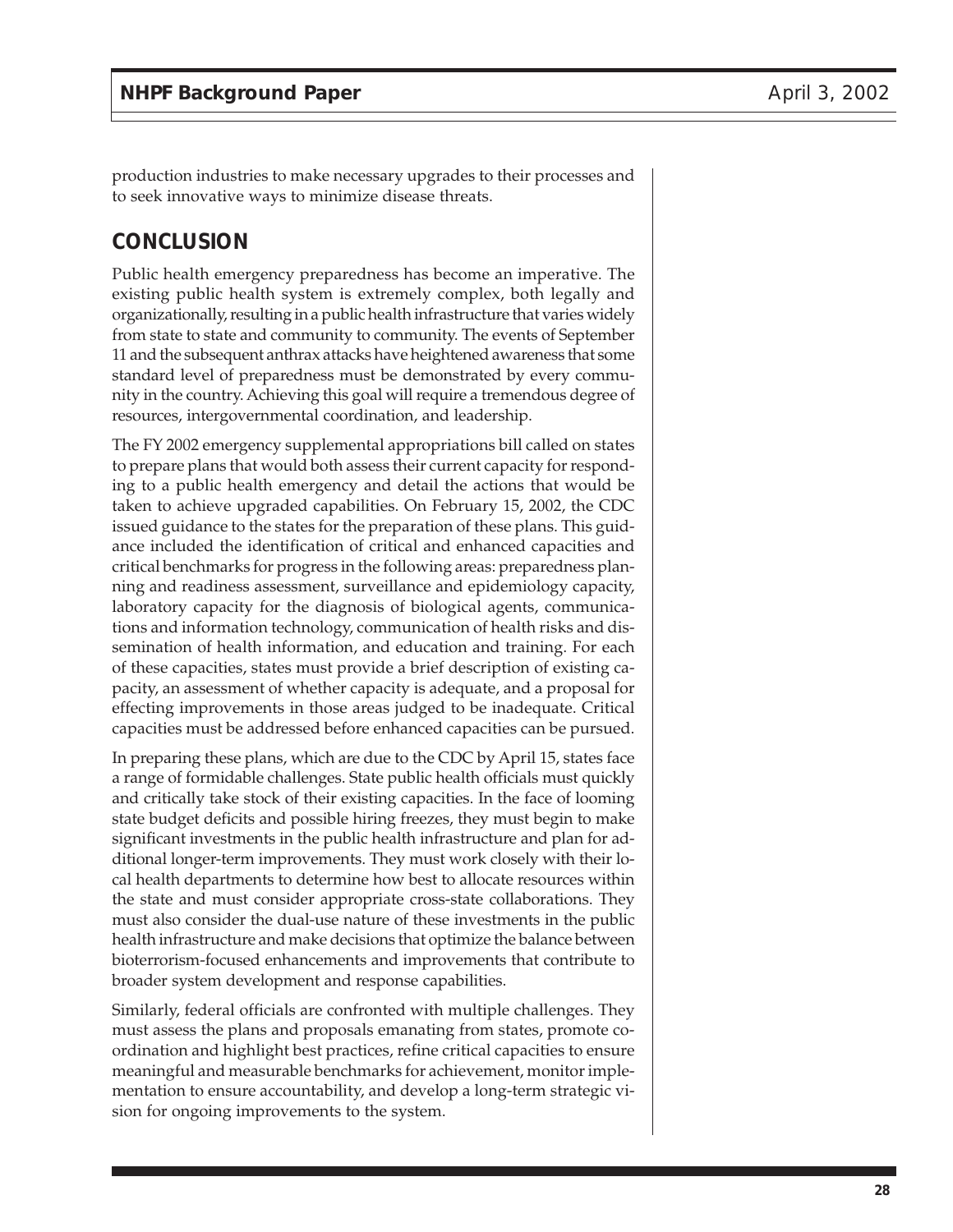production industries to make necessary upgrades to their processes and to seek innovative ways to minimize disease threats.

## CONCLUSION

Public health emergency preparedness has become an imperative. The existing public health system is extremely complex, both legally and organizationally, resulting in a public health infrastructure that varies widely from state to state and community to community. The events of September 11 and the subsequent anthrax attacks have heightened awareness that some standard level of preparedness must be demonstrated by every community in the country. Achieving this goal will require a tremendous degree of resources, intergovernmental coordination, and leadership.

The FY 2002 emergency supplemental appropriations bill called on states to prepare plans that would both assess their current capacity for responding to a public health emergency and detail the actions that would be taken to achieve upgraded capabilities. On February 15, 2002, the CDC issued guidance to the states for the preparation of these plans. This guidance included the identification of critical and enhanced capacities and critical benchmarks for progress in the following areas: preparedness planning and readiness assessment, surveillance and epidemiology capacity, laboratory capacity for the diagnosis of biological agents, communications and information technology, communication of health risks and dissemination of health information, and education and training. For each of these capacities, states must provide a brief description of existing capacity, an assessment of whether capacity is adequate, and a proposal for effecting improvements in those areas judged to be inadequate. Critical capacities must be addressed before enhanced capacities can be pursued.

In preparing these plans, which are due to the CDC by April 15, states face a range of formidable challenges. State public health officials must quickly and critically take stock of their existing capacities. In the face of looming state budget deficits and possible hiring freezes, they must begin to make significant investments in the public health infrastructure and plan for additional longer-term improvements. They must work closely with their local health departments to determine how best to allocate resources within the state and must consider appropriate cross-state collaborations. They must also consider the dual-use nature of these investments in the public health infrastructure and make decisions that optimize the balance between bioterrorism-focused enhancements and improvements that contribute to broader system development and response capabilities.

Similarly, federal officials are confronted with multiple challenges. They must assess the plans and proposals emanating from states, promote coordination and highlight best practices, refine critical capacities to ensure meaningful and measurable benchmarks for achievement, monitor implementation to ensure accountability, and develop a long-term strategic vision for ongoing improvements to the system.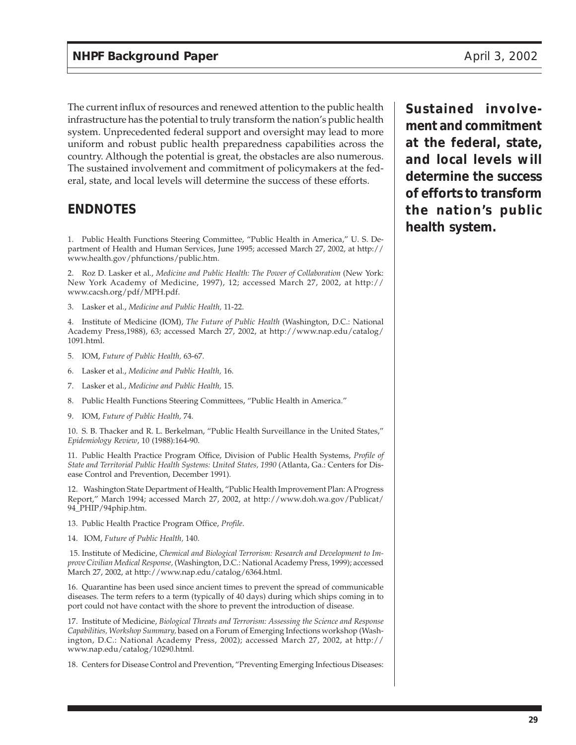The current influx of resources and renewed attention to the public health infrastructure has the potential to truly transform the nation's public health system. Unprecedented federal support and oversight may lead to more uniform and robust public health preparedness capabilities across the country. Although the potential is great, the obstacles are also numerous. The sustained involvement and commitment of policymakers at the federal, state, and local levels will determine the success of these efforts.

**Sustained involvement and commitment at the federal, state, and local levels will determine the success of efforts to transform the nation's public health system.**

## ENDNOTES

1. Public Health Functions Steering Committee, "Public Health in America," U. S. Department of Health and Human Services, June 1995; accessed March 27, 2002, at http://www.health.gov/phfunctions/public.htm.

2. Roz D. Lasker et al., *Medicine and Public Health: The Power of Collaboration* (New York: New York Academy of Medicine, 1997), 12; accessed March 27, 2002, at http://www.cacsh.org/pdf/MPH.pdf.

3. Lasker et al., *Medicine and Public Health,* 11-22.

4. Institute of Medicine (IOM), *The Future of Public Health* (Washington, D.C.: National Academy Press,1988), 63; accessed March 27, 2002, at http://www.nap.edu/catalog/1091.html.

5. IOM, *Future of Public Health,* 63-67.

6. Lasker et al., *Medicine and Public Health,* 16.

7. Lasker et al., *Medicine and Public Health,* 15.

8. Public Health Functions Steering Committees, "Public Health in America."

9. IOM, *Future of Public Health,* 74.

10. S. B. Thacker and R. L. Berkelman, "Public Health Surveillance in the United States," *Epidemiology Review*, 10 (1988):164-90.

11. Public Health Practice Program Office, Division of Public Health Systems, *Profile of State and Territorial Public Health Systems: United States, 1990* (Atlanta, Ga.: Centers for Disease Control and Prevention, December 1991).

12. Washington State Department of Health, "Public Health Improvement Plan: A Progress Report," March 1994; accessed March 27, 2002, at http://www.doh.wa.gov/Publicat/94_PHIP/94phip.htm.

13. Public Health Practice Program Office, *Profile*.

14. IOM, *Future of Public Health,* 140.

15. Institute of Medicine, *Chemical and Biological Terrorism: Research and Development to Improve Civilian Medical Response,* (Washington, D.C.: National Academy Press, 1999); accessed March 27, 2002, at http://www.nap.edu/catalog/6364.html.

16. Quarantine has been used since ancient times to prevent the spread of communicable diseases. The term refers to a term (typically of 40 days) during which ships coming in to port could not have contact with the shore to prevent the introduction of disease.

17. Institute of Medicine, *Biological Threats and Terrorism: Assessing the Science and Response Capabilities, Workshop Summary,* based on a Forum of Emerging Infections workshop (Washington, D.C.: National Academy Press, 2002); accessed March 27, 2002, at http://www.nap.edu/catalog/10290.html.

18. Centers for Disease Control and Prevention, "Preventing Emerging Infectious Diseases: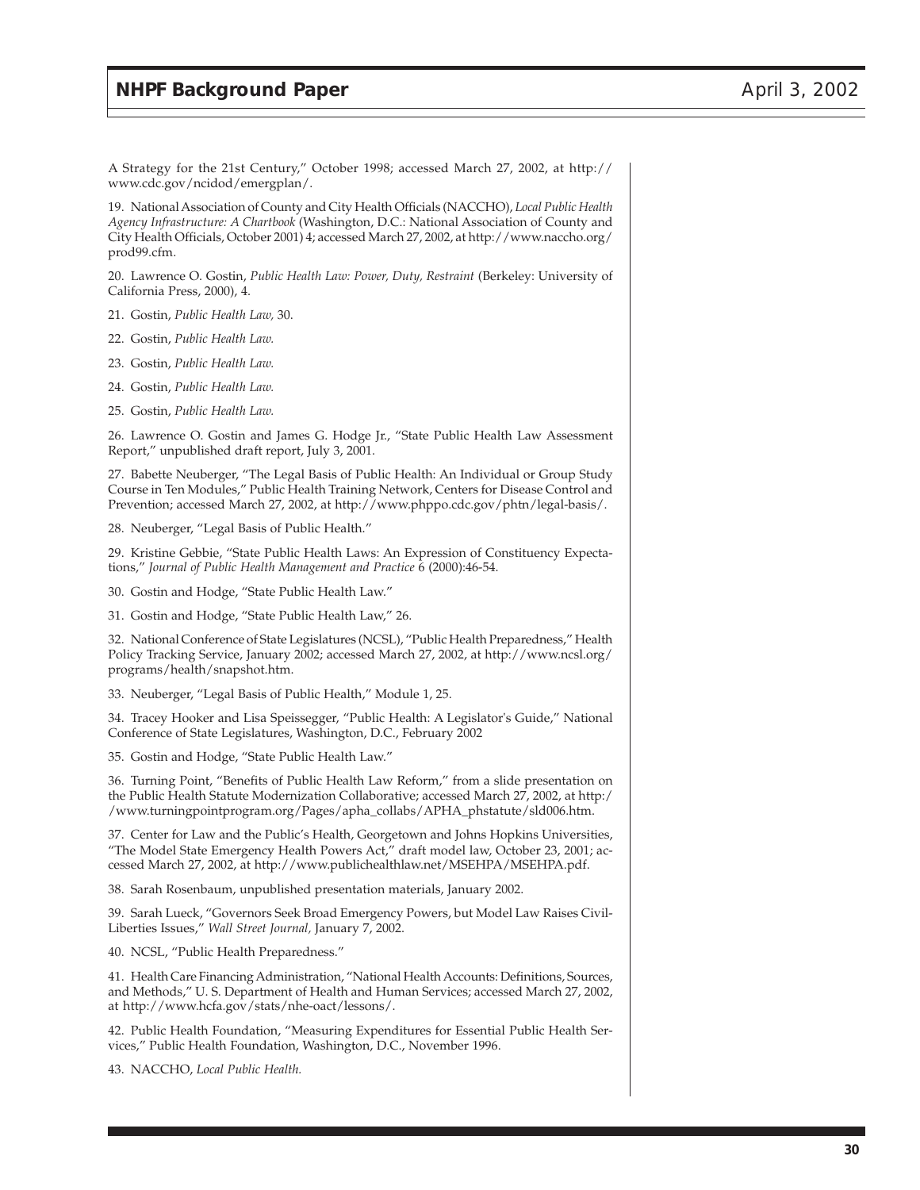A Strategy for the 21st Century," October 1998; accessed March 27, 2002, at http://www.cdc.gov/ncidod/emergplan/.

19. National Association of County and City Health Officials (NACCHO), *Local Public Health Agency Infrastructure: A Chartbook* (Washington, D.C.: National Association of County and City Health Officials, October 2001) 4; accessed March 27, 2002, at http://www.naccho.org/prod99.cfm.

20. Lawrence O. Gostin, *Public Health Law: Power, Duty, Restraint* (Berkeley: University of California Press, 2000), 4.

21. Gostin, *Public Health Law,* 30.

22. Gostin, *Public Health Law.*

23. Gostin, *Public Health Law.*

24. Gostin, *Public Health Law.*

25. Gostin, *Public Health Law.*

26. Lawrence O. Gostin and James G. Hodge Jr., "State Public Health Law Assessment Report," unpublished draft report, July 3, 2001.

27. Babette Neuberger, "The Legal Basis of Public Health: An Individual or Group Study Course in Ten Modules," Public Health Training Network, Centers for Disease Control and Prevention; accessed March 27, 2002, at http://www.phppo.cdc.gov/phtn/legal-basis/.

28. Neuberger, "Legal Basis of Public Health."

29. Kristine Gebbie, "State Public Health Laws: An Expression of Constituency Expectations," *Journal of Public Health Management and Practice* 6 (2000):46-54.

30. Gostin and Hodge, "State Public Health Law."

31. Gostin and Hodge, "State Public Health Law," 26.

32. National Conference of State Legislatures (NCSL), "Public Health Preparedness," Health Policy Tracking Service, January 2002; accessed March 27, 2002, at http://www.ncsl.org/programs/health/snapshot.htm.

33. Neuberger, "Legal Basis of Public Health," Module 1, 25.

34. Tracey Hooker and Lisa Speissegger, "Public Health: A Legislator's Guide," National Conference of State Legislatures, Washington, D.C., February 2002

35. Gostin and Hodge, "State Public Health Law."

36. Turning Point, "Benefits of Public Health Law Reform," from a slide presentation on the Public Health Statute Modernization Collaborative; accessed March 27, 2002, at http://www.turningpointprogram.org/Pages/apha_collabs/APHA_phstatute/sld006.htm.

37. Center for Law and the Public's Health, Georgetown and Johns Hopkins Universities, "The Model State Emergency Health Powers Act," draft model law, October 23, 2001; accessed March 27, 2002, at http://www.publichealthlaw.net/MSEHPA/MSEHPA.pdf.

38. Sarah Rosenbaum, unpublished presentation materials, January 2002.

39. Sarah Lueck, "Governors Seek Broad Emergency Powers, but Model Law Raises Civil-Liberties Issues," *Wall Street Journal,* January 7, 2002.

40. NCSL, "Public Health Preparedness."

41. Health Care Financing Administration, "National Health Accounts: Definitions, Sources, and Methods," U. S. Department of Health and Human Services; accessed March 27, 2002, at http://www.hcfa.gov/stats/nhe-oact/lessons/.

42. Public Health Foundation, "Measuring Expenditures for Essential Public Health Services," Public Health Foundation, Washington, D.C., November 1996.

43. NACCHO, *Local Public Health.*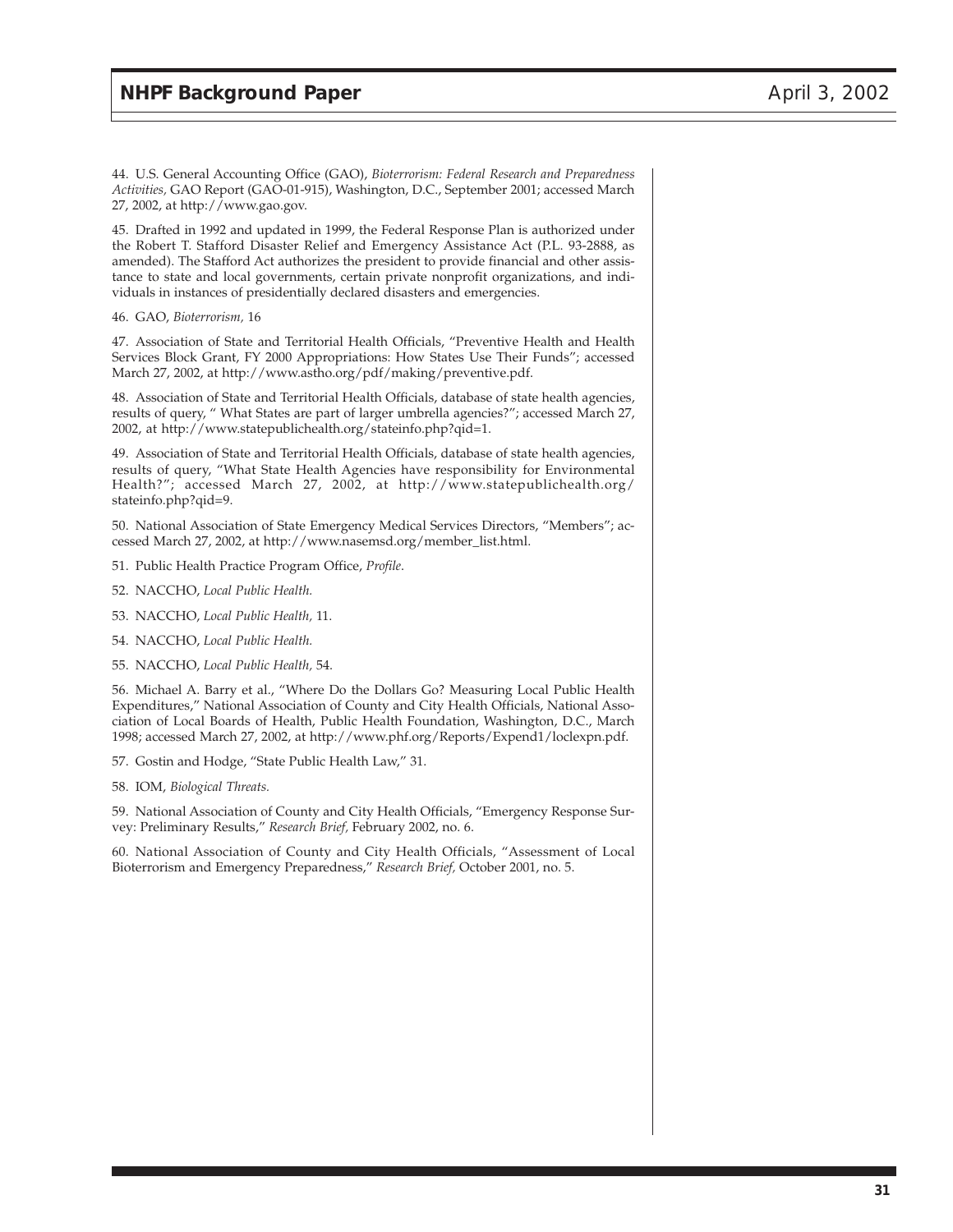44. U.S. General Accounting Office (GAO), *Bioterrorism: Federal Research and Preparedness Activities,* GAO Report (GAO-01-915), Washington, D.C., September 2001; accessed March 27, 2002, at http://www.gao.gov.

45. Drafted in 1992 and updated in 1999, the Federal Response Plan is authorized under the Robert T. Stafford Disaster Relief and Emergency Assistance Act (P.L. 93-2888, as amended). The Stafford Act authorizes the president to provide financial and other assistance to state and local governments, certain private nonprofit organizations, and individuals in instances of presidentially declared disasters and emergencies.

46. GAO, *Bioterrorism,* 16

47. Association of State and Territorial Health Officials, "Preventive Health and Health Services Block Grant, FY 2000 Appropriations: How States Use Their Funds"; accessed March 27, 2002, at http://www.astho.org/pdf/making/preventive.pdf.

48. Association of State and Territorial Health Officials, database of state health agencies, results of query, " What States are part of larger umbrella agencies?"; accessed March 27, 2002, at http://www.statepublichealth.org/stateinfo.php?qid=1.

49. Association of State and Territorial Health Officials, database of state health agencies, results of query, "What State Health Agencies have responsibility for Environmental Health?"; accessed March 27, 2002, at http://www.statepublichealth.org/stateinfo.php?qid=9.

50. National Association of State Emergency Medical Services Directors, "Members"; accessed March 27, 2002, at http://www.nasemsd.org/member_list.html.

51. Public Health Practice Program Office, *Profile.*

52. NACCHO, *Local Public Health.*

53. NACCHO, *Local Public Health,* 11.

54. NACCHO, *Local Public Health.*

55. NACCHO, *Local Public Health,* 54.

56. Michael A. Barry et al., "Where Do the Dollars Go? Measuring Local Public Health Expenditures," National Association of County and City Health Officials, National Association of Local Boards of Health, Public Health Foundation, Washington, D.C., March 1998; accessed March 27, 2002, at http://www.phf.org/Reports/Expend1/loclexpn.pdf.

57. Gostin and Hodge, "State Public Health Law," 31.

58. IOM, *Biological Threats.*

59. National Association of County and City Health Officials, "Emergency Response Survey: Preliminary Results," *Research Brief,* February 2002, no. 6.

60. National Association of County and City Health Officials, "Assessment of Local Bioterrorism and Emergency Preparedness," *Research Brief,* October 2001, no. 5.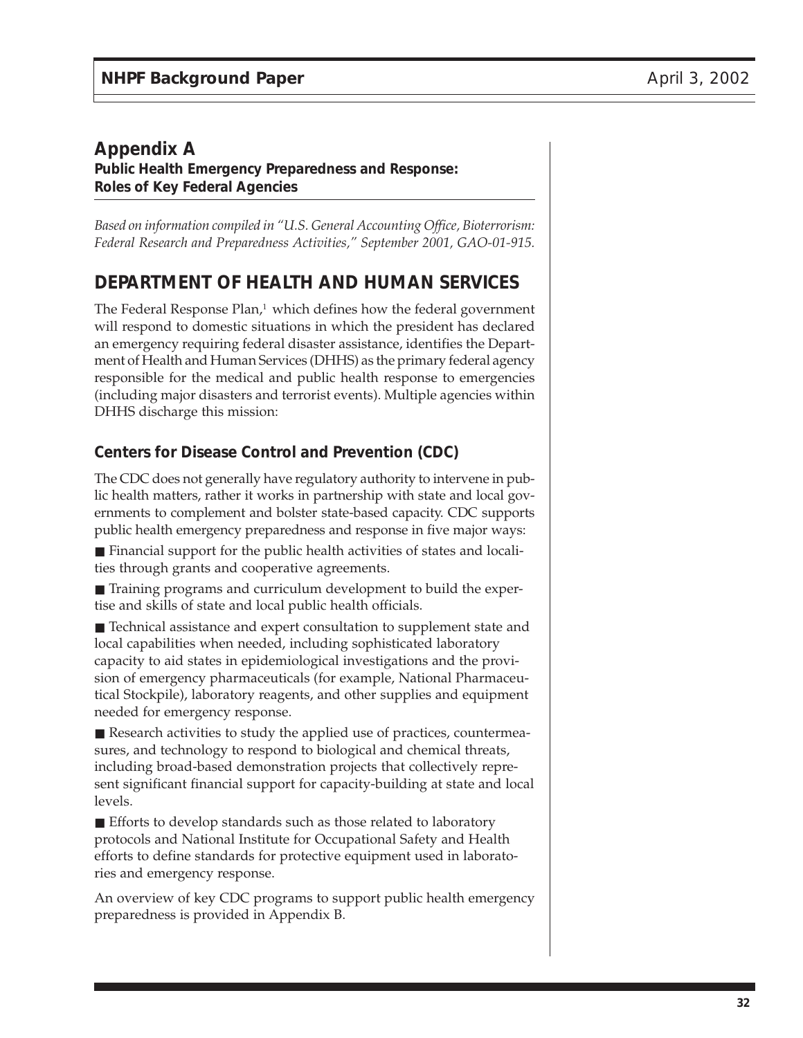# Appendix A

**Public Health Emergency Preparedness and Response: Roles of Key Federal Agencies**

*Based on information compiled in "U.S. General Accounting Office, Bioterrorism: Federal Research and Preparedness Activities," September 2001, GAO-01-915.*

## DEPARTMENT OF HEALTH AND HUMAN SERVICES

The Federal Response Plan,[1] which defines how the federal government will respond to domestic situations in which the president has declared an emergency requiring federal disaster assistance, identifies the Department of Health and Human Services (DHHS) as the primary federal agency responsible for the medical and public health response to emergencies (including major disasters and terrorist events). Multiple agencies within DHHS discharge this mission:

### Centers for Disease Control and Prevention (CDC)

The CDC does not generally have regulatory authority to intervene in public health matters, rather it works in partnership with state and local governments to complement and bolster state-based capacity. CDC supports public health emergency preparedness and response in five major ways:

- Financial support for the public health activities of states and localities through grants and cooperative agreements.
- Training programs and curriculum development to build the expertise and skills of state and local public health officials.
- Technical assistance and expert consultation to supplement state and local capabilities when needed, including sophisticated laboratory capacity to aid states in epidemiological investigations and the provision of emergency pharmaceuticals (for example, National Pharmaceutical Stockpile), laboratory reagents, and other supplies and equipment needed for emergency response.
- Research activities to study the applied use of practices, countermeasures, and technology to respond to biological and chemical threats, including broad-based demonstration projects that collectively represent significant financial support for capacity-building at state and local levels.
- Efforts to develop standards such as those related to laboratory protocols and National Institute for Occupational Safety and Health efforts to define standards for protective equipment used in laboratories and emergency response.

An overview of key CDC programs to support public health emergency preparedness is provided in Appendix B.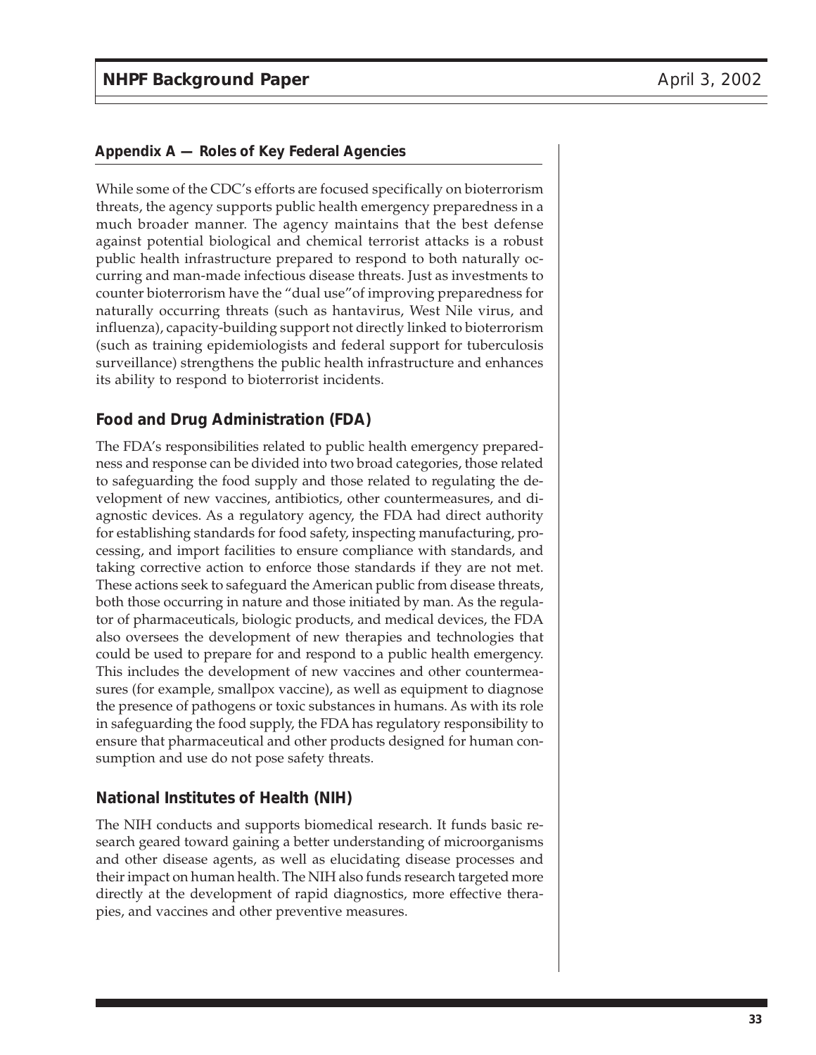## Appendix A — Roles of Key Federal Agencies

While some of the CDC's efforts are focused specifically on bioterrorism threats, the agency supports public health emergency preparedness in a much broader manner. The agency maintains that the best defense against potential biological and chemical terrorist attacks is a robust public health infrastructure prepared to respond to both naturally occurring and man-made infectious disease threats. Just as investments to counter bioterrorism have the "dual use"of improving preparedness for naturally occurring threats (such as hantavirus, West Nile virus, and influenza), capacity-building support not directly linked to bioterrorism (such as training epidemiologists and federal support for tuberculosis surveillance) strengthens the public health infrastructure and enhances its ability to respond to bioterrorist incidents.

### Food and Drug Administration (FDA)

The FDA's responsibilities related to public health emergency preparedness and response can be divided into two broad categories, those related to safeguarding the food supply and those related to regulating the development of new vaccines, antibiotics, other countermeasures, and diagnostic devices. As a regulatory agency, the FDA had direct authority for establishing standards for food safety, inspecting manufacturing, processing, and import facilities to ensure compliance with standards, and taking corrective action to enforce those standards if they are not met. These actions seek to safeguard the American public from disease threats, both those occurring in nature and those initiated by man. As the regulator of pharmaceuticals, biologic products, and medical devices, the FDA also oversees the development of new therapies and technologies that could be used to prepare for and respond to a public health emergency. This includes the development of new vaccines and other countermeasures (for example, smallpox vaccine), as well as equipment to diagnose the presence of pathogens or toxic substances in humans. As with its role in safeguarding the food supply, the FDA has regulatory responsibility to ensure that pharmaceutical and other products designed for human consumption and use do not pose safety threats.

### National Institutes of Health (NIH)

The NIH conducts and supports biomedical research. It funds basic research geared toward gaining a better understanding of microorganisms and other disease agents, as well as elucidating disease processes and their impact on human health. The NIH also funds research targeted more directly at the development of rapid diagnostics, more effective therapies, and vaccines and other preventive measures.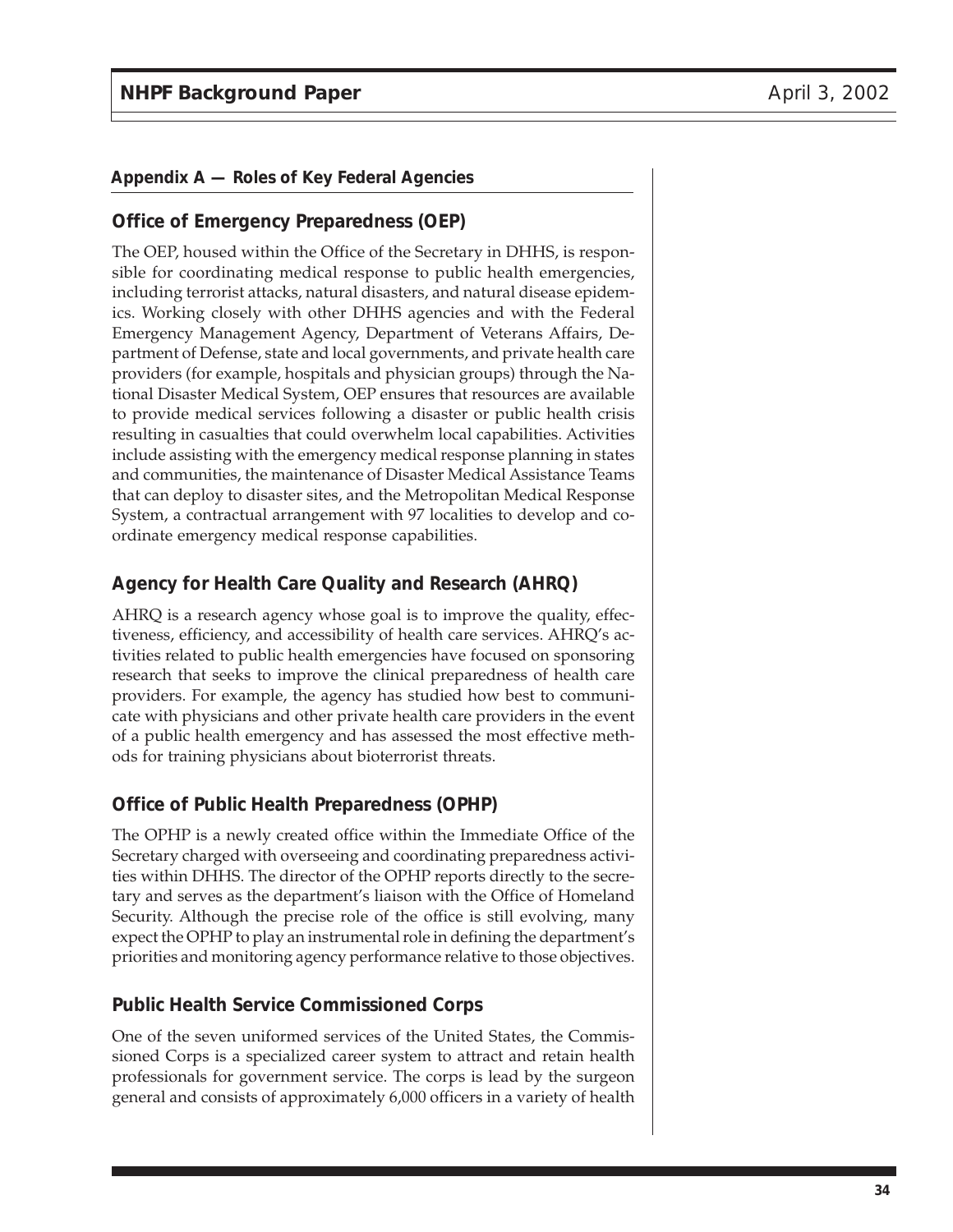## Appendix A — Roles of Key Federal Agencies

### Office of Emergency Preparedness (OEP)

The OEP, housed within the Office of the Secretary in DHHS, is responsible for coordinating medical response to public health emergencies, including terrorist attacks, natural disasters, and natural disease epidemics. Working closely with other DHHS agencies and with the Federal Emergency Management Agency, Department of Veterans Affairs, Department of Defense, state and local governments, and private health care providers (for example, hospitals and physician groups) through the National Disaster Medical System, OEP ensures that resources are available to provide medical services following a disaster or public health crisis resulting in casualties that could overwhelm local capabilities. Activities include assisting with the emergency medical response planning in states and communities, the maintenance of Disaster Medical Assistance Teams that can deploy to disaster sites, and the Metropolitan Medical Response System, a contractual arrangement with 97 localities to develop and coordinate emergency medical response capabilities.

### Agency for Health Care Quality and Research (AHRQ)

AHRQ is a research agency whose goal is to improve the quality, effectiveness, efficiency, and accessibility of health care services. AHRQ's activities related to public health emergencies have focused on sponsoring research that seeks to improve the clinical preparedness of health care providers. For example, the agency has studied how best to communicate with physicians and other private health care providers in the event of a public health emergency and has assessed the most effective methods for training physicians about bioterrorist threats.

### Office of Public Health Preparedness (OPHP)

The OPHP is a newly created office within the Immediate Office of the Secretary charged with overseeing and coordinating preparedness activities within DHHS. The director of the OPHP reports directly to the secretary and serves as the department's liaison with the Office of Homeland Security. Although the precise role of the office is still evolving, many expect the OPHP to play an instrumental role in defining the department's priorities and monitoring agency performance relative to those objectives.

### Public Health Service Commissioned Corps

One of the seven uniformed services of the United States, the Commissioned Corps is a specialized career system to attract and retain health professionals for government service. The corps is lead by the surgeon general and consists of approximately 6,000 officers in a variety of health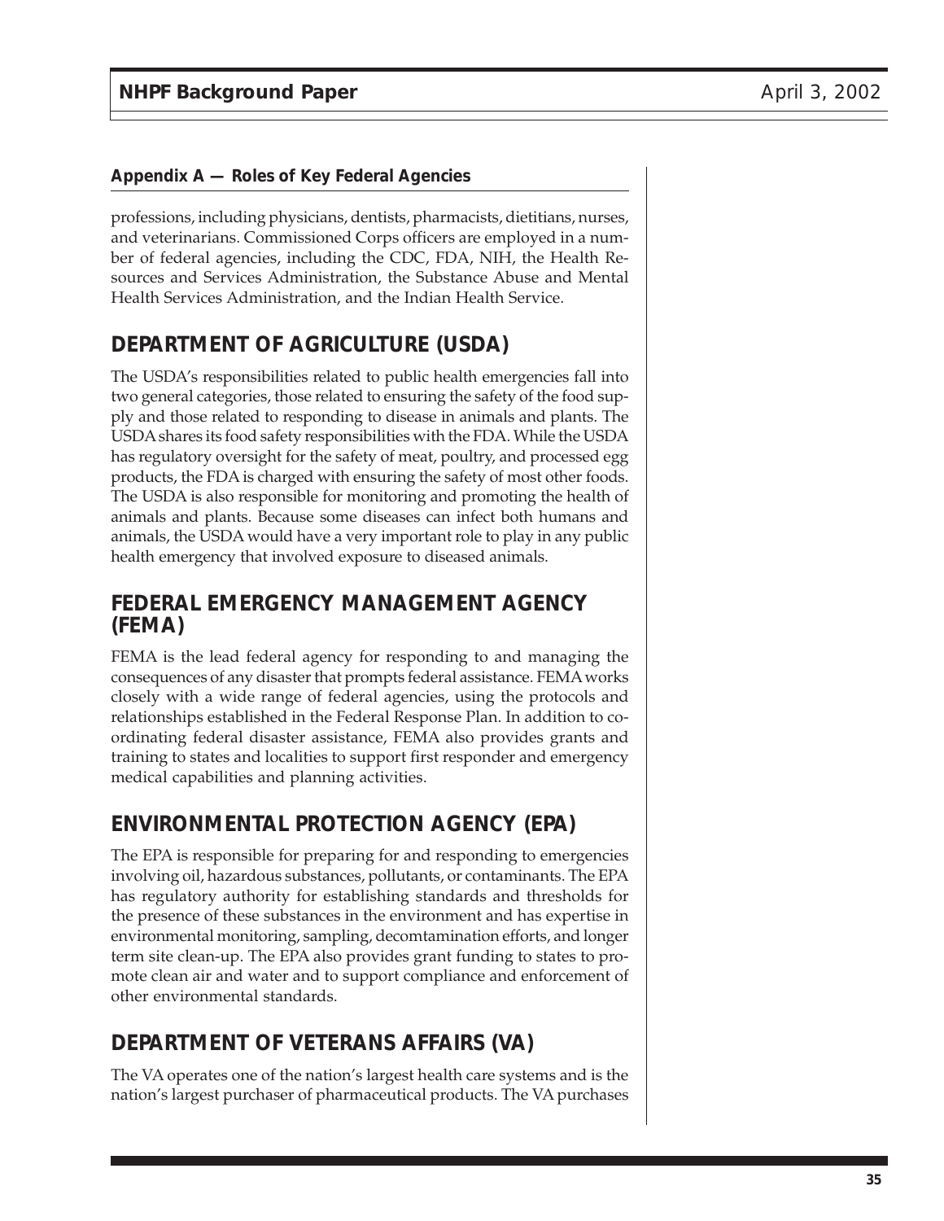### Appendix A — Roles of Key Federal Agencies

professions, including physicians, dentists, pharmacists, dietitians, nurses, and veterinarians. Commissioned Corps officers are employed in a number of federal agencies, including the CDC, FDA, NIH, the Health Resources and Services Administration, the Substance Abuse and Mental Health Services Administration, and the Indian Health Service.

## DEPARTMENT OF AGRICULTURE (USDA)

The USDA's responsibilities related to public health emergencies fall into two general categories, those related to ensuring the safety of the food supply and those related to responding to disease in animals and plants. The USDA shares its food safety responsibilities with the FDA. While the USDA has regulatory oversight for the safety of meat, poultry, and processed egg products, the FDA is charged with ensuring the safety of most other foods. The USDA is also responsible for monitoring and promoting the health of animals and plants. Because some diseases can infect both humans and animals, the USDA would have a very important role to play in any public health emergency that involved exposure to diseased animals.

## FEDERAL EMERGENCY MANAGEMENT AGENCY (FEMA)

FEMA is the lead federal agency for responding to and managing the consequences of any disaster that prompts federal assistance. FEMA works closely with a wide range of federal agencies, using the protocols and relationships established in the Federal Response Plan. In addition to coordinating federal disaster assistance, FEMA also provides grants and training to states and localities to support first responder and emergency medical capabilities and planning activities.

## ENVIRONMENTAL PROTECTION AGENCY (EPA)

The EPA is responsible for preparing for and responding to emergencies involving oil, hazardous substances, pollutants, or contaminants. The EPA has regulatory authority for establishing standards and thresholds for the presence of these substances in the environment and has expertise in environmental monitoring, sampling, decomtamination efforts, and longer term site clean-up. The EPA also provides grant funding to states to promote clean air and water and to support compliance and enforcement of other environmental standards.

## DEPARTMENT OF VETERANS AFFAIRS (VA)

The VA operates one of the nation's largest health care systems and is the nation's largest purchaser of pharmaceutical products. The VA purchases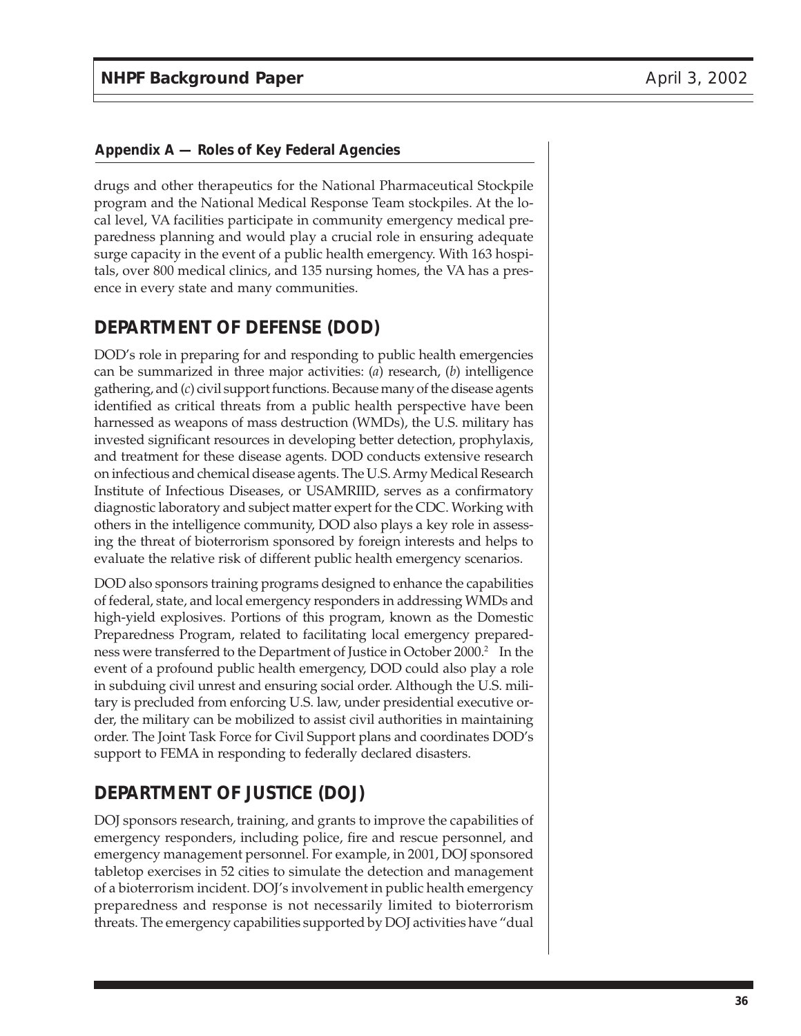**Appendix A — Roles of Key Federal Agencies**

drugs and other therapeutics for the National Pharmaceutical Stockpile program and the National Medical Response Team stockpiles. At the local level, VA facilities participate in community emergency medical preparedness planning and would play a crucial role in ensuring adequate surge capacity in the event of a public health emergency. With 163 hospitals, over 800 medical clinics, and 135 nursing homes, the VA has a presence in every state and many communities.

## DEPARTMENT OF DEFENSE (DOD)

DOD's role in preparing for and responding to public health emergencies can be summarized in three major activities: (*a*) research, (*b*) intelligence gathering, and (*c*) civil support functions. Because many of the disease agents identified as critical threats from a public health perspective have been harnessed as weapons of mass destruction (WMDs), the U.S. military has invested significant resources in developing better detection, prophylaxis, and treatment for these disease agents. DOD conducts extensive research on infectious and chemical disease agents. The U.S. Army Medical Research Institute of Infectious Diseases, or USAMRIID, serves as a confirmatory diagnostic laboratory and subject matter expert for the CDC. Working with others in the intelligence community, DOD also plays a key role in assessing the threat of bioterrorism sponsored by foreign interests and helps to evaluate the relative risk of different public health emergency scenarios.

DOD also sponsors training programs designed to enhance the capabilities of federal, state, and local emergency responders in addressing WMDs and high-yield explosives. Portions of this program, known as the Domestic Preparedness Program, related to facilitating local emergency preparedness were transferred to the Department of Justice in October 2000.[2] In the event of a profound public health emergency, DOD could also play a role in subduing civil unrest and ensuring social order. Although the U.S. military is precluded from enforcing U.S. law, under presidential executive order, the military can be mobilized to assist civil authorities in maintaining order. The Joint Task Force for Civil Support plans and coordinates DOD's support to FEMA in responding to federally declared disasters.

## DEPARTMENT OF JUSTICE (DOJ)

DOJ sponsors research, training, and grants to improve the capabilities of emergency responders, including police, fire and rescue personnel, and emergency management personnel. For example, in 2001, DOJ sponsored tabletop exercises in 52 cities to simulate the detection and management of a bioterrorism incident. DOJ's involvement in public health emergency preparedness and response is not necessarily limited to bioterrorism threats. The emergency capabilities supported by DOJ activities have "dual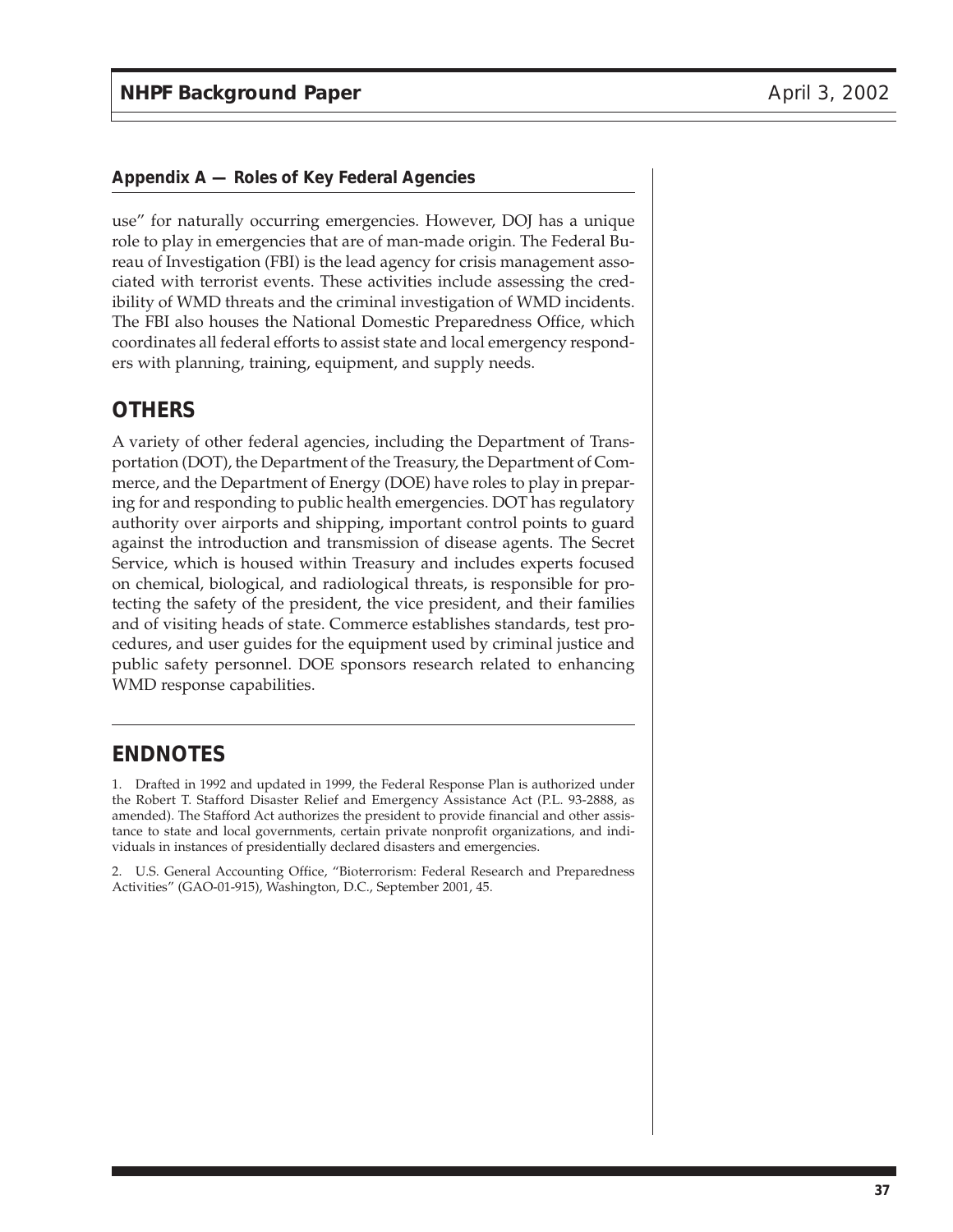**Appendix A — Roles of Key Federal Agencies**

use" for naturally occurring emergencies. However, DOJ has a unique role to play in emergencies that are of man-made origin. The Federal Bureau of Investigation (FBI) is the lead agency for crisis management associated with terrorist events. These activities include assessing the credibility of WMD threats and the criminal investigation of WMD incidents. The FBI also houses the National Domestic Preparedness Office, which coordinates all federal efforts to assist state and local emergency responders with planning, training, equipment, and supply needs.

## OTHERS

A variety of other federal agencies, including the Department of Transportation (DOT), the Department of the Treasury, the Department of Commerce, and the Department of Energy (DOE) have roles to play in preparing for and responding to public health emergencies. DOT has regulatory authority over airports and shipping, important control points to guard against the introduction and transmission of disease agents. The Secret Service, which is housed within Treasury and includes experts focused on chemical, biological, and radiological threats, is responsible for protecting the safety of the president, the vice president, and their families and of visiting heads of state. Commerce establishes standards, test procedures, and user guides for the equipment used by criminal justice and public safety personnel. DOE sponsors research related to enhancing WMD response capabilities.

## ENDNOTES

1. Drafted in 1992 and updated in 1999, the Federal Response Plan is authorized under the Robert T. Stafford Disaster Relief and Emergency Assistance Act (P.L. 93-2888, as amended). The Stafford Act authorizes the president to provide financial and other assistance to state and local governments, certain private nonprofit organizations, and individuals in instances of presidentially declared disasters and emergencies.

2. U.S. General Accounting Office, "Bioterrorism: Federal Research and Preparedness Activities" (GAO-01-915), Washington, D.C., September 2001, 45.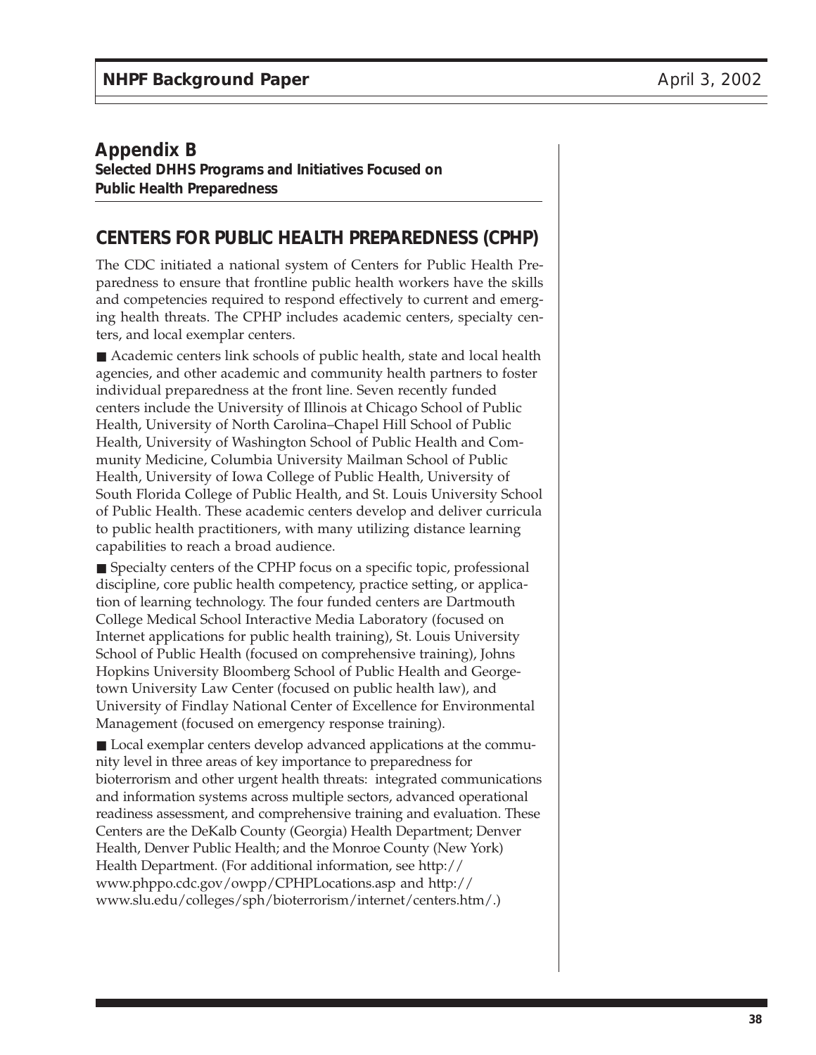## Appendix B

**Selected DHHS Programs and Initiatives Focused on Public Health Preparedness**

## CENTERS FOR PUBLIC HEALTH PREPAREDNESS (CPHP)

The CDC initiated a national system of Centers for Public Health Preparedness to ensure that frontline public health workers have the skills and competencies required to respond effectively to current and emerging health threats. The CPHP includes academic centers, specialty centers, and local exemplar centers.

■ Academic centers link schools of public health, state and local health agencies, and other academic and community health partners to foster individual preparedness at the front line. Seven recently funded centers include the University of Illinois at Chicago School of Public Health, University of North Carolina–Chapel Hill School of Public Health, University of Washington School of Public Health and Community Medicine, Columbia University Mailman School of Public Health, University of Iowa College of Public Health, University of South Florida College of Public Health, and St. Louis University School of Public Health. These academic centers develop and deliver curricula to public health practitioners, with many utilizing distance learning capabilities to reach a broad audience.

■ Specialty centers of the CPHP focus on a specific topic, professional discipline, core public health competency, practice setting, or application of learning technology. The four funded centers are Dartmouth College Medical School Interactive Media Laboratory (focused on Internet applications for public health training), St. Louis University School of Public Health (focused on comprehensive training), Johns Hopkins University Bloomberg School of Public Health and Georgetown University Law Center (focused on public health law), and University of Findlay National Center of Excellence for Environmental Management (focused on emergency response training).

■ Local exemplar centers develop advanced applications at the community level in three areas of key importance to preparedness for bioterrorism and other urgent health threats: integrated communications and information systems across multiple sectors, advanced operational readiness assessment, and comprehensive training and evaluation. These Centers are the DeKalb County (Georgia) Health Department; Denver Health, Denver Public Health; and the Monroe County (New York) Health Department. (For additional information, see http://www.phppo.cdc.gov/owpp/CPHPLocations.asp and http://www.slu.edu/colleges/sph/bioterrorism/internet/centers.htm/.)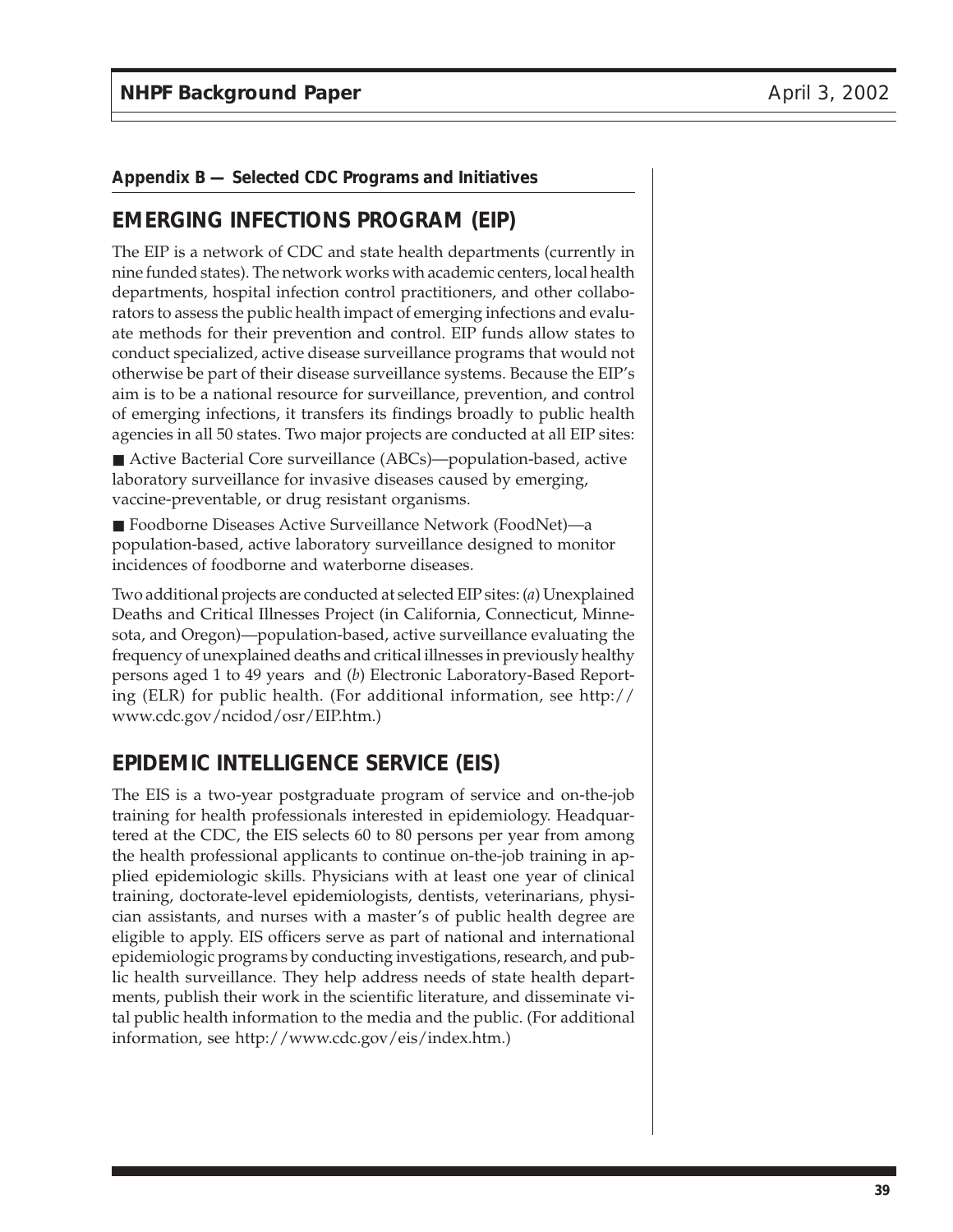**Appendix B — Selected CDC Programs and Initiatives**

## EMERGING INFECTIONS PROGRAM (EIP)

The EIP is a network of CDC and state health departments (currently in nine funded states). The network works with academic centers, local health departments, hospital infection control practitioners, and other collaborators to assess the public health impact of emerging infections and evaluate methods for their prevention and control. EIP funds allow states to conduct specialized, active disease surveillance programs that would not otherwise be part of their disease surveillance systems. Because the EIP's aim is to be a national resource for surveillance, prevention, and control of emerging infections, it transfers its findings broadly to public health agencies in all 50 states. Two major projects are conducted at all EIP sites:

- Active Bacterial Core surveillance (ABCs)—population-based, active laboratory surveillance for invasive diseases caused by emerging, vaccine-preventable, or drug resistant organisms.
- Foodborne Diseases Active Surveillance Network (FoodNet)—a population-based, active laboratory surveillance designed to monitor incidences of foodborne and waterborne diseases.

Two additional projects are conducted at selected EIP sites: (*a*) Unexplained Deaths and Critical Illnesses Project (in California, Connecticut, Minnesota, and Oregon)—population-based, active surveillance evaluating the frequency of unexplained deaths and critical illnesses in previously healthy persons aged 1 to 49 years and (*b*) Electronic Laboratory-Based Reporting (ELR) for public health. (For additional information, see http://www.cdc.gov/ncidod/osr/EIP.htm.)

## EPIDEMIC INTELLIGENCE SERVICE (EIS)

The EIS is a two-year postgraduate program of service and on-the-job training for health professionals interested in epidemiology. Headquartered at the CDC, the EIS selects 60 to 80 persons per year from among the health professional applicants to continue on-the-job training in applied epidemiologic skills. Physicians with at least one year of clinical training, doctorate-level epidemiologists, dentists, veterinarians, physician assistants, and nurses with a master's of public health degree are eligible to apply. EIS officers serve as part of national and international epidemiologic programs by conducting investigations, research, and public health surveillance. They help address needs of state health departments, publish their work in the scientific literature, and disseminate vital public health information to the media and the public. (For additional information, see http://www.cdc.gov/eis/index.htm.)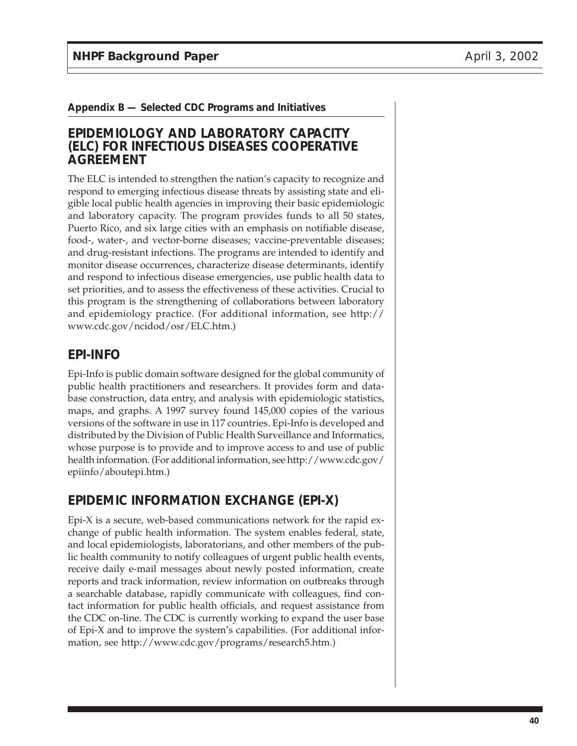**Appendix B — Selected CDC Programs and Initiatives**

## EPIDEMIOLOGY AND LABORATORY CAPACITY (ELC) FOR INFECTIOUS DISEASES COOPERATIVE AGREEMENT

The ELC is intended to strengthen the nation's capacity to recognize and respond to emerging infectious disease threats by assisting state and eligible local public health agencies in improving their basic epidemiologic and laboratory capacity. The program provides funds to all 50 states, Puerto Rico, and six large cities with an emphasis on notifiable disease, food-, water-, and vector-borne diseases; vaccine-preventable diseases; and drug-resistant infections. The programs are intended to identify and monitor disease occurrences, characterize disease determinants, identify and respond to infectious disease emergencies, use public health data to set priorities, and to assess the effectiveness of these activities. Crucial to this program is the strengthening of collaborations between laboratory and epidemiology practice. (For additional information, see http://www.cdc.gov/ncidod/osr/ELC.htm.)

## EPI-INFO

Epi-Info is public domain software designed for the global community of public health practitioners and researchers. It provides form and database construction, data entry, and analysis with epidemiologic statistics, maps, and graphs. A 1997 survey found 145,000 copies of the various versions of the software in use in 117 countries. Epi-Info is developed and distributed by the Division of Public Health Surveillance and Informatics, whose purpose is to provide and to improve access to and use of public health information. (For additional information, see http://www.cdc.gov/epiinfo/aboutepi.htm.)

## EPIDEMIC INFORMATION EXCHANGE (EPI-X)

Epi-X is a secure, web-based communications network for the rapid exchange of public health information. The system enables federal, state, and local epidemiologists, laboratorians, and other members of the public health community to notify colleagues of urgent public health events, receive daily e-mail messages about newly posted information, create reports and track information, review information on outbreaks through a searchable database, rapidly communicate with colleagues, find contact information for public health officials, and request assistance from the CDC on-line. The CDC is currently working to expand the user base of Epi-X and to improve the system's capabilities. (For additional information, see http://www.cdc.gov/programs/research5.htm.)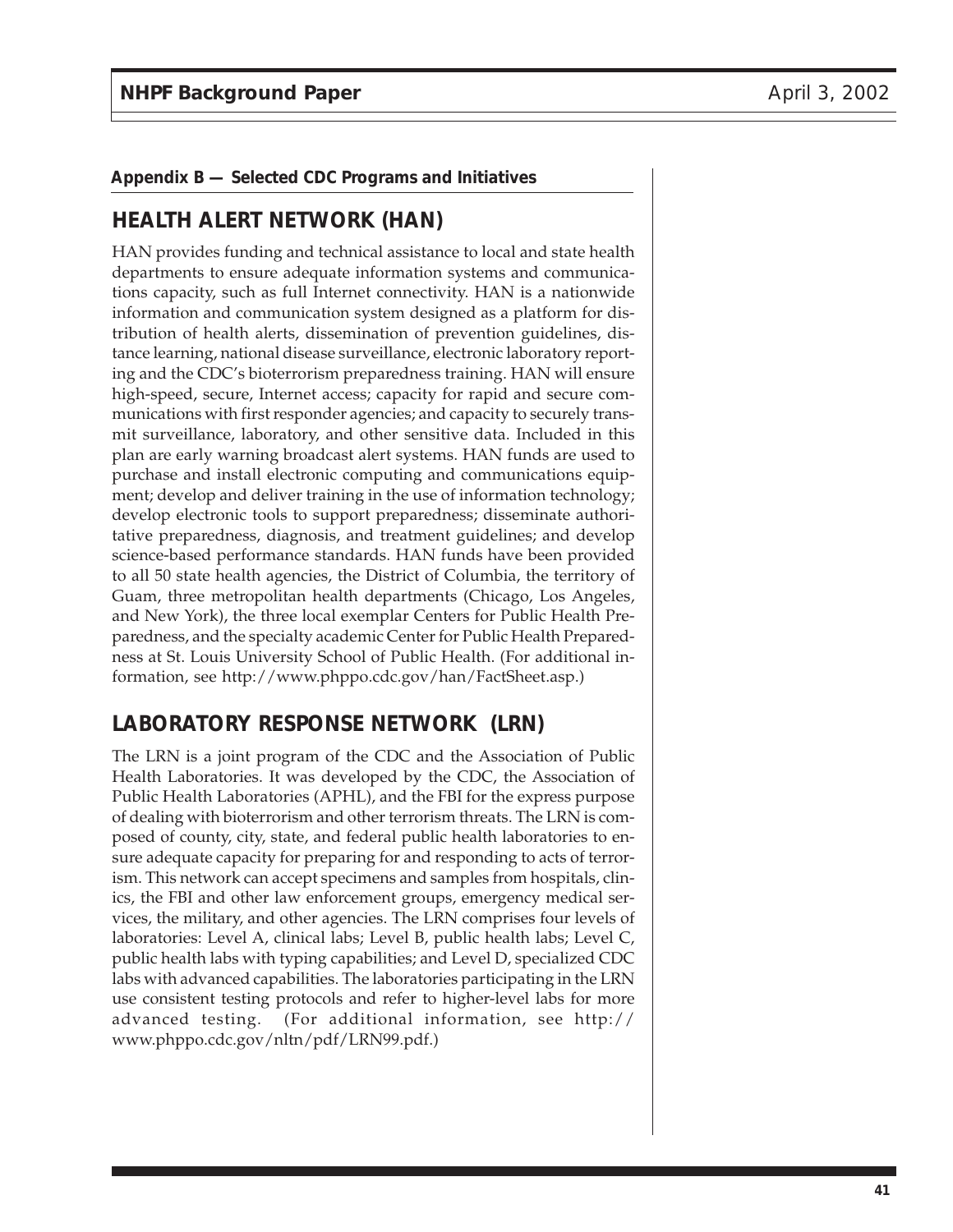**Appendix B — Selected CDC Programs and Initiatives**

## HEALTH ALERT NETWORK (HAN)

HAN provides funding and technical assistance to local and state health departments to ensure adequate information systems and communications capacity, such as full Internet connectivity. HAN is a nationwide information and communication system designed as a platform for distribution of health alerts, dissemination of prevention guidelines, distance learning, national disease surveillance, electronic laboratory reporting and the CDC's bioterrorism preparedness training. HAN will ensure high-speed, secure, Internet access; capacity for rapid and secure communications with first responder agencies; and capacity to securely transmit surveillance, laboratory, and other sensitive data. Included in this plan are early warning broadcast alert systems. HAN funds are used to purchase and install electronic computing and communications equipment; develop and deliver training in the use of information technology; develop electronic tools to support preparedness; disseminate authoritative preparedness, diagnosis, and treatment guidelines; and develop science-based performance standards. HAN funds have been provided to all 50 state health agencies, the District of Columbia, the territory of Guam, three metropolitan health departments (Chicago, Los Angeles, and New York), the three local exemplar Centers for Public Health Preparedness, and the specialty academic Center for Public Health Preparedness at St. Louis University School of Public Health. (For additional information, see http://www.phppo.cdc.gov/han/FactSheet.asp.)

## LABORATORY RESPONSE NETWORK (LRN)

The LRN is a joint program of the CDC and the Association of Public Health Laboratories. It was developed by the CDC, the Association of Public Health Laboratories (APHL), and the FBI for the express purpose of dealing with bioterrorism and other terrorism threats. The LRN is composed of county, city, state, and federal public health laboratories to ensure adequate capacity for preparing for and responding to acts of terrorism. This network can accept specimens and samples from hospitals, clinics, the FBI and other law enforcement groups, emergency medical services, the military, and other agencies. The LRN comprises four levels of laboratories: Level A, clinical labs; Level B, public health labs; Level C, public health labs with typing capabilities; and Level D, specialized CDC labs with advanced capabilities. The laboratories participating in the LRN use consistent testing protocols and refer to higher-level labs for more advanced testing. (For additional information, see http://www.phppo.cdc.gov/nltn/pdf/LRN99.pdf.)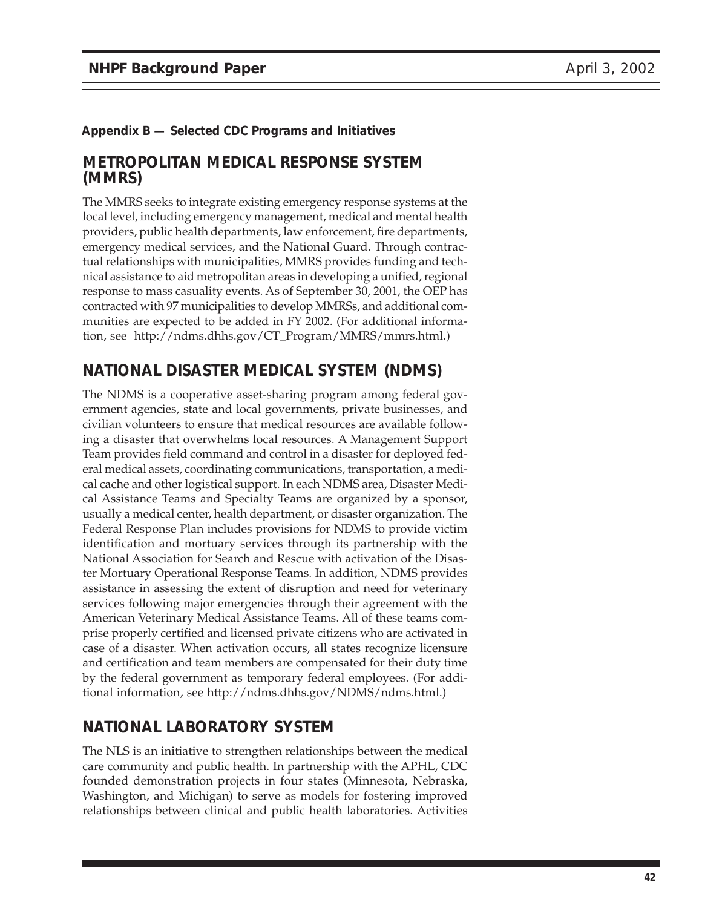**Appendix B — Selected CDC Programs and Initiatives**

## METROPOLITAN MEDICAL RESPONSE SYSTEM (MMRS)

The MMRS seeks to integrate existing emergency response systems at the local level, including emergency management, medical and mental health providers, public health departments, law enforcement, fire departments, emergency medical services, and the National Guard. Through contractual relationships with municipalities, MMRS provides funding and technical assistance to aid metropolitan areas in developing a unified, regional response to mass casuality events. As of September 30, 2001, the OEP has contracted with 97 municipalities to develop MMRSs, and additional communities are expected to be added in FY 2002. (For additional information, see http://ndms.dhhs.gov/CT_Program/MMRS/mmrs.html.)

## NATIONAL DISASTER MEDICAL SYSTEM (NDMS)

The NDMS is a cooperative asset-sharing program among federal government agencies, state and local governments, private businesses, and civilian volunteers to ensure that medical resources are available following a disaster that overwhelms local resources. A Management Support Team provides field command and control in a disaster for deployed federal medical assets, coordinating communications, transportation, a medical cache and other logistical support. In each NDMS area, Disaster Medical Assistance Teams and Specialty Teams are organized by a sponsor, usually a medical center, health department, or disaster organization. The Federal Response Plan includes provisions for NDMS to provide victim identification and mortuary services through its partnership with the National Association for Search and Rescue with activation of the Disaster Mortuary Operational Response Teams. In addition, NDMS provides assistance in assessing the extent of disruption and need for veterinary services following major emergencies through their agreement with the American Veterinary Medical Assistance Teams. All of these teams comprise properly certified and licensed private citizens who are activated in case of a disaster. When activation occurs, all states recognize licensure and certification and team members are compensated for their duty time by the federal government as temporary federal employees. (For additional information, see http://ndms.dhhs.gov/NDMS/ndms.html.)

## NATIONAL LABORATORY SYSTEM

The NLS is an initiative to strengthen relationships between the medical care community and public health. In partnership with the APHL, CDC founded demonstration projects in four states (Minnesota, Nebraska, Washington, and Michigan) to serve as models for fostering improved relationships between clinical and public health laboratories. Activities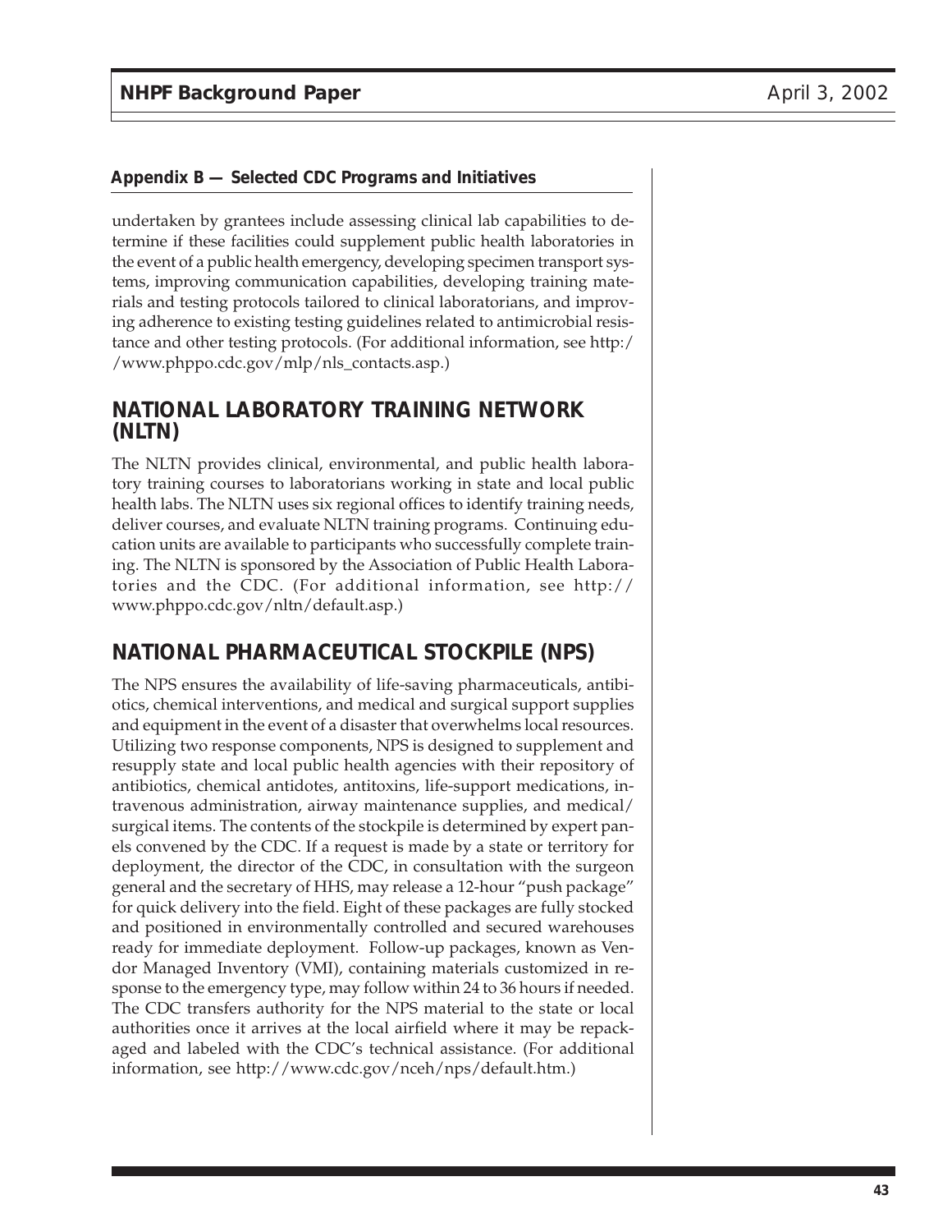**Appendix B — Selected CDC Programs and Initiatives**

undertaken by grantees include assessing clinical lab capabilities to determine if these facilities could supplement public health laboratories in the event of a public health emergency, developing specimen transport systems, improving communication capabilities, developing training materials and testing protocols tailored to clinical laboratorians, and improving adherence to existing testing guidelines related to antimicrobial resistance and other testing protocols. (For additional information, see http://www.phppo.cdc.gov/mlp/nls_contacts.asp.)

## NATIONAL LABORATORY TRAINING NETWORK (NLTN)

The NLTN provides clinical, environmental, and public health laboratory training courses to laboratorians working in state and local public health labs. The NLTN uses six regional offices to identify training needs, deliver courses, and evaluate NLTN training programs. Continuing education units are available to participants who successfully complete training. The NLTN is sponsored by the Association of Public Health Laboratories and the CDC. (For additional information, see http://www.phppo.cdc.gov/nltn/default.asp.)

## NATIONAL PHARMACEUTICAL STOCKPILE (NPS)

The NPS ensures the availability of life-saving pharmaceuticals, antibiotics, chemical interventions, and medical and surgical support supplies and equipment in the event of a disaster that overwhelms local resources. Utilizing two response components, NPS is designed to supplement and resupply state and local public health agencies with their repository of antibiotics, chemical antidotes, antitoxins, life-support medications, intravenous administration, airway maintenance supplies, and medical/surgical items. The contents of the stockpile is determined by expert panels convened by the CDC. If a request is made by a state or territory for deployment, the director of the CDC, in consultation with the surgeon general and the secretary of HHS, may release a 12-hour "push package" for quick delivery into the field. Eight of these packages are fully stocked and positioned in environmentally controlled and secured warehouses ready for immediate deployment. Follow-up packages, known as Vendor Managed Inventory (VMI), containing materials customized in response to the emergency type, may follow within 24 to 36 hours if needed. The CDC transfers authority for the NPS material to the state or local authorities once it arrives at the local airfield where it may be repackaged and labeled with the CDC's technical assistance. (For additional information, see http://www.cdc.gov/nceh/nps/default.htm.)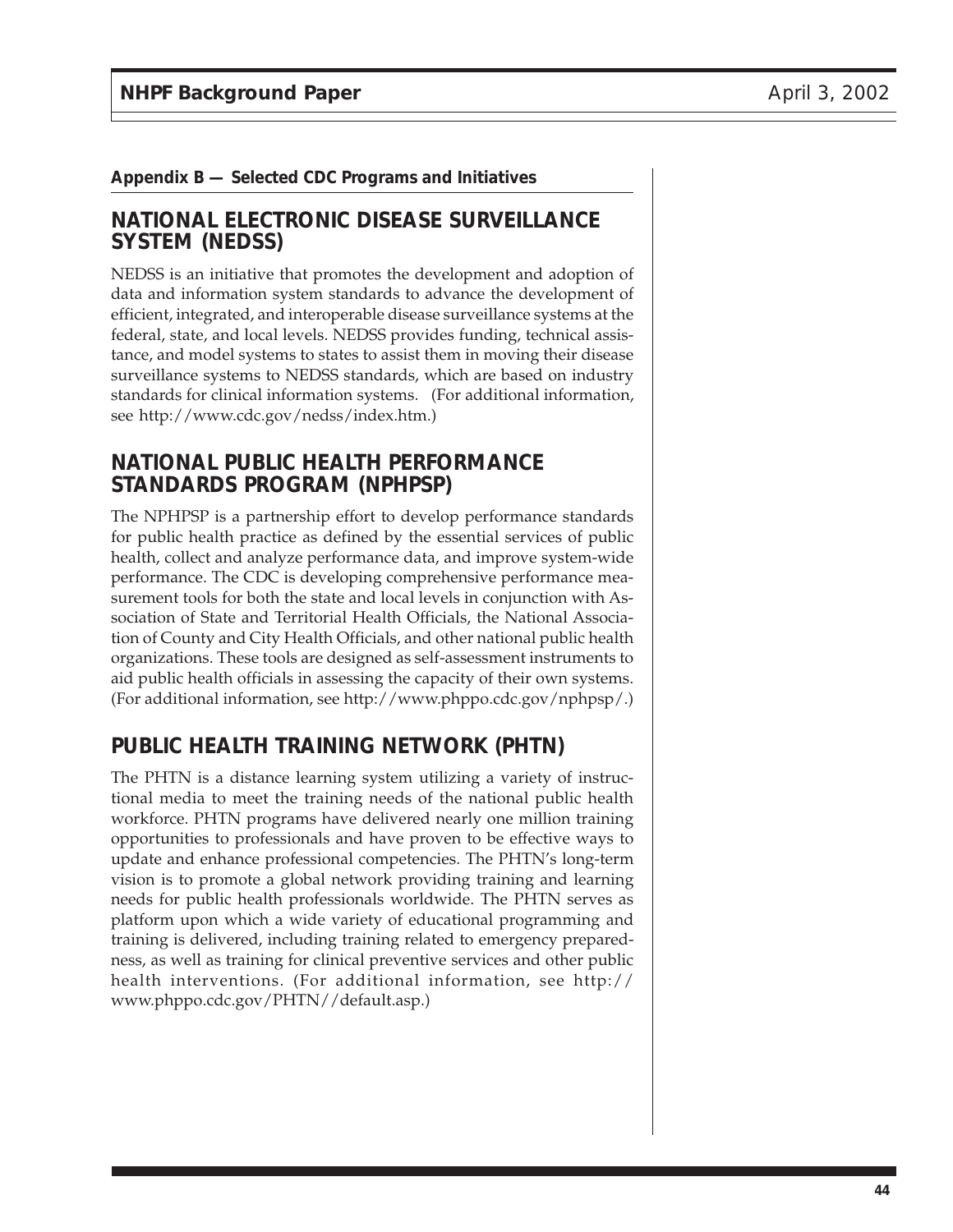**Appendix B — Selected CDC Programs and Initiatives**

## NATIONAL ELECTRONIC DISEASE SURVEILLANCE SYSTEM (NEDSS)

NEDSS is an initiative that promotes the development and adoption of data and information system standards to advance the development of efficient, integrated, and interoperable disease surveillance systems at the federal, state, and local levels. NEDSS provides funding, technical assistance, and model systems to states to assist them in moving their disease surveillance systems to NEDSS standards, which are based on industry standards for clinical information systems. (For additional information, see http://www.cdc.gov/nedss/index.htm.)

## NATIONAL PUBLIC HEALTH PERFORMANCE STANDARDS PROGRAM (NPHPSP)

The NPHPSP is a partnership effort to develop performance standards for public health practice as defined by the essential services of public health, collect and analyze performance data, and improve system-wide performance. The CDC is developing comprehensive performance measurement tools for both the state and local levels in conjunction with Association of State and Territorial Health Officials, the National Association of County and City Health Officials, and other national public health organizations. These tools are designed as self-assessment instruments to aid public health officials in assessing the capacity of their own systems. (For additional information, see http://www.phppo.cdc.gov/nphpsp/.)

## PUBLIC HEALTH TRAINING NETWORK (PHTN)

The PHTN is a distance learning system utilizing a variety of instructional media to meet the training needs of the national public health workforce. PHTN programs have delivered nearly one million training opportunities to professionals and have proven to be effective ways to update and enhance professional competencies. The PHTN's long-term vision is to promote a global network providing training and learning needs for public health professionals worldwide. The PHTN serves as platform upon which a wide variety of educational programming and training is delivered, including training related to emergency preparedness, as well as training for clinical preventive services and other public health interventions. (For additional information, see http://www.phppo.cdc.gov/PHTN//default.asp.)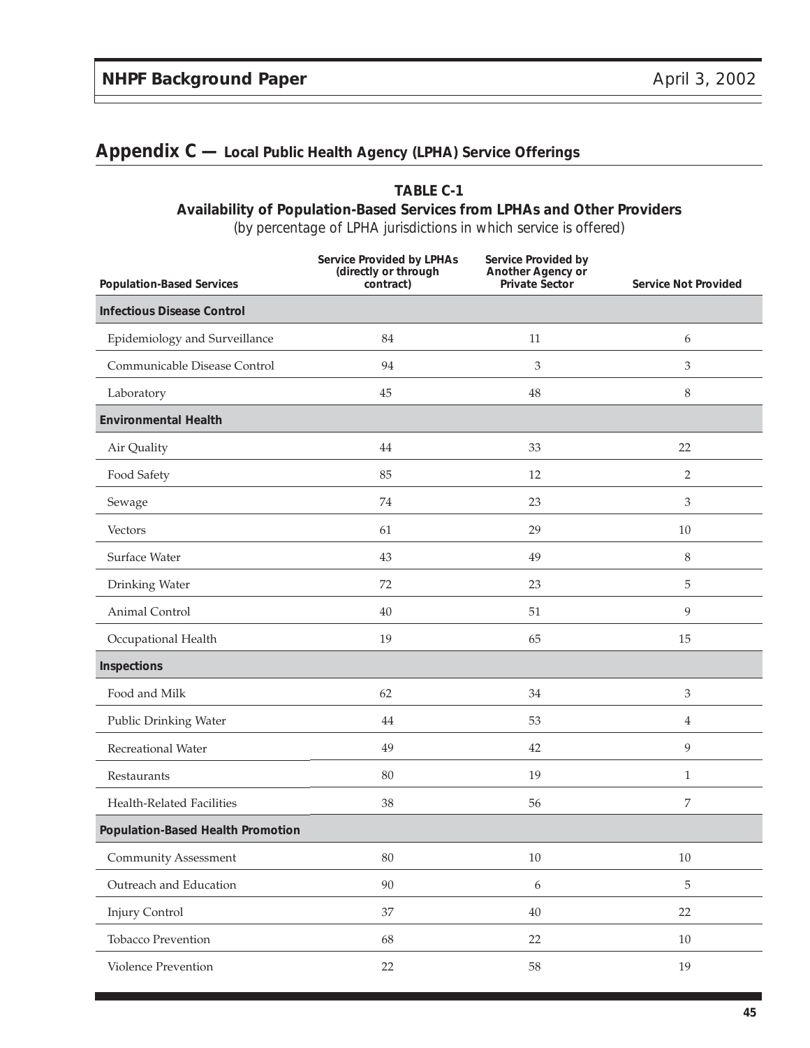## Appendix C — Local Public Health Agency (LPHA) Service Offerings

**TABLE C-1**
**Availability of Population-Based Services from LPHAs and Other Providers**
(by percentage of LPHA jurisdictions in which service is offered)

| Population-Based Services | Service Provided by LPHAs (directly or through contract) | Service Provided by Another Agency or Private Sector | Service Not Provided |
|---|---|---|---|
| **Infectious Disease Control** | | | |
| Epidemiology and Surveillance | 84 | 11 | 6 |
| Communicable Disease Control | 94 | 3 | 3 |
| Laboratory | 45 | 48 | 8 |
| **Environmental Health** | | | |
| Air Quality | 44 | 33 | 22 |
| Food Safety | 85 | 12 | 2 |
| Sewage | 74 | 23 | 3 |
| Vectors | 61 | 29 | 10 |
| Surface Water | 43 | 49 | 8 |
| Drinking Water | 72 | 23 | 5 |
| Animal Control | 40 | 51 | 9 |
| Occupational Health | 19 | 65 | 15 |
| **Inspections** | | | |
| Food and Milk | 62 | 34 | 3 |
| Public Drinking Water | 44 | 53 | 4 |
| Recreational Water | 49 | 42 | 9 |
| Restaurants | 80 | 19 | 1 |
| Health-Related Facilities | 38 | 56 | 7 |
| **Population-Based Health Promotion** | | | |
| Community Assessment | 80 | 10 | 10 |
| Outreach and Education | 90 | 6 | 5 |
| Injury Control | 37 | 40 | 22 |
| Tobacco Prevention | 68 | 22 | 10 |
| Violence Prevention | 22 | 58 | 19 |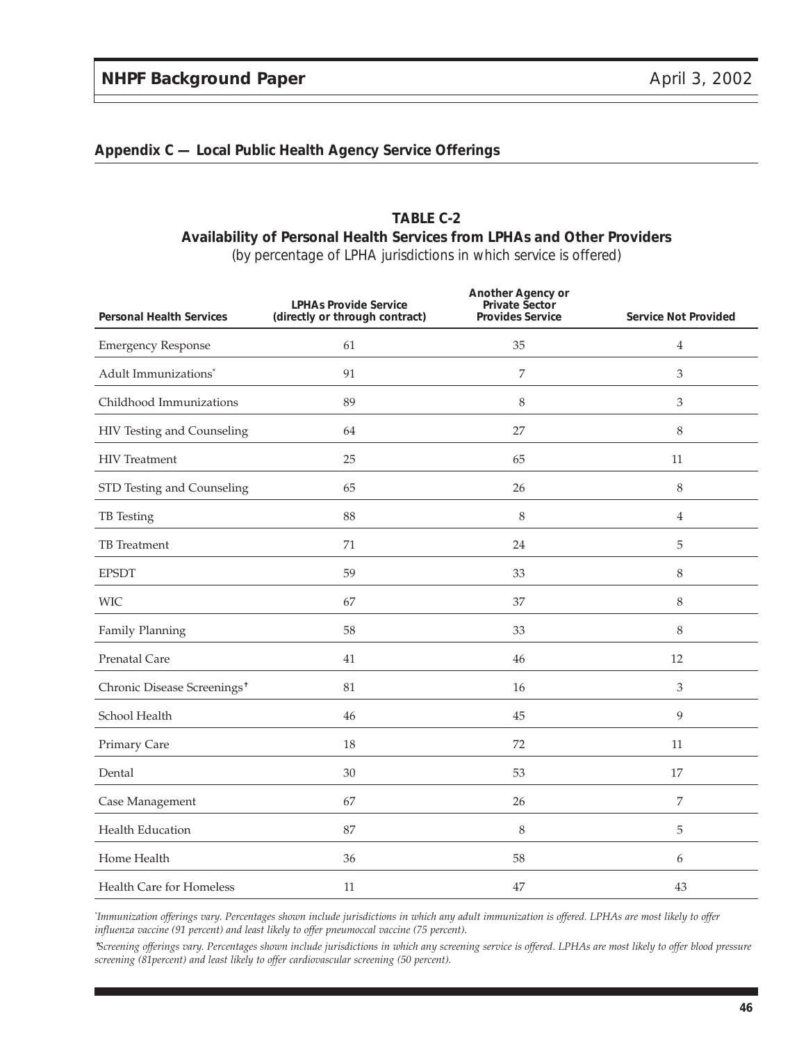## Appendix C — Local Public Health Agency Service Offerings

### TABLE C-2
**Availability of Personal Health Services from LPHAs and Other Providers**
(by percentage of LPHA jurisdictions in which service is offered)

| Personal Health Services | LPHAs Provide Service (directly or through contract) | Another Agency or Private Sector Provides Service | Service Not Provided |
|---|---|---|---|
| Emergency Response | 61 | 35 | 4 |
| Adult Immunizations* | 91 | 7 | 3 |
| Childhood Immunizations | 89 | 8 | 3 |
| HIV Testing and Counseling | 64 | 27 | 8 |
| HIV Treatment | 25 | 65 | 11 |
| STD Testing and Counseling | 65 | 26 | 8 |
| TB Testing | 88 | 8 | 4 |
| TB Treatment | 71 | 24 | 5 |
| EPSDT | 59 | 33 | 8 |
| WIC | 67 | 37 | 8 |
| Family Planning | 58 | 33 | 8 |
| Prenatal Care | 41 | 46 | 12 |
| Chronic Disease Screenings† | 81 | 16 | 3 |
| School Health | 46 | 45 | 9 |
| Primary Care | 18 | 72 | 11 |
| Dental | 30 | 53 | 17 |
| Case Management | 67 | 26 | 7 |
| Health Education | 87 | 8 | 5 |
| Home Health | 36 | 58 | 6 |
| Health Care for Homeless | 11 | 47 | 43 |

*\*Immunization offerings vary. Percentages shown include jurisdictions in which any adult immunization is offered. LPHAs are most likely to offer influenza vaccine (91 percent) and least likely to offer pneumoccal vaccine (75 percent).*

*†Screening offerings vary. Percentages shown include jurisdictions in which any screening service is offered. LPHAs are most likely to offer blood pressure screening (81percent) and least likely to offer cardiovascular screening (50 percent).*